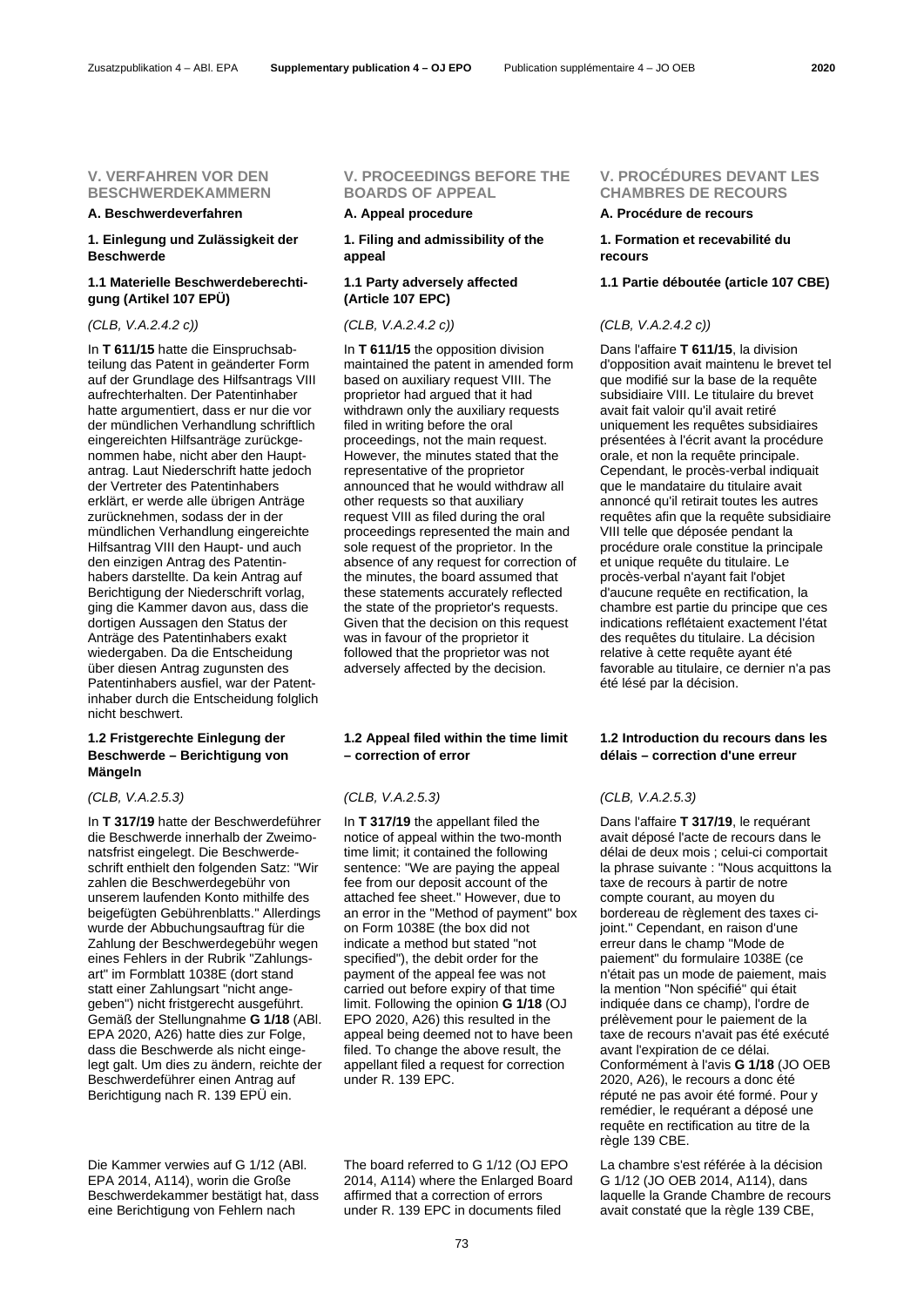## V. VERFAHREN VOR DEN BESCHWERDEKAMMERN

### A. Beschwerdeverfahren

#### 1. Einlegung und Zulässigkeit der Beschwerde

##### 1.1 Materielle Beschwerdeberechtigung (Artikel 107 EPÜ)

*(CLB, V.A.2.4.2 c))*

In **T 611/15** hatte die Einspruchsabteilung das Patent in geänderter Form auf der Grundlage des Hilfsantrags VIII aufrechterhalten. Der Patentinhaber hatte argumentiert, dass er nur die vor der mündlichen Verhandlung schriftlich eingereichten Hilfsanträge zurückgenommen habe, nicht aber den Hauptantrag. Laut Niederschrift hatte jedoch der Vertreter des Patentinhabers erklärt, er werde alle übrigen Anträge zurücknehmen, sodass der in der mündlichen Verhandlung eingereichte Hilfsantrag VIII den Haupt- und auch den einzigen Antrag des Patentinhabers darstellte. Da kein Antrag auf Berichtigung der Niederschrift vorlag, ging die Kammer davon aus, dass die dortigen Aussagen den Status der Anträge des Patentinhabers exakt wiedergaben. Da die Entscheidung über diesen Antrag zugunsten des Patentinhabers ausfiel, war der Patentinhaber durch die Entscheidung folglich nicht beschwert.

##### 1.2 Fristgerechte Einlegung der Beschwerde – Berichtigung von Mängeln

*(CLB, V.A.2.5.3)*

In **T 317/19** hatte der Beschwerdeführer die Beschwerde innerhalb der Zweimonatsfrist eingelegt. Die Beschwerdeschrift enthielt den folgenden Satz: "Wir zahlen die Beschwerdegebühr von unserem laufenden Konto mithilfe des beigefügten Gebührenblatts." Allerdings wurde der Abbuchungsauftrag für die Zahlung der Beschwerdegebühr wegen eines Fehlers in der Rubrik "Zahlungsart" im Formblatt 1038E (dort stand statt einer Zahlungsart "nicht angegeben") nicht fristgerecht ausgeführt. Gemäß der Stellungnahme **G 1/18** (ABl. EPA 2020, A26) hatte dies zur Folge, dass die Beschwerde als nicht eingelegt galt. Um dies zu ändern, reichte der Beschwerdeführer einen Antrag auf Berichtigung nach R. 139 EPÜ ein.

Die Kammer verwies auf G 1/12 (ABl. EPA 2014, A114), worin die Große Beschwerdekammer bestätigt hat, dass eine Berichtigung von Fehlern nach

## V. PROCEEDINGS BEFORE THE BOARDS OF APPEAL

### A. Appeal procedure

#### 1. Filing and admissibility of the appeal

##### 1.1 Party adversely affected (Article 107 EPC)

*(CLB, V.A.2.4.2 c))*

In **T 611/15** the opposition division maintained the patent in amended form based on auxiliary request VIII. The proprietor had argued that it had withdrawn only the auxiliary requests filed in writing before the oral proceedings, not the main request. However, the minutes stated that the representative of the proprietor announced that he would withdraw all other requests so that auxiliary request VIII as filed during the oral proceedings represented the main and sole request of the proprietor. In the absence of any request for correction of the minutes, the board assumed that these statements accurately reflected the state of the proprietor's requests. Given that the decision on this request was in favour of the proprietor it followed that the proprietor was not adversely affected by the decision.

##### 1.2 Appeal filed within the time limit – correction of error

*(CLB, V.A.2.5.3)*

In **T 317/19** the appellant filed the notice of appeal within the two-month time limit; it contained the following sentence: "We are paying the appeal fee from our deposit account of the attached fee sheet." However, due to an error in the "Method of payment" box on Form 1038E (the box did not indicate a method but stated "not specified"), the debit order for the payment of the appeal fee was not carried out before expiry of that time limit. Following the opinion **G 1/18** (OJ EPO 2020, A26) this resulted in the appeal being deemed not to have been filed. To change the above result, the appellant filed a request for correction under R. 139 EPC.

The board referred to G 1/12 (OJ EPO 2014, A114) where the Enlarged Board affirmed that a correction of errors under R. 139 EPC in documents filed

## V. PROCÉDURES DEVANT LES CHAMBRES DE RECOURS

### A. Procédure de recours

#### 1. Formation et recevabilité du recours

##### 1.1 Partie déboutée (article 107 CBE)

*(CLB, V.A.2.4.2 c))*

Dans l'affaire **T 611/15**, la division d'opposition avait maintenu le brevet tel que modifié sur la base de la requête subsidiaire VIII. Le titulaire du brevet avait fait valoir qu'il avait retiré uniquement les requêtes subsidiaires présentées à l'écrit avant la procédure orale, et non la requête principale. Cependant, le procès-verbal indiquait que le mandataire du titulaire avait annoncé qu'il retirait toutes les autres requêtes afin que la requête subsidiaire VIII telle que déposée pendant la procédure orale constitue la principale et unique requête du titulaire. Le procès-verbal n'ayant fait l'objet d'aucune requête en rectification, la chambre est partie du principe que ces indications reflétaient exactement l'état des requêtes du titulaire. La décision relative à cette requête ayant été favorable au titulaire, ce dernier n'a pas été lésé par la décision.

##### 1.2 Introduction du recours dans les délais – correction d'une erreur

*(CLB, V.A.2.5.3)*

Dans l'affaire **T 317/19**, le requérant avait déposé l'acte de recours dans le délai de deux mois ; celui-ci comportait la phrase suivante : "Nous acquittons la taxe de recours à partir de notre compte courant, au moyen du bordereau de règlement des taxes ci-joint." Cependant, en raison d'une erreur dans le champ "Mode de paiement" du formulaire 1038E (ce n'était pas un mode de paiement, mais la mention "Non spécifié" qui était indiquée dans ce champ), l'ordre de prélèvement pour le paiement de la taxe de recours n'avait pas été exécuté avant l'expiration de ce délai. Conformément à l'avis **G 1/18** (JO OEB 2020, A26), le recours a donc été réputé ne pas avoir été formé. Pour y remédier, le requérant a déposé une requête en rectification au titre de la règle 139 CBE.

La chambre s'est référée à la décision G 1/12 (JO OEB 2014, A114), dans laquelle la Grande Chambre de recours avait constaté que la règle 139 CBE,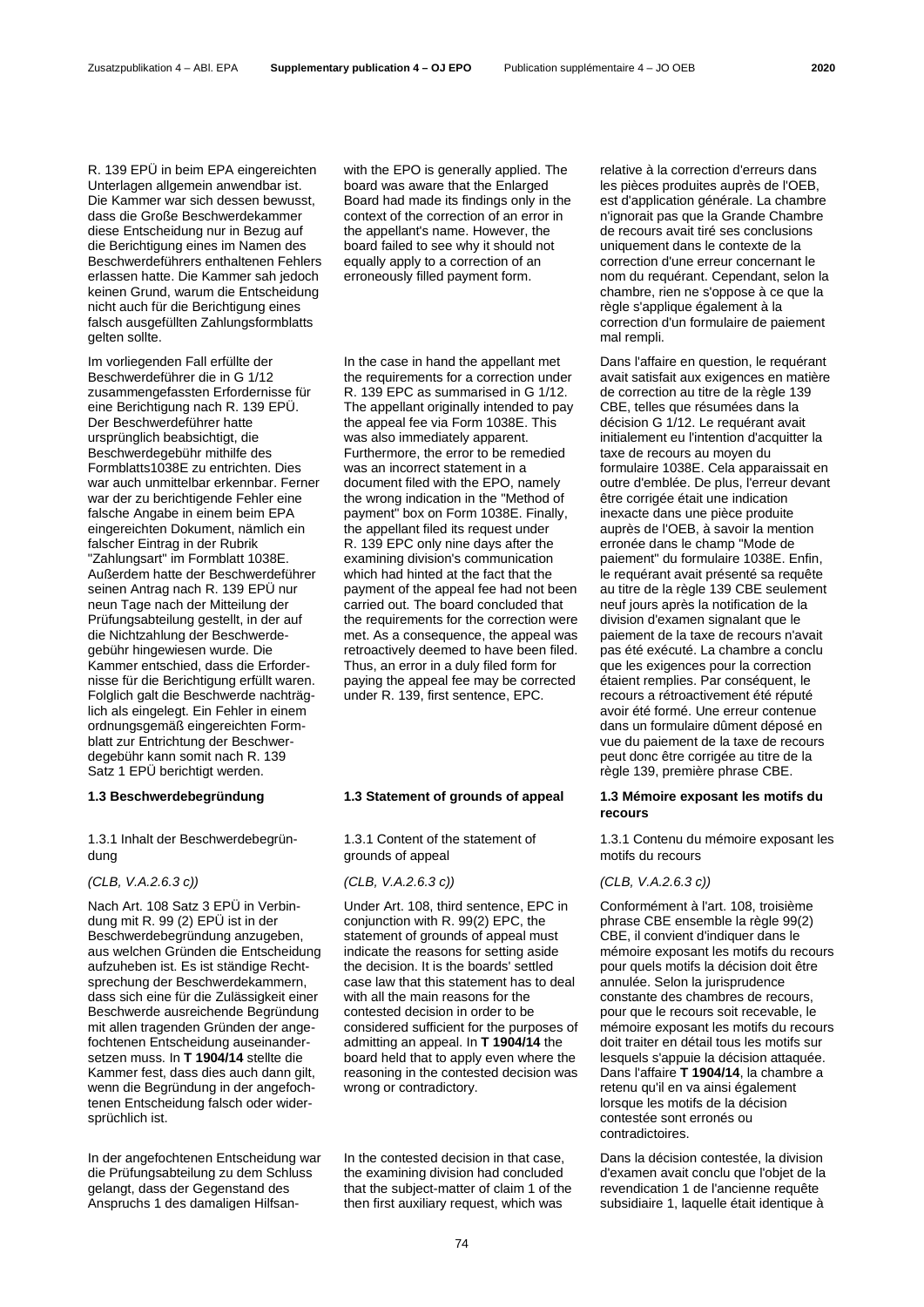R. 139 EPÜ in beim EPA eingereichten Unterlagen allgemein anwendbar ist. Die Kammer war sich dessen bewusst, dass die Große Beschwerdekammer diese Entscheidung nur in Bezug auf die Berichtigung eines im Namen des Beschwerdeführers enthaltenen Fehlers erlassen hatte. Die Kammer sah jedoch keinen Grund, warum die Entscheidung nicht auch für die Berichtigung eines falsch ausgefüllten Zahlungsformblatts gelten sollte.

Im vorliegenden Fall erfüllte der Beschwerdeführer die in G 1/12 zusammengefassten Erfordernisse für eine Berichtigung nach R. 139 EPÜ. Der Beschwerdeführer hatte ursprünglich beabsichtigt, die Beschwerdegebühr mithilfe des Formblatts1038E zu entrichten. Dies war auch unmittelbar erkennbar. Ferner war der zu berichtigende Fehler eine falsche Angabe in einem beim EPA eingereichten Dokument, nämlich ein falscher Eintrag in der Rubrik "Zahlungsart" im Formblatt 1038E. Außerdem hatte der Beschwerdeführer seinen Antrag nach R. 139 EPÜ nur neun Tage nach der Mitteilung der Prüfungsabteilung gestellt, in der auf die Nichtzahlung der Beschwerdegebühr hingewiesen wurde. Die Kammer entschied, dass die Erfordernisse für die Berichtigung erfüllt waren. Folglich galt die Beschwerde nachträglich als eingelegt. Ein Fehler in einem ordnungsgemäß eingereichten Formblatt zur Entrichtung der Beschwerdegebühr kann somit nach R. 139 Satz 1 EPÜ berichtigt werden.

### 1.3 Beschwerdebegründung

1.3.1 Inhalt der Beschwerdebegründung

*(CLB, V.A.2.6.3 c))*

Nach Art. 108 Satz 3 EPÜ in Verbindung mit R. 99 (2) EPÜ ist in der Beschwerdebegründung anzugeben, aus welchen Gründen die Entscheidung aufzuheben ist. Es ist ständige Rechtsprechung der Beschwerdekammern, dass sich eine für die Zulässigkeit einer Beschwerde ausreichende Begründung mit allen tragenden Gründen der angefochtenen Entscheidung auseinandersetzen muss. In **T 1904/14** stellte die Kammer fest, dass dies auch dann gilt, wenn die Begründung in der angefochtenen Entscheidung falsch oder widersprüchlich ist.

In der angefochtenen Entscheidung war die Prüfungsabteilung zu dem Schluss gelangt, dass der Gegenstand des Anspruchs 1 des damaligen Hilfsan-

with the EPO is generally applied. The board was aware that the Enlarged Board had made its findings only in the context of the correction of an error in the appellant's name. However, the board failed to see why it should not equally apply to a correction of an erroneously filled payment form.

In the case in hand the appellant met the requirements for a correction under R. 139 EPC as summarised in G 1/12. The appellant originally intended to pay the appeal fee via Form 1038E. This was also immediately apparent. Furthermore, the error to be remedied was an incorrect statement in a document filed with the EPO, namely the wrong indication in the "Method of payment" box on Form 1038E. Finally, the appellant filed its request under R. 139 EPC only nine days after the examining division's communication which had hinted at the fact that the payment of the appeal fee had not been carried out. The board concluded that the requirements for the correction were met. As a consequence, the appeal was retroactively deemed to have been filed. Thus, an error in a duly filed form for paying the appeal fee may be corrected under R. 139, first sentence, EPC.

### 1.3 Statement of grounds of appeal

1.3.1 Content of the statement of grounds of appeal

*(CLB, V.A.2.6.3 c))*

Under Art. 108, third sentence, EPC in conjunction with R. 99(2) EPC, the statement of grounds of appeal must indicate the reasons for setting aside the decision. It is the boards' settled case law that this statement has to deal with all the main reasons for the contested decision in order to be considered sufficient for the purposes of admitting an appeal. In **T 1904/14** the board held that to apply even where the reasoning in the contested decision was wrong or contradictory.

In the contested decision in that case, the examining division had concluded that the subject-matter of claim 1 of the then first auxiliary request, which was

relative à la correction d'erreurs dans les pièces produites auprès de l'OEB, est d'application générale. La chambre n'ignorait pas que la Grande Chambre de recours avait tiré ses conclusions uniquement dans le contexte de la correction d'une erreur concernant le nom du requérant. Cependant, selon la chambre, rien ne s'oppose à ce que la règle s'applique également à la correction d'un formulaire de paiement mal rempli.

Dans l'affaire en question, le requérant avait satisfait aux exigences en matière de correction au titre de la règle 139 CBE, telles que résumées dans la décision G 1/12. Le requérant avait initialement eu l'intention d'acquitter la taxe de recours au moyen du formulaire 1038E. Cela apparaissait en outre d'emblée. De plus, l'erreur devant être corrigée était une indication inexacte dans une pièce produite auprès de l'OEB, à savoir la mention erronée dans le champ "Mode de paiement" du formulaire 1038E. Enfin, le requérant avait présenté sa requête au titre de la règle 139 CBE seulement neuf jours après la notification de la division d'examen signalant que le paiement de la taxe de recours n'avait pas été exécuté. La chambre a conclu que les exigences pour la correction étaient remplies. Par conséquent, le recours a rétroactivement été réputé avoir été formé. Une erreur contenue dans un formulaire dûment déposé en vue du paiement de la taxe de recours peut donc être corrigée au titre de la règle 139, première phrase CBE.

### 1.3 Mémoire exposant les motifs du recours

1.3.1 Contenu du mémoire exposant les motifs du recours

*(CLB, V.A.2.6.3 c))*

Conformément à l'art. 108, troisième phrase CBE ensemble la règle 99(2) CBE, il convient d'indiquer dans le mémoire exposant les motifs du recours pour quels motifs la décision doit être annulée. Selon la jurisprudence constante des chambres de recours, pour que le recours soit recevable, le mémoire exposant les motifs du recours doit traiter en détail tous les motifs sur lesquels s'appuie la décision attaquée. Dans l'affaire **T 1904/14**, la chambre a retenu qu'il en va ainsi également lorsque les motifs de la décision contestée sont erronés ou contradictoires.

Dans la décision contestée, la division d'examen avait conclu que l'objet de la revendication 1 de l'ancienne requête subsidiaire 1, laquelle était identique à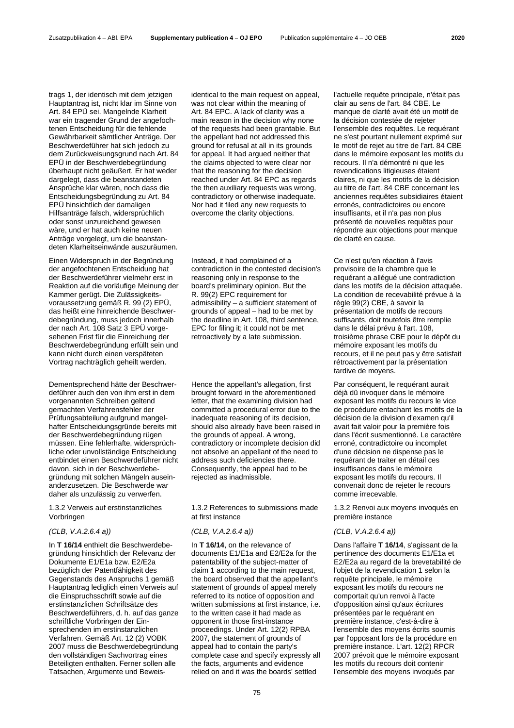trags 1, der identisch mit dem jetzigen Hauptantrag ist, nicht klar im Sinne von Art. 84 EPÜ sei. Mangelnde Klarheit war ein tragender Grund der angefochtenen Entscheidung für die fehlende Gewährbarkeit sämtlicher Anträge. Der Beschwerdeführer hat sich jedoch zu dem Zurückweisungsgrund nach Art. 84 EPÜ in der Beschwerdebegründung überhaupt nicht geäußert. Er hat weder dargelegt, dass die beanstandeten Ansprüche klar wären, noch dass die Entscheidungsbegründung zu Art. 84 EPÜ hinsichtlich der damaligen Hilfsanträge falsch, widersprüchlich oder sonst unzureichend gewesen wäre, und er hat auch keine neuen Anträge vorgelegt, um die beanstandeten Klarheitseinwände auszuräumen.

Einen Widerspruch in der Begründung der angefochtenen Entscheidung hat der Beschwerdeführer vielmehr erst in Reaktion auf die vorläufige Meinung der Kammer gerügt. Die Zulässigkeitsvoraussetzung gemäß R. 99 (2) EPÜ, das heißt eine hinreichende Beschwerdebegründung, muss jedoch innerhalb der nach Art. 108 Satz 3 EPÜ vorgesehenen Frist für die Einreichung der Beschwerdebegründung erfüllt sein und kann nicht durch einen verspäteten Vortrag nachträglich geheilt werden.

Dementsprechend hätte der Beschwerdeführer auch den von ihm erst in dem vorgenannten Schreiben geltend gemachten Verfahrensfehler der Prüfungsabteilung aufgrund mangelhafter Entscheidungsgründe bereits mit der Beschwerdebegründung rügen müssen. Eine fehlerhafte, widersprüchliche oder unvollständige Entscheidung entbindet einen Beschwerdeführer nicht davon, sich in der Beschwerdebegründung mit solchen Mängeln auseinanderzusetzen. Die Beschwerde war daher als unzulässig zu verwerfen.

#### 1.3.2 Verweis auf erstinstanzliches Vorbringen

*(CLB, V.A.2.6.4 a))*

In **T 16/14** enthielt die Beschwerdebegründung hinsichtlich der Relevanz der Dokumente E1/E1a bzw. E2/E2a bezüglich der Patentfähigkeit des Gegenstands des Anspruchs 1 gemäß Hauptantrag lediglich einen Verweis auf die Einspruchsschrift sowie auf die erstinstanzlichen Schriftsätze des Beschwerdeführers, d. h. auf das ganze schriftliche Vorbringen der Einsprechenden im erstinstanzlichen Verfahren. Gemäß Art. 12 (2) VOBK 2007 muss die Beschwerdebegründung den vollständigen Sachvortrag eines Beteiligten enthalten. Ferner sollen alle Tatsachen, Argumente und Beweis-

identical to the main request on appeal, was not clear within the meaning of Art. 84 EPC. A lack of clarity was a main reason in the decision why none of the requests had been grantable. But the appellant had not addressed this ground for refusal at all in its grounds for appeal. It had argued neither that the claims objected to were clear nor that the reasoning for the decision reached under Art. 84 EPC as regards the then auxiliary requests was wrong, contradictory or otherwise inadequate. Nor had it filed any new requests to overcome the clarity objections.

Instead, it had complained of a contradiction in the contested decision's reasoning only in response to the board's preliminary opinion. But the R. 99(2) EPC requirement for admissibility – a sufficient statement of grounds of appeal – had to be met by the deadline in Art. 108, third sentence, EPC for filing it; it could not be met retroactively by a late submission.

Hence the appellant's allegation, first brought forward in the aforementioned letter, that the examining division had committed a procedural error due to the inadequate reasoning of its decision, should also already have been raised in the grounds of appeal. A wrong, contradictory or incomplete decision did not absolve an appellant of the need to address such deficiencies there. Consequently, the appeal had to be rejected as inadmissible.

#### 1.3.2 References to submissions made at first instance

*(CLB, V.A.2.6.4 a))*

In **T 16/14**, on the relevance of documents E1/E1a and E2/E2a for the patentability of the subject-matter of claim 1 according to the main request, the board observed that the appellant's statement of grounds of appeal merely referred to its notice of opposition and written submissions at first instance, i.e. to the written case it had made as opponent in those first-instance proceedings. Under Art. 12(2) RPBA 2007, the statement of grounds of appeal had to contain the party's complete case and specify expressly all the facts, arguments and evidence relied on and it was the boards' settled

l'actuelle requête principale, n'était pas clair au sens de l'art. 84 CBE. Le manque de clarté avait été un motif de la décision contestée de rejeter l'ensemble des requêtes. Le requérant ne s'est pourtant nullement exprimé sur le motif de rejet au titre de l'art. 84 CBE dans le mémoire exposant les motifs du recours. Il n'a démontré ni que les revendications litigieuses étaient claires, ni que les motifs de la décision au titre de l'art. 84 CBE concernant les anciennes requêtes subsidiaires étaient erronés, contradictoires ou encore insuffisants, et il n'a pas non plus présenté de nouvelles requêtes pour répondre aux objections pour manque de clarté en cause.

Ce n'est qu'en réaction à l'avis provisoire de la chambre que le requérant a allégué une contradiction dans les motifs de la décision attaquée. La condition de recevabilité prévue à la règle 99(2) CBE, à savoir la présentation de motifs de recours suffisants, doit toutefois être remplie dans le délai prévu à l'art. 108, troisième phrase CBE pour le dépôt du mémoire exposant les motifs du recours, et il ne peut pas y être satisfait rétroactivement par la présentation tardive de moyens.

Par conséquent, le requérant aurait déjà dû invoquer dans le mémoire exposant les motifs du recours le vice de procédure entachant les motifs de la décision de la division d'examen qu'il avait fait valoir pour la première fois dans l'écrit susmentionné. Le caractère erroné, contradictoire ou incomplet d'une décision ne dispense pas le requérant de traiter en détail ces insuffisances dans le mémoire exposant les motifs du recours. Il convenait donc de rejeter le recours comme irrecevable.

#### 1.3.2 Renvoi aux moyens invoqués en première instance

*(CLB, V.A.2.6.4 a))*

Dans l'affaire **T 16/14**, s'agissant de la pertinence des documents E1/E1a et E2/E2a au regard de la brevetabilité de l'objet de la revendication 1 selon la requête principale, le mémoire exposant les motifs du recours ne comportait qu'un renvoi à l'acte d'opposition ainsi qu'aux écritures présentées par le requérant en première instance, c'est-à-dire à l'ensemble des moyens écrits soumis par l'opposant lors de la procédure en première instance. L'art. 12(2) RPCR 2007 prévoit que le mémoire exposant les motifs du recours doit contenir l'ensemble des moyens invoqués par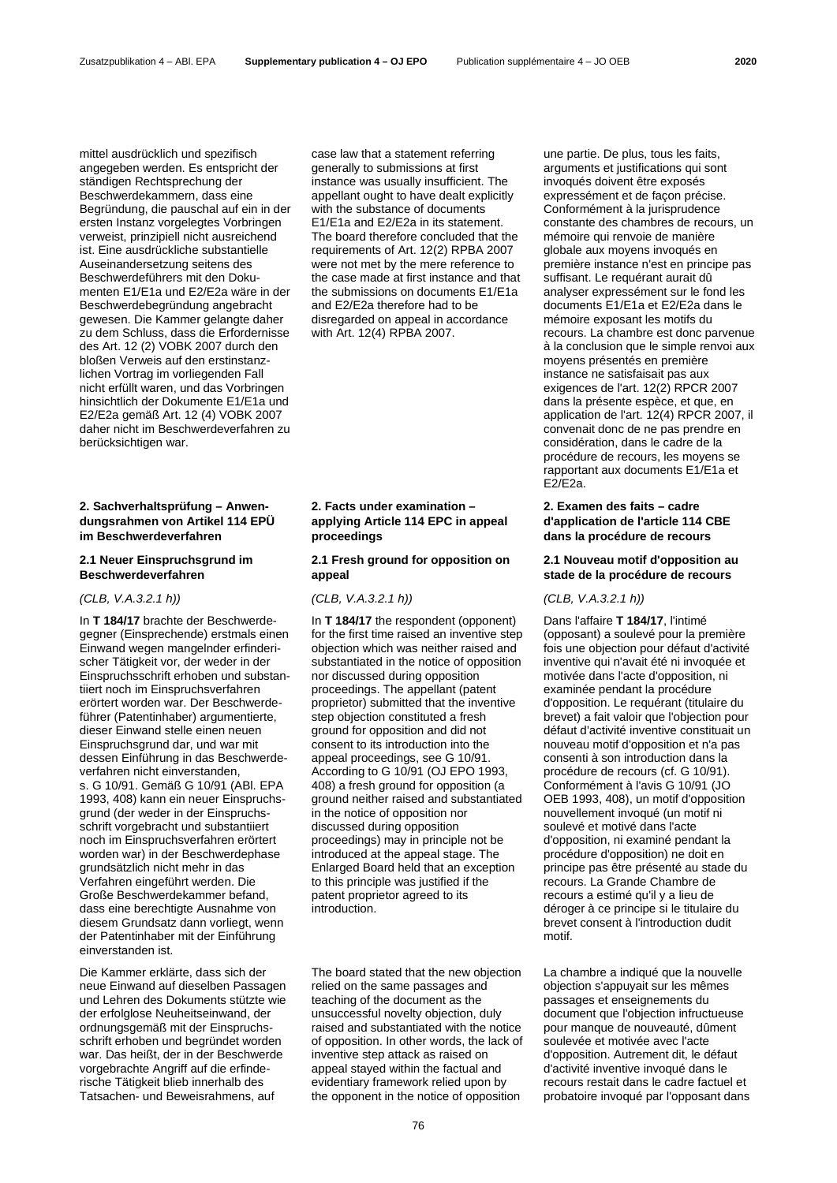mittel ausdrücklich und spezifisch angegeben werden. Es entspricht der ständigen Rechtsprechung der Beschwerdekammern, dass eine Begründung, die pauschal auf ein in der ersten Instanz vorgelegtes Vorbringen verweist, prinzipiell nicht ausreichend ist. Eine ausdrückliche substantielle Auseinandersetzung seitens des Beschwerdeführers mit den Dokumenten E1/E1a und E2/E2a wäre in der Beschwerdebegründung angebracht gewesen. Die Kammer gelangte daher zu dem Schluss, dass die Erfordernisse des Art. 12 (2) VOBK 2007 durch den bloßen Verweis auf den erstinstanzlichen Vortrag im vorliegenden Fall nicht erfüllt waren, und das Vorbringen hinsichtlich der Dokumente E1/E1a und E2/E2a gemäß Art. 12 (4) VOBK 2007 daher nicht im Beschwerdeverfahren zu berücksichtigen war.

## 2. Sachverhaltsprüfung – Anwendungsrahmen von Artikel 114 EPÜ im Beschwerdeverfahren

### 2.1 Neuer Einspruchsgrund im Beschwerdeverfahren

*(CLB, V.A.3.2.1 h))*

In **T 184/17** brachte der Beschwerdegegner (Einsprechende) erstmals einen Einwand wegen mangelnder erfinderischer Tätigkeit vor, der weder in der Einspruchsschrift erhoben und substantiiert noch im Einspruchsverfahren erörtert worden war. Der Beschwerdeführer (Patentinhaber) argumentierte, dieser Einwand stelle einen neuen Einspruchsgrund dar, und war mit dessen Einführung in das Beschwerdeverfahren nicht einverstanden, s. G 10/91. Gemäß G 10/91 (ABl. EPA 1993, 408) kann ein neuer Einspruchsgrund (der weder in der Einspruchsschrift vorgebracht und substantiiert noch im Einspruchsverfahren erörtert worden war) in der Beschwerdephase grundsätzlich nicht mehr in das Verfahren eingeführt werden. Die Große Beschwerdekammer befand, dass eine berechtigte Ausnahme von diesem Grundsatz dann vorliegt, wenn der Patentinhaber mit der Einführung einverstanden ist.

Die Kammer erklärte, dass sich der neue Einwand auf dieselben Passagen und Lehren des Dokuments stützte wie der erfolglose Neuheitseinwand, der ordnungsgemäß mit der Einspruchsschrift erhoben und begründet worden war. Das heißt, der in der Beschwerde vorgebrachte Angriff auf die erfinderische Tätigkeit blieb innerhalb des Tatsachen- und Beweisrahmens, auf

case law that a statement referring generally to submissions at first instance was usually insufficient. The appellant ought to have dealt explicitly with the substance of documents E1/E1a and E2/E2a in its statement. The board therefore concluded that the requirements of Art. 12(2) RPBA 2007 were not met by the mere reference to the case made at first instance and that the submissions on documents E1/E1a and E2/E2a therefore had to be disregarded on appeal in accordance with Art. 12(4) RPBA 2007.

## 2. Facts under examination – applying Article 114 EPC in appeal proceedings

### 2.1 Fresh ground for opposition on appeal

*(CLB, V.A.3.2.1 h))*

In **T 184/17** the respondent (opponent) for the first time raised an inventive step objection which was neither raised and substantiated in the notice of opposition nor discussed during opposition proceedings. The appellant (patent proprietor) submitted that the inventive step objection constituted a fresh ground for opposition and did not consent to its introduction into the appeal proceedings, see G 10/91. According to G 10/91 (OJ EPO 1993, 408) a fresh ground for opposition (a ground neither raised and substantiated in the notice of opposition nor discussed during opposition proceedings) may in principle not be introduced at the appeal stage. The Enlarged Board held that an exception to this principle was justified if the patent proprietor agreed to its introduction.

The board stated that the new objection relied on the same passages and teaching of the document as the unsuccessful novelty objection, duly raised and substantiated with the notice of opposition. In other words, the lack of inventive step attack as raised on appeal stayed within the factual and evidentiary framework relied upon by the opponent in the notice of opposition

une partie. De plus, tous les faits, arguments et justifications qui sont invoqués doivent être exposés expressément et de façon précise. Conformément à la jurisprudence constante des chambres de recours, un mémoire qui renvoie de manière globale aux moyens invoqués en première instance n'est en principe pas suffisant. Le requérant aurait dû analyser expressément sur le fond les documents E1/E1a et E2/E2a dans le mémoire exposant les motifs du recours. La chambre est donc parvenue à la conclusion que le simple renvoi aux moyens présentés en première instance ne satisfaisait pas aux exigences de l'art. 12(2) RPCR 2007 dans la présente espèce, et que, en application de l'art. 12(4) RPCR 2007, il convenait donc de ne pas prendre en considération, dans le cadre de la procédure de recours, les moyens se rapportant aux documents E1/E1a et E2/E2a.

## 2. Examen des faits – cadre d'application de l'article 114 CBE dans la procédure de recours

### 2.1 Nouveau motif d'opposition au stade de la procédure de recours

*(CLB, V.A.3.2.1 h))*

Dans l'affaire **T 184/17**, l'intimé (opposant) a soulevé pour la première fois une objection pour défaut d'activité inventive qui n'avait été ni invoquée et motivée dans l'acte d'opposition, ni examinée pendant la procédure d'opposition. Le requérant (titulaire du brevet) a fait valoir que l'objection pour défaut d'activité inventive constituait un nouveau motif d'opposition et n'a pas consenti à son introduction dans la procédure de recours (cf. G 10/91). Conformément à l'avis G 10/91 (JO OEB 1993, 408), un motif d'opposition nouvellement invoqué (un motif ni soulevé et motivé dans l'acte d'opposition, ni examiné pendant la procédure d'opposition) ne doit en principe pas être présenté au stade du recours. La Grande Chambre de recours a estimé qu'il y a lieu de déroger à ce principe si le titulaire du brevet consent à l'introduction dudit motif.

La chambre a indiqué que la nouvelle objection s'appuyait sur les mêmes passages et enseignements du document que l'objection infructueuse pour manque de nouveauté, dûment soulevée et motivée avec l'acte d'opposition. Autrement dit, le défaut d'activité inventive invoqué dans le recours restait dans le cadre factuel et probatoire invoqué par l'opposant dans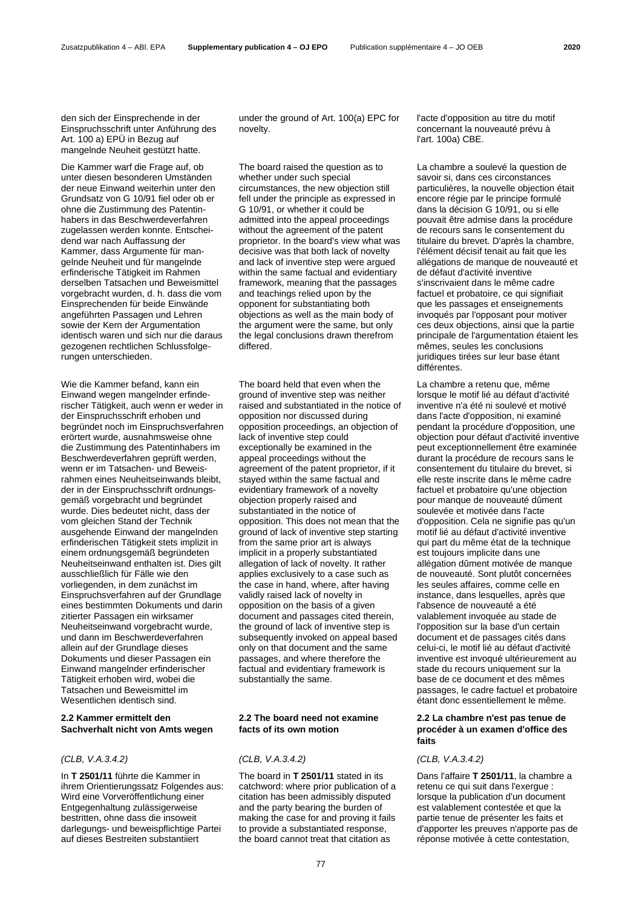den sich der Einsprechende in der Einspruchsschrift unter Anführung des Art. 100 a) EPÜ in Bezug auf mangelnde Neuheit gestützt hatte.

Die Kammer warf die Frage auf, ob unter diesen besonderen Umständen der neue Einwand weiterhin unter den Grundsatz von G 10/91 fiel oder ob er ohne die Zustimmung des Patentinhabers in das Beschwerdeverfahren zugelassen werden konnte. Entscheidend war nach Auffassung der Kammer, dass Argumente für mangelnde Neuheit und für mangelnde erfinderische Tätigkeit im Rahmen derselben Tatsachen und Beweismittel vorgebracht wurden, d. h. dass die vom Einsprechenden für beide Einwände angeführten Passagen und Lehren sowie der Kern der Argumentation identisch waren und sich nur die daraus gezogenen rechtlichen Schlussfolgerungen unterschieden.

Wie die Kammer befand, kann ein Einwand wegen mangelnder erfinderischer Tätigkeit, auch wenn er weder in der Einspruchsschrift erhoben und begründet noch im Einspruchsverfahren erörtert wurde, ausnahmsweise ohne die Zustimmung des Patentinhabers im Beschwerdeverfahren geprüft werden, wenn er im Tatsachen- und Beweisrahmen eines Neuheitseinwands bleibt, der in der Einspruchsschrift ordnungsgemäß vorgebracht und begründet wurde. Dies bedeutet nicht, dass der vom gleichen Stand der Technik ausgehende Einwand der mangelnden erfinderischen Tätigkeit stets implizit in einem ordnungsgemäß begründeten Neuheitseinwand enthalten ist. Dies gilt ausschließlich für Fälle wie den vorliegenden, in dem zunächst im Einspruchsverfahren auf der Grundlage eines bestimmten Dokuments und darin zitierter Passagen ein wirksamer Neuheitseinwand vorgebracht wurde, und dann im Beschwerdeverfahren allein auf der Grundlage dieses Dokuments und dieser Passagen ein Einwand mangelnder erfinderischer Tätigkeit erhoben wird, wobei die Tatsachen und Beweismittel im Wesentlichen identisch sind.

**2.2 Kammer ermittelt den Sachverhalt nicht von Amts wegen**

*(CLB, V.A.3.4.2)*

In **T 2501/11** führte die Kammer in ihrem Orientierungssatz Folgendes aus: Wird eine Vorveröffentlichung einer Entgegenhaltung zulässigerweise bestritten, ohne dass die insoweit darlegungs- und beweispflichtige Partei auf dieses Bestreiten substantiiert

under the ground of Art. 100(a) EPC for novelty.

The board raised the question as to whether under such special circumstances, the new objection still fell under the principle as expressed in G 10/91, or whether it could be admitted into the appeal proceedings without the agreement of the patent proprietor. In the board's view what was decisive was that both lack of novelty and lack of inventive step were argued within the same factual and evidentiary framework, meaning that the passages and teachings relied upon by the opponent for substantiating both objections as well as the main body of the argument were the same, but only the legal conclusions drawn therefrom differed.

The board held that even when the ground of inventive step was neither raised and substantiated in the notice of opposition nor discussed during opposition proceedings, an objection of lack of inventive step could exceptionally be examined in the appeal proceedings without the agreement of the patent proprietor, if it stayed within the same factual and evidentiary framework of a novelty objection properly raised and substantiated in the notice of opposition. This does not mean that the ground of lack of inventive step starting from the same prior art is always implicit in a properly substantiated allegation of lack of novelty. It rather applies exclusively to a case such as the case in hand, where, after having validly raised lack of novelty in opposition on the basis of a given document and passages cited therein, the ground of lack of inventive step is subsequently invoked on appeal based only on that document and the same passages, and where therefore the factual and evidentiary framework is substantially the same.

**2.2 The board need not examine facts of its own motion**

*(CLB, V.A.3.4.2)*

The board in **T 2501/11** stated in its catchword: where prior publication of a citation has been admissibly disputed and the party bearing the burden of making the case for and proving it fails to provide a substantiated response, the board cannot treat that citation as

l'acte d'opposition au titre du motif concernant la nouveauté prévu à l'art. 100a) CBE.

La chambre a soulevé la question de savoir si, dans ces circonstances particulières, la nouvelle objection était encore régie par le principe formulé dans la décision G 10/91, ou si elle pouvait être admise dans la procédure de recours sans le consentement du titulaire du brevet. D'après la chambre, l'élément décisif tenait au fait que les allégations de manque de nouveauté et de défaut d'activité inventive s'inscrivaient dans le même cadre factuel et probatoire, ce qui signifiait que les passages et enseignements invoqués par l'opposant pour motiver ces deux objections, ainsi que la partie principale de l'argumentation étaient les mêmes, seules les conclusions juridiques tirées sur leur base étant différentes.

La chambre a retenu que, même lorsque le motif lié au défaut d'activité inventive n'a été ni soulevé et motivé dans l'acte d'opposition, ni examiné pendant la procédure d'opposition, une objection pour défaut d'activité inventive peut exceptionnellement être examinée durant la procédure de recours sans le consentement du titulaire du brevet, si elle reste inscrite dans le même cadre factuel et probatoire qu'une objection pour manque de nouveauté dûment soulevée et motivée dans l'acte d'opposition. Cela ne signifie pas qu'un motif lié au défaut d'activité inventive qui part du même état de la technique est toujours implicite dans une allégation dûment motivée de manque de nouveauté. Sont plutôt concernées les seules affaires, comme celle en instance, dans lesquelles, après que l'absence de nouveauté a été valablement invoquée au stade de l'opposition sur la base d'un certain document et de passages cités dans celui-ci, le motif lié au défaut d'activité inventive est invoqué ultérieurement au stade du recours uniquement sur la base de ce document et des mêmes passages, le cadre factuel et probatoire étant donc essentiellement le même.

**2.2 La chambre n'est pas tenue de procéder à un examen d'office des faits**

*(CLB, V.A.3.4.2)*

Dans l'affaire **T 2501/11**, la chambre a retenu ce qui suit dans l'exergue : lorsque la publication d'un document est valablement contestée et que la partie tenue de présenter les faits et d'apporter les preuves n'apporte pas de réponse motivée à cette contestation,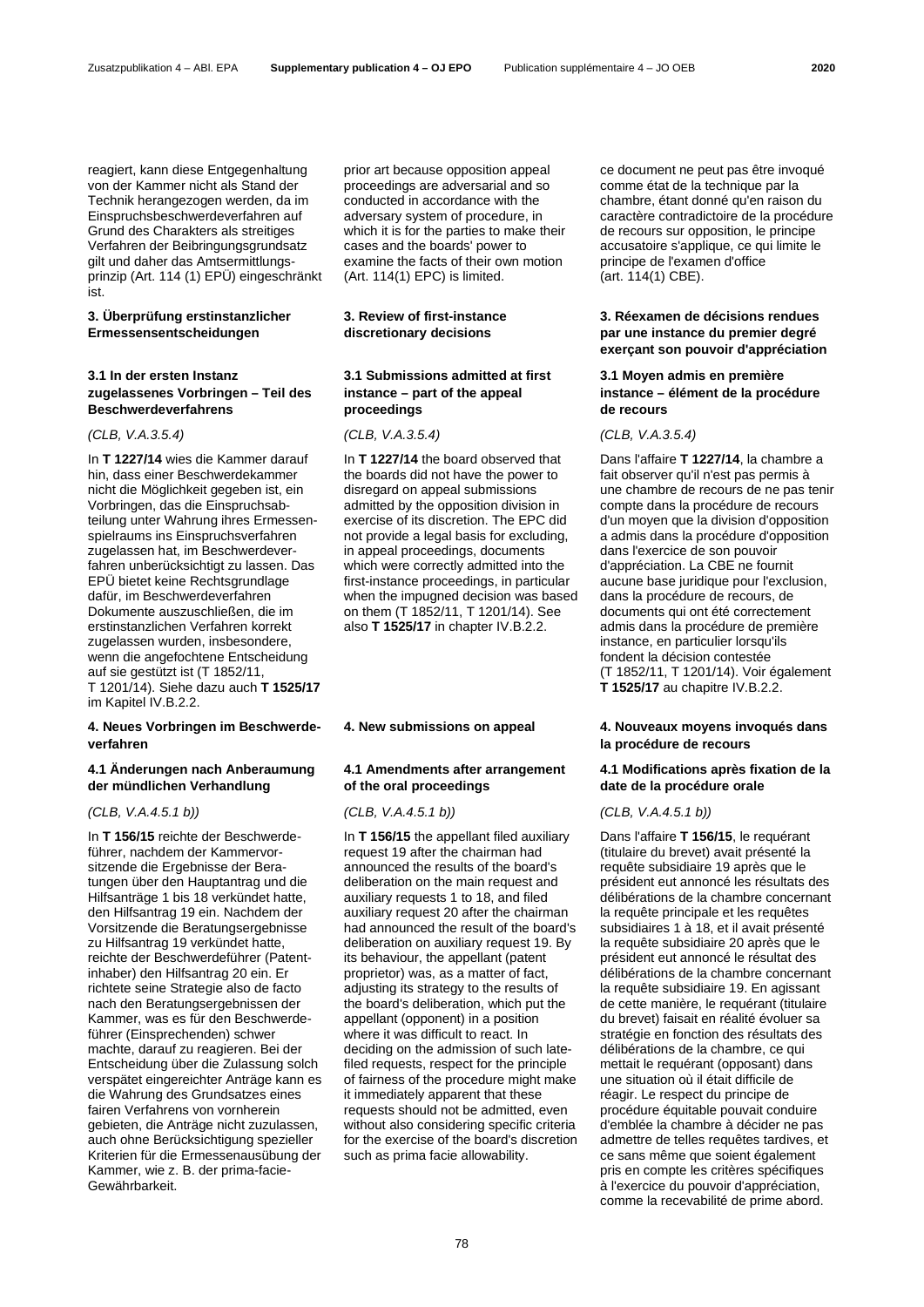reagiert, kann diese Entgegenhaltung von der Kammer nicht als Stand der Technik herangezogen werden, da im Einspruchsbeschwerdeverfahren auf Grund des Charakters als streitiges Verfahren der Beibringungsgrundsatz gilt und daher das Amtsermittlungsprinzip (Art. 114 (1) EPÜ) eingeschränkt ist.

### 3. Überprüfung erstinstanzlicher Ermessensentscheidungen

#### 3.1 In der ersten Instanz zugelassenes Vorbringen – Teil des Beschwerdeverfahrens

*(CLB, V.A.3.5.4)*

In **T 1227/14** wies die Kammer darauf hin, dass einer Beschwerdekammer nicht die Möglichkeit gegeben ist, ein Vorbringen, das die Einspruchsabteilung unter Wahrung ihres Ermessensspielraums ins Einspruchsverfahren zugelassen hat, im Beschwerdeverfahren unberücksichtigt zu lassen. Das EPÜ bietet keine Rechtsgrundlage dafür, im Beschwerdeverfahren Dokumente auszuschließen, die im erstinstanzlichen Verfahren korrekt zugelassen wurden, insbesondere, wenn die angefochtene Entscheidung auf sie gestützt ist (T 1852/11, T 1201/14). Siehe dazu auch **T 1525/17** im Kapitel IV.B.2.2.

### 4. Neues Vorbringen im Beschwerdeverfahren

#### 4.1 Änderungen nach Anberaumung der mündlichen Verhandlung

*(CLB, V.A.4.5.1 b))*

In **T 156/15** reichte der Beschwerdeführer, nachdem der Kammervorsitzende die Ergebnisse der Beratungen über den Hauptantrag und die Hilfsanträge 1 bis 18 verkündet hatte, den Hilfsantrag 19 ein. Nachdem der Vorsitzende die Beratungsergebnisse zu Hilfsantrag 19 verkündet hatte, reichte der Beschwerdeführer (Patentinhaber) den Hilfsantrag 20 ein. Er richtete seine Strategie also de facto nach den Beratungsergebnissen der Kammer, was es für den Beschwerdeführer (Einsprechenden) schwer machte, darauf zu reagieren. Bei der Entscheidung über die Zulassung solch verspätet eingereichter Anträge kann es die Wahrung des Grundsatzes eines fairen Verfahrens von vornherein gebieten, die Anträge nicht zuzulassen, auch ohne Berücksichtigung spezieller Kriterien für die Ermessensausübung der Kammer, wie z. B. der prima-facie-Gewährbarkeit.

---

prior art because opposition appeal proceedings are adversarial and so conducted in accordance with the adversary system of procedure, in which it is for the parties to make their cases and the boards' power to examine the facts of their own motion (Art. 114(1) EPC) is limited.

### 3. Review of first-instance discretionary decisions

#### 3.1 Submissions admitted at first instance – part of the appeal proceedings

*(CLB, V.A.3.5.4)*

In **T 1227/14** the board observed that the boards did not have the power to disregard on appeal submissions admitted by the opposition division in exercise of its discretion. The EPC did not provide a legal basis for excluding, in appeal proceedings, documents which were correctly admitted into the first-instance proceedings, in particular when the impugned decision was based on them (T 1852/11, T 1201/14). See also **T 1525/17** in chapter IV.B.2.2.

### 4. New submissions on appeal

#### 4.1 Amendments after arrangement of the oral proceedings

*(CLB, V.A.4.5.1 b))*

In **T 156/15** the appellant filed auxiliary request 19 after the chairman had announced the results of the board's deliberation on the main request and auxiliary requests 1 to 18, and filed auxiliary request 20 after the chairman had announced the result of the board's deliberation on auxiliary request 19. By its behaviour, the appellant (patent proprietor) was, as a matter of fact, adjusting its strategy to the results of the board's deliberation, which put the appellant (opponent) in a position where it was difficult to react. In deciding on the admission of such late-filed requests, respect for the principle of fairness of the procedure might make it immediately apparent that these requests should not be admitted, even without also considering specific criteria for the exercise of the board's discretion such as prima facie allowability.

---

ce document ne peut pas être invoqué comme état de la technique par la chambre, étant donné qu'en raison du caractère contradictoire de la procédure de recours sur opposition, le principe accusatoire s'applique, ce qui limite le principe de l'examen d'office (art. 114(1) CBE).

### 3. Réexamen de décisions rendues par une instance du premier degré exerçant son pouvoir d'appréciation

#### 3.1 Moyen admis en première instance – élément de la procédure de recours

*(CLB, V.A.3.5.4)*

Dans l'affaire **T 1227/14**, la chambre a fait observer qu'il n'est pas permis à une chambre de recours de ne pas tenir compte dans la procédure de recours d'un moyen que la division d'opposition a admis dans la procédure d'opposition dans l'exercice de son pouvoir d'appréciation. La CBE ne fournit aucune base juridique pour l'exclusion, dans la procédure de recours, de documents qui ont été correctement admis dans la procédure de première instance, en particulier lorsqu'ils fondent la décision contestée (T 1852/11, T 1201/14). Voir également **T 1525/17** au chapitre IV.B.2.2.

### 4. Nouveaux moyens invoqués dans la procédure de recours

#### 4.1 Modifications après fixation de la date de la procédure orale

*(CLB, V.A.4.5.1 b))*

Dans l'affaire **T 156/15**, le requérant (titulaire du brevet) avait présenté la requête subsidiaire 19 après que le président eut annoncé les résultats des délibérations de la chambre concernant la requête principale et les requêtes subsidiaires 1 à 18, et il avait présenté la requête subsidiaire 20 après que le président eut annoncé le résultat des délibérations de la chambre concernant la requête subsidiaire 19. En agissant de cette manière, le requérant (titulaire du brevet) faisait en réalité évoluer sa stratégie en fonction des résultats des délibérations de la chambre, ce qui mettait le requérant (opposant) dans une situation où il était difficile de réagir. Le respect du principe de procédure équitable pouvait conduire d'emblée la chambre à décider ne pas admettre de telles requêtes tardives, et ce sans même que soient également pris en compte les critères spécifiques à l'exercice du pouvoir d'appréciation, comme la recevabilité de prime abord.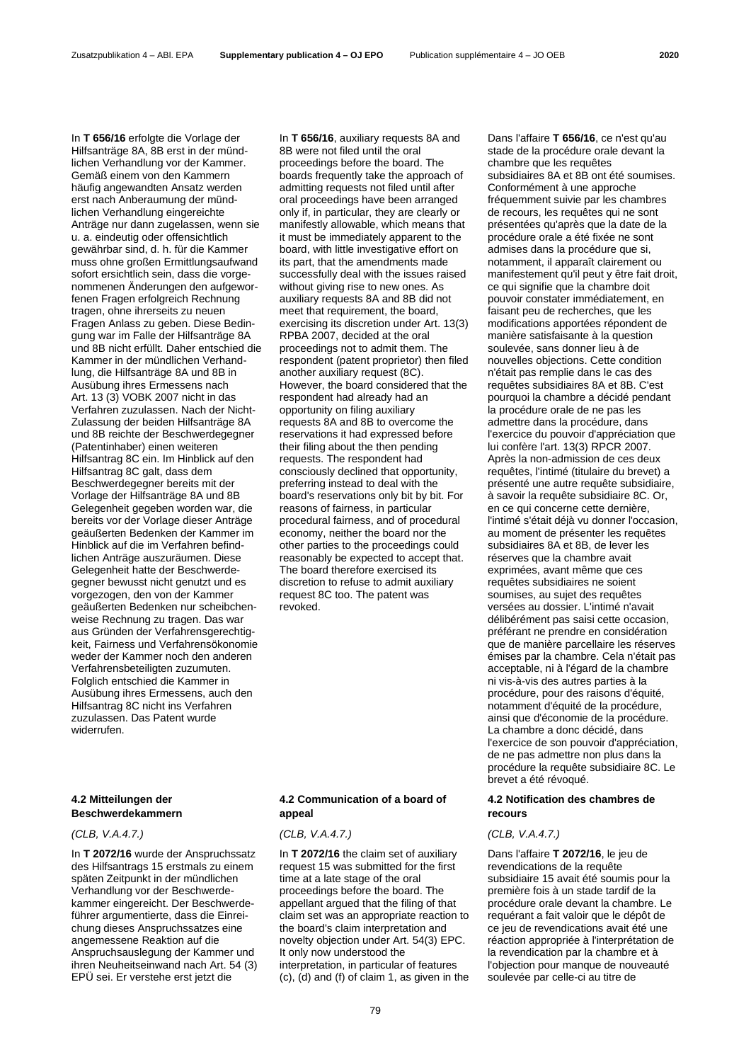In **T 656/16** erfolgte die Vorlage der Hilfsanträge 8A, 8B erst in der mündlichen Verhandlung vor der Kammer. Gemäß einem von den Kammern häufig angewandten Ansatz werden erst nach Anberaumung der mündlichen Verhandlung eingereichte Anträge nur dann zugelassen, wenn sie u. a. eindeutig oder offensichtlich gewährbar sind, d. h. für die Kammer muss ohne großen Ermittlungsaufwand sofort ersichtlich sein, dass die vorgenommenen Änderungen den aufgeworfenen Fragen erfolgreich Rechnung tragen, ohne ihrerseits zu neuen Fragen Anlass zu geben. Diese Bedingung war im Falle der Hilfsanträge 8A und 8B nicht erfüllt. Daher entschied die Kammer in der mündlichen Verhandlung, die Hilfsanträge 8A und 8B in Ausübung ihres Ermessens nach Art. 13 (3) VOBK 2007 nicht in das Verfahren zuzulassen. Nach der Nicht-Zulassung der beiden Hilfsanträge 8A und 8B reichte der Beschwerdegegner (Patentinhaber) einen weiteren Hilfsantrag 8C ein. Im Hinblick auf den Hilfsantrag 8C galt, dass dem Beschwerdegegner bereits mit der Vorlage der Hilfsanträge 8A und 8B Gelegenheit gegeben worden war, die bereits vor der Vorlage dieser Anträge geäußerten Bedenken der Kammer im Hinblick auf die im Verfahren befindlichen Anträge auszuräumen. Diese Gelegenheit hatte der Beschwerdegegner bewusst nicht genutzt und es vorgezogen, den von der Kammer geäußerten Bedenken nur scheibchenweise Rechnung zu tragen. Das war aus Gründen der Verfahrensgerechtigkeit, Fairness und Verfahrensökonomie weder der Kammer noch den anderen Verfahrensbeteiligten zuzumuten. Folglich entschied die Kammer in Ausübung ihres Ermessens, auch den Hilfsantrag 8C nicht ins Verfahren zuzulassen. Das Patent wurde widerrufen.

### 4.2 Mitteilungen der Beschwerdekammern

*(CLB, V.A.4.7.)*

In **T 2072/16** wurde der Anspruchssatz des Hilfsantrags 15 erstmals zu einem späten Zeitpunkt in der mündlichen Verhandlung vor der Beschwerdekammer eingereicht. Der Beschwerdeführer argumentierte, dass die Einreichung dieses Anspruchssatzes eine angemessene Reaktion auf die Anspruchsauslegung der Kammer und ihren Neuheitseinwand nach Art. 54 (3) EPÜ sei. Er verstehe erst jetzt die

In **T 656/16**, auxiliary requests 8A and 8B were not filed until the oral proceedings before the board. The boards frequently take the approach of admitting requests not filed until after oral proceedings have been arranged only if, in particular, they are clearly or manifestly allowable, which means that it must be immediately apparent to the board, with little investigative effort on its part, that the amendments made successfully deal with the issues raised without giving rise to new ones. As auxiliary requests 8A and 8B did not meet that requirement, the board, exercising its discretion under Art. 13(3) RPBA 2007, decided at the oral proceedings not to admit them. The respondent (patent proprietor) then filed another auxiliary request (8C). However, the board considered that the respondent had already had an opportunity on filing auxiliary requests 8A and 8B to overcome the reservations it had expressed before their filing about the then pending requests. The respondent had consciously declined that opportunity, preferring instead to deal with the board's reservations only bit by bit. For reasons of fairness, in particular procedural fairness, and of procedural economy, neither the board nor the other parties to the proceedings could reasonably be expected to accept that. The board therefore exercised its discretion to refuse to admit auxiliary request 8C too. The patent was revoked.

### 4.2 Communication of a board of appeal

*(CLB, V.A.4.7.)*

In **T 2072/16** the claim set of auxiliary request 15 was submitted for the first time at a late stage of the oral proceedings before the board. The appellant argued that the filing of that claim set was an appropriate reaction to the board's claim interpretation and novelty objection under Art. 54(3) EPC. It only now understood the interpretation, in particular of features (c), (d) and (f) of claim 1, as given in the

Dans l'affaire **T 656/16**, ce n'est qu'au stade de la procédure orale devant la chambre que les requêtes subsidiaires 8A et 8B ont été soumises. Conformément à une approche fréquemment suivie par les chambres de recours, les requêtes qui ne sont présentées qu'après que la date de la procédure orale a été fixée ne sont admises dans la procédure que si, notamment, il apparaît clairement ou manifestement qu'il peut y être fait droit, ce qui signifie que la chambre doit pouvoir constater immédiatement, en faisant peu de recherches, que les modifications apportées répondent de manière satisfaisante à la question soulevée, sans donner lieu à de nouvelles objections. Cette condition n'était pas remplie dans le cas des requêtes subsidiaires 8A et 8B. C'est pourquoi la chambre a décidé pendant la procédure orale de ne pas les admettre dans la procédure, dans l'exercice du pouvoir d'appréciation que lui confère l'art. 13(3) RPCR 2007. Après la non-admission de ces deux requêtes, l'intimé (titulaire du brevet) a présenté une autre requête subsidiaire, à savoir la requête subsidiaire 8C. Or, en ce qui concerne cette dernière, l'intimé s'était déjà vu donner l'occasion, au moment de présenter les requêtes subsidiaires 8A et 8B, de lever les réserves que la chambre avait exprimées, avant même que ces requêtes subsidiaires ne soient soumises, au sujet des requêtes versées au dossier. L'intimé n'avait délibérément pas saisi cette occasion, préférant ne prendre en considération que de manière parcellaire les réserves émises par la chambre. Cela n'était pas acceptable, ni à l'égard de la chambre ni vis-à-vis des autres parties à la procédure, pour des raisons d'équité, notamment d'équité de la procédure, ainsi que d'économie de la procédure. La chambre a donc décidé, dans l'exercice de son pouvoir d'appréciation, de ne pas admettre non plus dans la procédure la requête subsidiaire 8C. Le brevet a été révoqué.

### 4.2 Notification des chambres de recours

*(CLB, V.A.4.7.)*

Dans l'affaire **T 2072/16**, le jeu de revendications de la requête subsidiaire 15 avait été soumis pour la première fois à un stade tardif de la procédure orale devant la chambre. Le requérant a fait valoir que le dépôt de ce jeu de revendications avait été une réaction appropriée à l'interprétation de la revendication par la chambre et à l'objection pour manque de nouveauté soulevée par celle-ci au titre de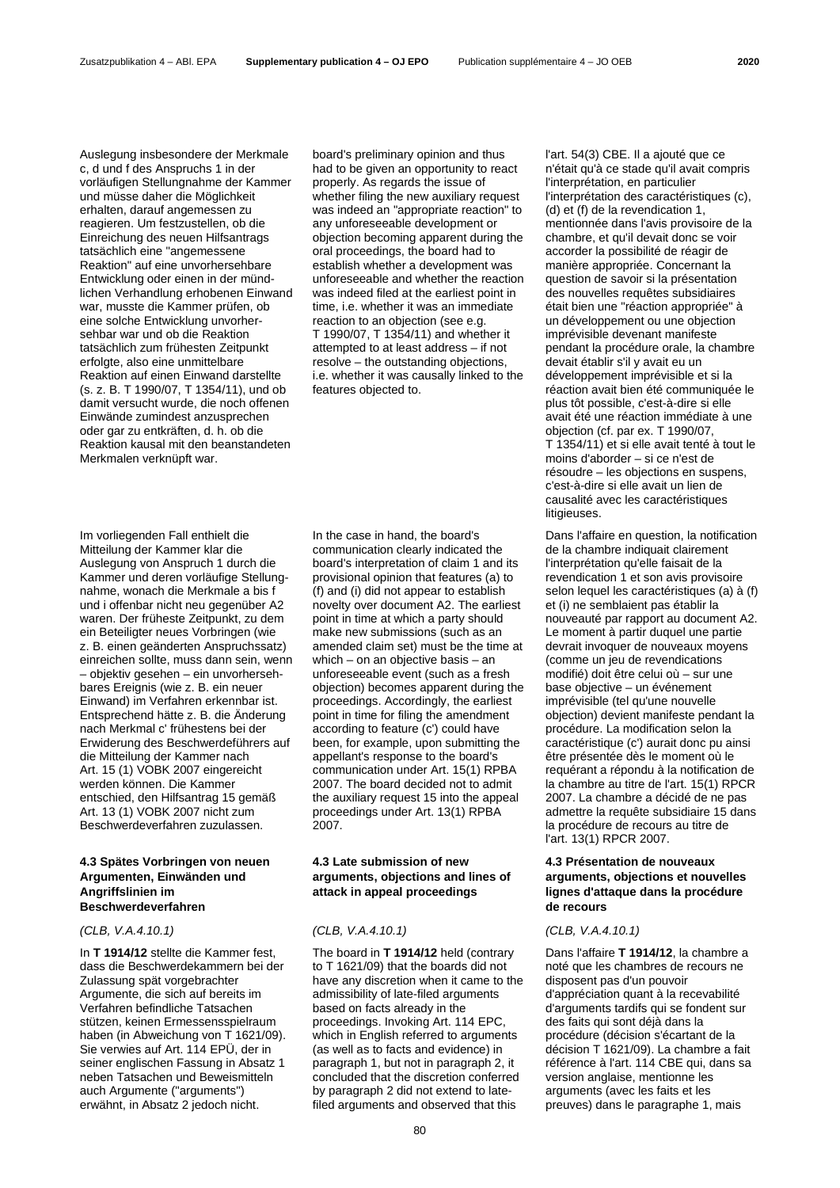Auslegung insbesondere der Merkmale c, d und f des Anspruchs 1 in der vorläufigen Stellungnahme der Kammer und müsse daher die Möglichkeit erhalten, darauf angemessen zu reagieren. Um festzustellen, ob die Einreichung des neuen Hilfsantrags tatsächlich eine "angemessene Reaktion" auf eine unvorhersehbare Entwicklung oder einen in der mündlichen Verhandlung erhobenen Einwand war, musste die Kammer prüfen, ob eine solche Entwicklung unvorhersehbar war und ob die Reaktion tatsächlich zum frühesten Zeitpunkt erfolgte, also eine unmittelbare Reaktion auf einen Einwand darstellte (s. z. B. T 1990/07, T 1354/11), und ob damit versucht wurde, die noch offenen Einwände zumindest anzusprechen oder gar zu entkräften, d. h. ob die Reaktion kausal mit den beanstandeten Merkmalen verknüpft war.

Im vorliegenden Fall enthielt die Mitteilung der Kammer klar die Auslegung von Anspruch 1 durch die Kammer und deren vorläufige Stellungnahme, wonach die Merkmale a bis f und i offenbar nicht neu gegenüber A2 waren. Der früheste Zeitpunkt, zu dem ein Beteiligter neues Vorbringen (wie z. B. einen geänderten Anspruchssatz) einreichen sollte, muss dann sein, wenn – objektiv gesehen – ein unvorhersehbares Ereignis (wie z. B. ein neuer Einwand) im Verfahren erkennbar ist. Entsprechend hätte z. B. die Änderung nach Merkmal c' frühestens bei der Erwiderung des Beschwerdeführers auf die Mitteilung der Kammer nach Art. 15 (1) VOBK 2007 eingereicht werden können. Die Kammer entschied, den Hilfsantrag 15 gemäß Art. 13 (1) VOBK 2007 nicht zum Beschwerdeverfahren zuzulassen.

#### 4.3 Spätes Vorbringen von neuen Argumenten, Einwänden und Angriffslinien im Beschwerdeverfahren

*(CLB, V.A.4.10.1)*

In **T 1914/12** stellte die Kammer fest, dass die Beschwerdekammern bei der Zulassung spät vorgebrachter Argumente, die sich auf bereits im Verfahren befindliche Tatsachen stützen, keinen Ermessensspielraum haben (in Abweichung von T 1621/09). Sie verwies auf Art. 114 EPÜ, der in seiner englischen Fassung in Absatz 1 neben Tatsachen und Beweismitteln auch Argumente ("arguments") erwähnt, in Absatz 2 jedoch nicht.

board's preliminary opinion and thus had to be given an opportunity to react properly. As regards the issue of whether filing the new auxiliary request was indeed an "appropriate reaction" to any unforeseeable development or objection becoming apparent during the oral proceedings, the board had to establish whether a development was unforeseeable and whether the reaction was indeed filed at the earliest point in time, i.e. whether it was an immediate reaction to an objection (see e.g. T 1990/07, T 1354/11) and whether it attempted to at least address – if not resolve – the outstanding objections, i.e. whether it was causally linked to the features objected to.

In the case in hand, the board's communication clearly indicated the board's interpretation of claim 1 and its provisional opinion that features (a) to (f) and (i) did not appear to establish novelty over document A2. The earliest point in time at which a party should make new submissions (such as an amended claim set) must be the time at which – on an objective basis – an unforeseeable event (such as a fresh objection) becomes apparent during the proceedings. Accordingly, the earliest point in time for filing the amendment according to feature (c') could have been, for example, upon submitting the appellant's response to the board's communication under Art. 15(1) RPBA 2007. The board decided not to admit the auxiliary request 15 into the appeal proceedings under Art. 13(1) RPBA 2007.

#### 4.3 Late submission of new arguments, objections and lines of attack in appeal proceedings

*(CLB, V.A.4.10.1)*

The board in **T 1914/12** held (contrary to T 1621/09) that the boards did not have any discretion when it came to the admissibility of late-filed arguments based on facts already in the proceedings. Invoking Art. 114 EPC, which in English referred to arguments (as well as to facts and evidence) in paragraph 1, but not in paragraph 2, it concluded that the discretion conferred by paragraph 2 did not extend to late-filed arguments and observed that this

l'art. 54(3) CBE. Il a ajouté que ce n'était qu'à ce stade qu'il avait compris l'interprétation, en particulier l'interprétation des caractéristiques (c), (d) et (f) de la revendication 1, mentionnée dans l'avis provisoire de la chambre, et qu'il devait donc se voir accorder la possibilité de réagir de manière appropriée. Concernant la question de savoir si la présentation des nouvelles requêtes subsidiaires était bien une "réaction appropriée" à un développement ou une objection imprévisible devenant manifeste pendant la procédure orale, la chambre devait établir s'il y avait eu un développement imprévisible et si la réaction avait bien été communiquée le plus tôt possible, c'est-à-dire si elle avait été une réaction immédiate à une objection (cf. par ex. T 1990/07, T 1354/11) et si elle avait tenté à tout le moins d'aborder – si ce n'est de résoudre – les objections en suspens, c'est-à-dire si elle avait un lien de causalité avec les caractéristiques litigieuses.

Dans l'affaire en question, la notification de la chambre indiquait clairement l'interprétation qu'elle faisait de la revendication 1 et son avis provisoire selon lequel les caractéristiques (a) à (f) et (i) ne semblaient pas établir la nouveauté par rapport au document A2. Le moment à partir duquel une partie devrait invoquer de nouveaux moyens (comme un jeu de revendications modifié) doit être celui où – sur une base objective – un événement imprévisible (tel qu'une nouvelle objection) devient manifeste pendant la procédure. La modification selon la caractéristique (c') aurait donc pu ainsi être présentée dès le moment où le requérant a répondu à la notification de la chambre au titre de l'art. 15(1) RPCR 2007. La chambre a décidé de ne pas admettre la requête subsidiaire 15 dans la procédure de recours au titre de l'art. 13(1) RPCR 2007.

#### 4.3 Présentation de nouveaux arguments, objections et nouvelles lignes d'attaque dans la procédure de recours

*(CLB, V.A.4.10.1)*

Dans l'affaire **T 1914/12**, la chambre a noté que les chambres de recours ne disposent pas d'un pouvoir d'appréciation quant à la recevabilité d'arguments tardifs qui se fondent sur des faits qui sont déjà dans la procédure (décision s'écartant de la décision T 1621/09). La chambre a fait référence à l'art. 114 CBE qui, dans sa version anglaise, mentionne les arguments (avec les faits et les preuves) dans le paragraphe 1, mais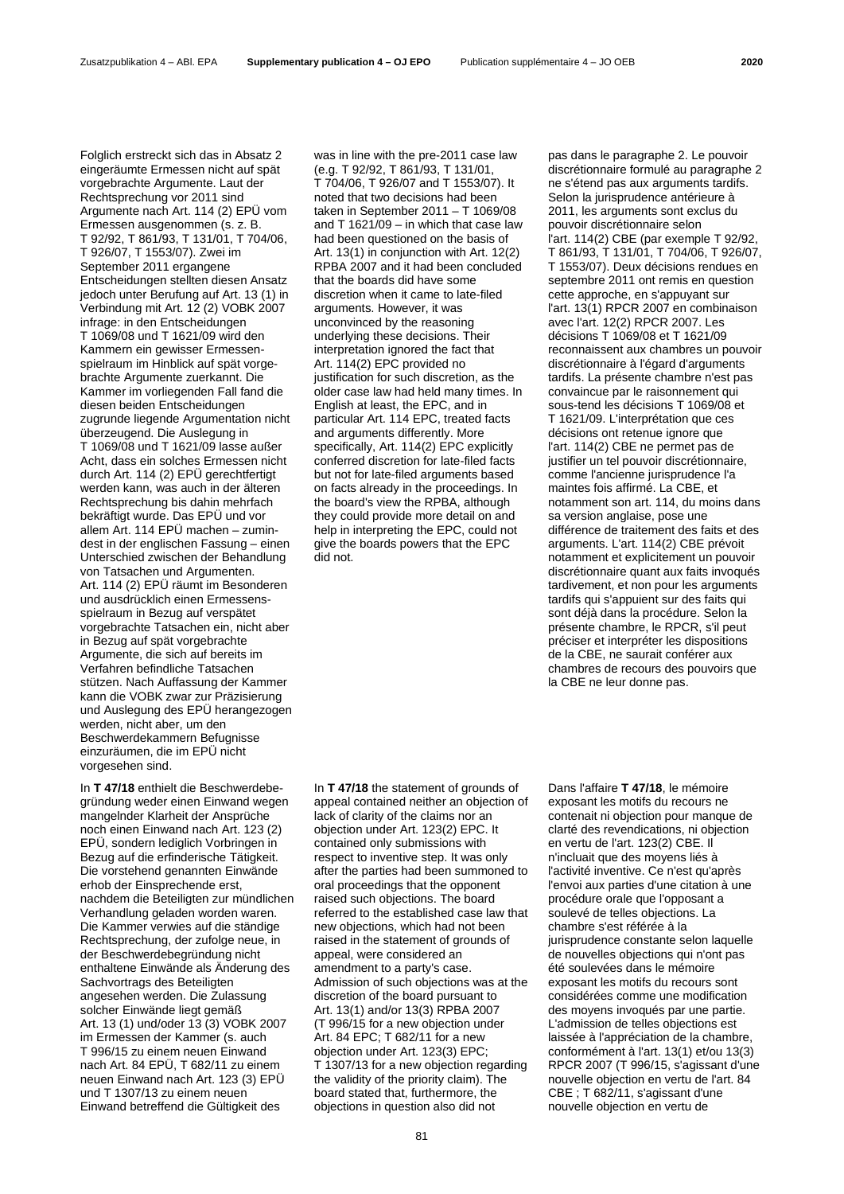Folglich erstreckt sich das in Absatz 2 eingeräumte Ermessen nicht auf spät vorgebrachte Argumente. Laut der Rechtsprechung vor 2011 sind Argumente nach Art. 114 (2) EPÜ vom Ermessen ausgenommen (s. z. B. T 92/92, T 861/93, T 131/01, T 704/06, T 926/07, T 1553/07). Zwei im September 2011 ergangene Entscheidungen stellten diesen Ansatz jedoch unter Berufung auf Art. 13 (1) in Verbindung mit Art. 12 (2) VOBK 2007 infrage: in den Entscheidungen T 1069/08 und T 1621/09 wird den Kammern ein gewisser Ermessensspielraum im Hinblick auf spät vorgebrachte Argumente zuerkannt. Die Kammer im vorliegenden Fall fand die diesen beiden Entscheidungen zugrunde liegende Argumentation nicht überzeugend. Die Auslegung in T 1069/08 und T 1621/09 lasse außer Acht, dass ein solches Ermessen nicht durch Art. 114 (2) EPÜ gerechtfertigt werden kann, was auch in der älteren Rechtsprechung bis dahin mehrfach bekräftigt wurde. Das EPÜ und vor allem Art. 114 EPÜ machen – zumindest in der englischen Fassung – einen Unterschied zwischen der Behandlung von Tatsachen und Argumenten. Art. 114 (2) EPÜ räumt im Besonderen und ausdrücklich einen Ermessensspielraum in Bezug auf verspätet vorgebrachte Tatsachen ein, nicht aber in Bezug auf spät vorgebrachte Argumente, die sich auf bereits im Verfahren befindliche Tatsachen stützen. Nach Auffassung der Kammer kann die VOBK zwar zur Präzisierung und Auslegung des EPÜ herangezogen werden, nicht aber, um den Beschwerdekammern Befugnisse einzuräumen, die im EPÜ nicht vorgesehen sind.

In **T 47/18** enthielt die Beschwerdebegründung weder einen Einwand wegen mangelnder Klarheit der Ansprüche noch einen Einwand nach Art. 123 (2) EPÜ, sondern lediglich Vorbringen in Bezug auf die erfinderische Tätigkeit. Die vorstehend genannten Einwände erhob der Einsprechende erst, nachdem die Beteiligten zur mündlichen Verhandlung geladen worden waren. Die Kammer verwies auf die ständige Rechtsprechung, der zufolge neue, in der Beschwerdebegründung nicht enthaltene Einwände als Änderung des Sachvortrags des Beteiligten angesehen werden. Die Zulassung solcher Einwände liegt gemäß Art. 13 (1) und/oder 13 (3) VOBK 2007 im Ermessen der Kammer (s. auch T 996/15 zu einem neuen Einwand nach Art. 84 EPÜ, T 682/11 zu einem neuen Einwand nach Art. 123 (3) EPÜ und T 1307/13 zu einem neuen Einwand betreffend die Gültigkeit des

was in line with the pre-2011 case law (e.g. T 92/92, T 861/93, T 131/01, T 704/06, T 926/07 and T 1553/07). It noted that two decisions had been taken in September 2011 – T 1069/08 and T 1621/09 – in which that case law had been questioned on the basis of Art. 13(1) in conjunction with Art. 12(2) RPBA 2007 and it had been concluded that the boards did have some discretion when it came to late-filed arguments. However, it was unconvinced by the reasoning underlying these decisions. Their interpretation ignored the fact that Art. 114(2) EPC provided no justification for such discretion, as the older case law had held many times. In English at least, the EPC, and in particular Art. 114 EPC, treated facts and arguments differently. More specifically, Art. 114(2) EPC explicitly conferred discretion for late-filed facts but not for late-filed arguments based on facts already in the proceedings. In the board's view the RPBA, although they could provide more detail on and help in interpreting the EPC, could not give the boards powers that the EPC did not.

In **T 47/18** the statement of grounds of appeal contained neither an objection of lack of clarity of the claims nor an objection under Art. 123(2) EPC. It contained only submissions with respect to inventive step. It was only after the parties had been summoned to oral proceedings that the opponent raised such objections. The board referred to the established case law that new objections, which had not been raised in the statement of grounds of appeal, were considered an amendment to a party's case. Admission of such objections was at the discretion of the board pursuant to Art. 13(1) and/or 13(3) RPBA 2007 (T 996/15 for a new objection under Art. 84 EPC; T 682/11 for a new objection under Art. 123(3) EPC; T 1307/13 for a new objection regarding the validity of the priority claim). The board stated that, furthermore, the objections in question also did not

pas dans le paragraphe 2. Le pouvoir discrétionnaire formulé au paragraphe 2 ne s'étend pas aux arguments tardifs. Selon la jurisprudence antérieure à 2011, les arguments sont exclus du pouvoir discrétionnaire selon l'art. 114(2) CBE (par exemple T 92/92, T 861/93, T 131/01, T 704/06, T 926/07, T 1553/07). Deux décisions rendues en septembre 2011 ont remis en question cette approche, en s'appuyant sur l'art. 13(1) RPCR 2007 en combinaison avec l'art. 12(2) RPCR 2007. Les décisions T 1069/08 et T 1621/09 reconnaissent aux chambres un pouvoir discrétionnaire à l'égard d'arguments tardifs. La présente chambre n'est pas convaincue par le raisonnement qui sous-tend les décisions T 1069/08 et T 1621/09. L'interprétation que ces décisions ont retenue ignore que l'art. 114(2) CBE ne permet pas de justifier un tel pouvoir discrétionnaire, comme l'ancienne jurisprudence l'a maintes fois affirmé. La CBE, et notamment son art. 114, du moins dans sa version anglaise, pose une différence de traitement des faits et des arguments. L'art. 114(2) CBE prévoit notamment et explicitement un pouvoir discrétionnaire quant aux faits invoqués tardivement, et non pour les arguments tardifs qui s'appuient sur des faits qui sont déjà dans la procédure. Selon la présente chambre, le RPCR, s'il peut préciser et interpréter les dispositions de la CBE, ne saurait conférer aux chambres de recours des pouvoirs que la CBE ne leur donne pas.

Dans l'affaire **T 47/18**, le mémoire exposant les motifs du recours ne contenait ni objection pour manque de clarté des revendications, ni objection en vertu de l'art. 123(2) CBE. Il n'incluait que des moyens liés à l'activité inventive. Ce n'est qu'après l'envoi aux parties d'une citation à une procédure orale que l'opposant a soulevé de telles objections. La chambre s'est référée à la jurisprudence constante selon laquelle de nouvelles objections qui n'ont pas été soulevées dans le mémoire exposant les motifs du recours sont considérées comme une modification des moyens invoqués par une partie. L'admission de telles objections est laissée à l'appréciation de la chambre, conformément à l'art. 13(1) et/ou 13(3) RPCR 2007 (T 996/15, s'agissant d'une nouvelle objection en vertu de l'art. 84 CBE ; T 682/11, s'agissant d'une nouvelle objection en vertu de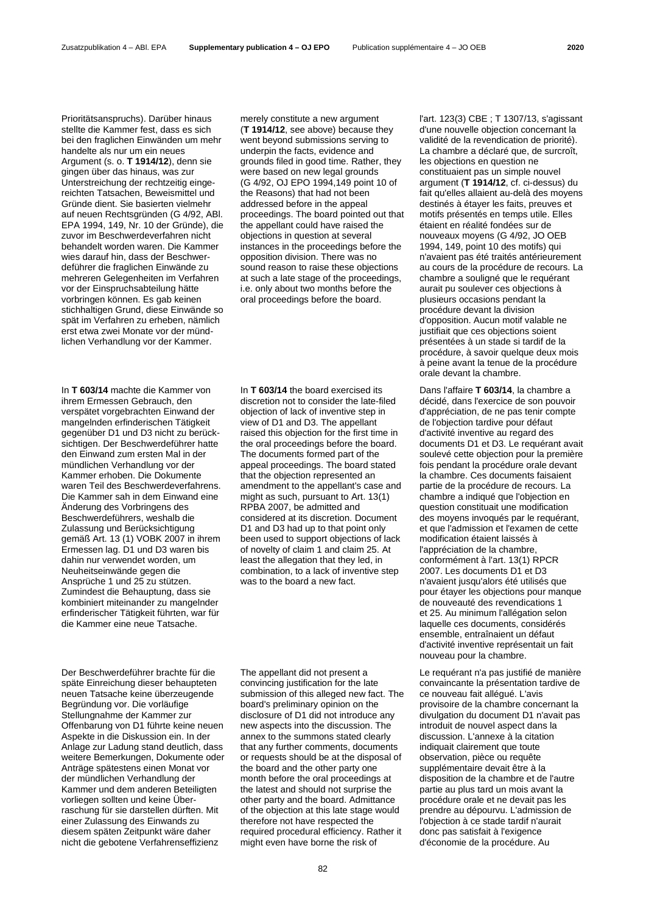Prioritätsanspruchs). Darüber hinaus stellte die Kammer fest, dass es sich bei den fraglichen Einwänden um mehr handelte als nur um ein neues Argument (s. o. **T 1914/12**), denn sie gingen über das hinaus, was zur Unterstreichung der rechtzeitig eingereichten Tatsachen, Beweismittel und Gründe dient. Sie basierten vielmehr auf neuen Rechtsgründen (G 4/92, ABl. EPA 1994, 149, Nr. 10 der Gründe), die zuvor im Beschwerdeverfahren nicht behandelt worden waren. Die Kammer wies darauf hin, dass der Beschwerdeführer die fraglichen Einwände zu mehreren Gelegenheiten im Verfahren vor der Einspruchsabteilung hätte vorbringen können. Es gab keinen stichhaltigen Grund, diese Einwände so spät im Verfahren zu erheben, nämlich erst etwa zwei Monate vor der mündlichen Verhandlung vor der Kammer.

In **T 603/14** machte die Kammer von ihrem Ermessen Gebrauch, den verspätet vorgebrachten Einwand der mangelnden erfinderischen Tätigkeit gegenüber D1 und D3 nicht zu berücksichtigen. Der Beschwerdeführer hatte den Einwand zum ersten Mal in der mündlichen Verhandlung vor der Kammer erhoben. Die Dokumente waren Teil des Beschwerdeverfahrens. Die Kammer sah in dem Einwand eine Änderung des Vorbringens des Beschwerdeführers, weshalb die Zulassung und Berücksichtigung gemäß Art. 13 (1) VOBK 2007 in ihrem Ermessen lag. D1 und D3 waren bis dahin nur verwendet worden, um Neuheitseinwände gegen die Ansprüche 1 und 25 zu stützen. Zumindest die Behauptung, dass sie kombiniert miteinander zu mangelnder erfinderischer Tätigkeit führten, war für die Kammer eine neue Tatsache.

Der Beschwerdeführer brachte für die späte Einreichung dieser behaupteten neuen Tatsache keine überzeugende Begründung vor. Die vorläufige Stellungnahme der Kammer zur Offenbarung von D1 führte keine neuen Aspekte in die Diskussion ein. In der Anlage zur Ladung stand deutlich, dass weitere Bemerkungen, Dokumente oder Anträge spätestens einen Monat vor der mündlichen Verhandlung der Kammer und dem anderen Beteiligten vorliegen sollten und keine Überraschung für sie darstellen dürften. Mit einer Zulassung des Einwands zu diesem späten Zeitpunkt wäre daher nicht die gebotene Verfahrenseffizienz

merely constitute a new argument (**T 1914/12**, see above) because they went beyond submissions serving to underpin the facts, evidence and grounds filed in good time. Rather, they were based on new legal grounds (G 4/92, OJ EPO 1994,149 point 10 of the Reasons) that had not been addressed before in the appeal proceedings. The board pointed out that the appellant could have raised the objections in question at several instances in the proceedings before the opposition division. There was no sound reason to raise these objections at such a late stage of the proceedings, i.e. only about two months before the oral proceedings before the board.

In **T 603/14** the board exercised its discretion not to consider the late-filed objection of lack of inventive step in view of D1 and D3. The appellant raised this objection for the first time in the oral proceedings before the board. The documents formed part of the appeal proceedings. The board stated that the objection represented an amendment to the appellant's case and might as such, pursuant to Art. 13(1) RPBA 2007, be admitted and considered at its discretion. Document D1 and D3 had up to that point only been used to support objections of lack of novelty of claim 1 and claim 25. At least the allegation that they led, in combination, to a lack of inventive step was to the board a new fact.

The appellant did not present a convincing justification for the late submission of this alleged new fact. The board's preliminary opinion on the disclosure of D1 did not introduce any new aspects into the discussion. The annex to the summons stated clearly that any further comments, documents or requests should be at the disposal of the board and the other party one month before the oral proceedings at the latest and should not surprise the other party and the board. Admittance of the objection at this late stage would therefore not have respected the required procedural efficiency. Rather it might even have borne the risk of

l'art. 123(3) CBE ; T 1307/13, s'agissant d'une nouvelle objection concernant la validité de la revendication de priorité). La chambre a déclaré que, de surcroît, les objections en question ne constituaient pas un simple nouvel argument (**T 1914/12**, cf. ci-dessus) du fait qu'elles allaient au-delà des moyens destinés à étayer les faits, preuves et motifs présentés en temps utile. Elles étaient en réalité fondées sur de nouveaux moyens (G 4/92, JO OEB 1994, 149, point 10 des motifs) qui n'avaient pas été traités antérieurement au cours de la procédure de recours. La chambre a souligné que le requérant aurait pu soulever ces objections à plusieurs occasions pendant la procédure devant la division d'opposition. Aucun motif valable ne justifiait que ces objections soient présentées à un stade si tardif de la procédure, à savoir quelque deux mois à peine avant la tenue de la procédure orale devant la chambre.

Dans l'affaire **T 603/14**, la chambre a décidé, dans l'exercice de son pouvoir d'appréciation, de ne pas tenir compte de l'objection tardive pour défaut d'activité inventive au regard des documents D1 et D3. Le requérant avait soulevé cette objection pour la première fois pendant la procédure orale devant la chambre. Ces documents faisaient partie de la procédure de recours. La chambre a indiqué que l'objection en question constituait une modification des moyens invoqués par le requérant, et que l'admission et l'examen de cette modification étaient laissés à l'appréciation de la chambre, conformément à l'art. 13(1) RPCR 2007. Les documents D1 et D3 n'avaient jusqu'alors été utilisés que pour étayer les objections pour manque de nouveauté des revendications 1 et 25. Au minimum l'allégation selon laquelle ces documents, considérés ensemble, entraînaient un défaut d'activité inventive représentait un fait nouveau pour la chambre.

Le requérant n'a pas justifié de manière convaincante la présentation tardive de ce nouveau fait allégué. L'avis provisoire de la chambre concernant la divulgation du document D1 n'avait pas introduit de nouvel aspect dans la discussion. L'annexe à la citation indiquait clairement que toute observation, pièce ou requête supplémentaire devait être à la disposition de la chambre et de l'autre partie au plus tard un mois avant la procédure orale et ne devait pas les prendre au dépourvu. L'admission de l'objection à ce stade tardif n'aurait donc pas satisfait à l'exigence d'économie de la procédure. Au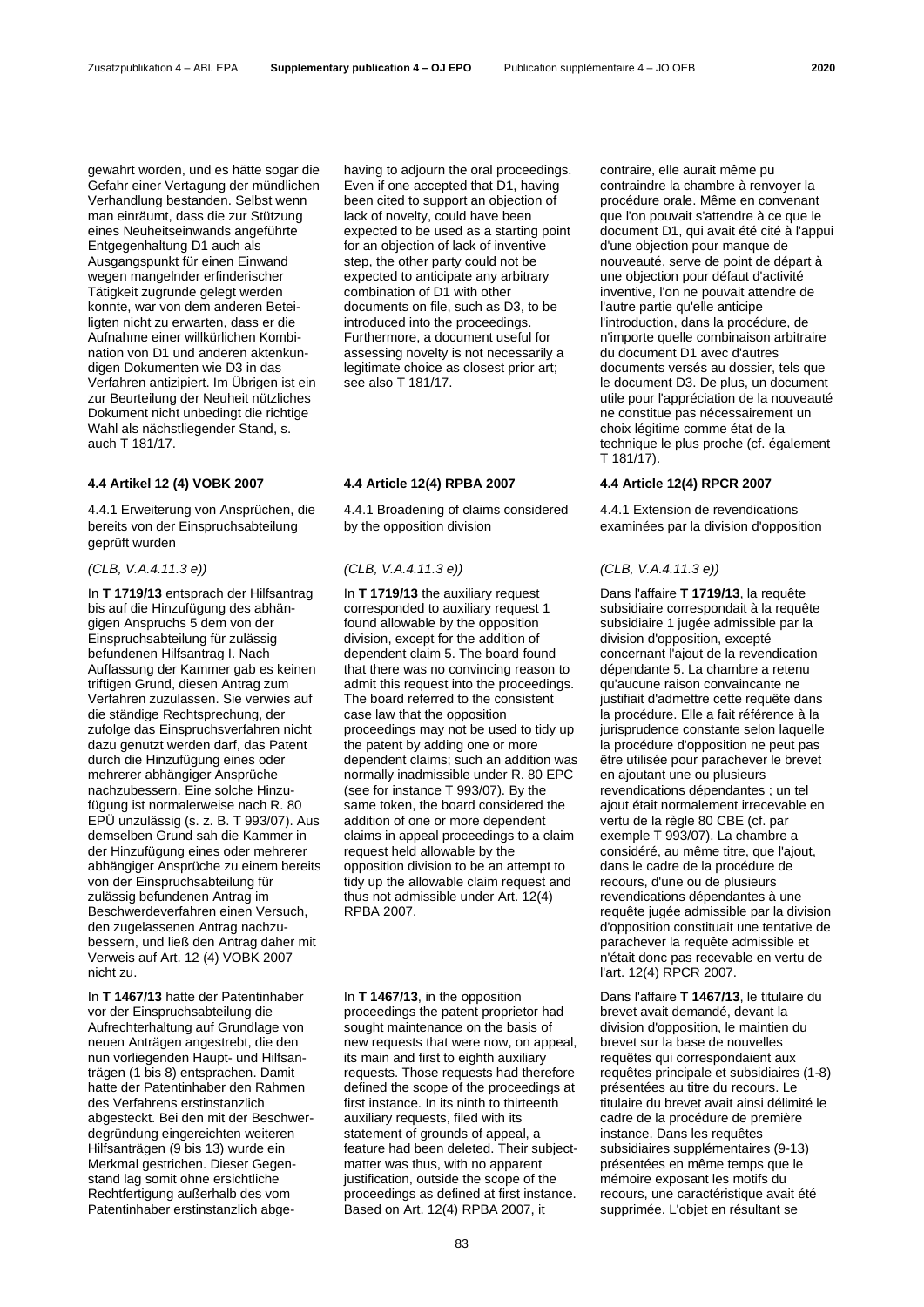gewährt worden, und es hätte sogar die Gefahr einer Vertagung der mündlichen Verhandlung bestanden. Selbst wenn man einräumt, dass die zur Stützung eines Neuheitseinwands angeführte Entgegenhaltung D1 auch als Ausgangspunkt für einen Einwand wegen mangelnder erfinderischer Tätigkeit zugrunde gelegt werden konnte, war von dem anderen Beteiligten nicht zu erwarten, dass er die Aufnahme einer willkürlichen Kombination von D1 und anderen aktenkundigen Dokumenten wie D3 in das Verfahren antizipiert. Im Übrigen ist ein zur Beurteilung der Neuheit nützliches Dokument nicht unbedingt die richtige Wahl als nächstliegender Stand, s. auch T 181/17.

### 4.4 Artikel 12 (4) VOBK 2007

4.4.1 Erweiterung von Ansprüchen, die bereits von der Einspruchsabteilung geprüft wurden

*(CLB, V.A.4.11.3 e))*

In **T 1719/13** entsprach der Hilfsantrag bis auf die Hinzufügung des abhängigen Anspruchs 5 dem von der Einspruchsabteilung für zulässig befundenen Hilfsantrag I. Nach Auffassung der Kammer gab es keinen triftigen Grund, diesen Antrag zum Verfahren zuzulassen. Sie verwies auf die ständige Rechtsprechung, der zufolge das Einspruchsverfahren nicht dazu genutzt werden darf, das Patent durch die Hinzufügung eines oder mehrerer abhängiger Ansprüche nachzubessern. Eine solche Hinzufügung ist normalerweise nach R. 80 EPÜ unzulässig (s. z. B. T 993/07). Aus demselben Grund sah die Kammer in der Hinzufügung eines oder mehrerer abhängiger Ansprüche zu einem bereits von der Einspruchsabteilung für zulässig befundenen Antrag im Beschwerdeverfahren einen Versuch, den zugelassenen Antrag nachzubessern, und ließ den Antrag daher mit Verweis auf Art. 12 (4) VOBK 2007 nicht zu.

In **T 1467/13** hatte der Patentinhaber vor der Einspruchsabteilung die Aufrechterhaltung auf Grundlage von neuen Anträgen angestrebt, die den nun vorliegenden Haupt- und Hilfsanträgen (1 bis 8) entsprachen. Damit hatte der Patentinhaber den Rahmen des Verfahrens erstinstanzlich abgesteckt. Bei den mit der Beschwerdegründung eingereichten weiteren Hilfsanträgen (9 bis 13) wurde ein Merkmal gestrichen. Dieser Gegenstand lag somit ohne ersichtliche Rechtfertigung außerhalb des vom Patentinhaber erstinstanzlich abge-

having to adjourn the oral proceedings. Even if one accepted that D1, having been cited to support an objection of lack of novelty, could have been expected to be used as a starting point for an objection of lack of inventive step, the other party could not be expected to anticipate any arbitrary combination of D1 with other documents on file, such as D3, to be introduced into the proceedings. Furthermore, a document useful for assessing novelty is not necessarily a legitimate choice as closest prior art; see also T 181/17.

### 4.4 Article 12(4) RPBA 2007

4.4.1 Broadening of claims considered by the opposition division

*(CLB, V.A.4.11.3 e))*

In **T 1719/13** the auxiliary request corresponded to auxiliary request 1 found allowable by the opposition division, except for the addition of dependent claim 5. The board found that there was no convincing reason to admit this request into the proceedings. The board referred to the consistent case law that the opposition proceedings may not be used to tidy up the patent by adding one or more dependent claims; such an addition was normally inadmissible under R. 80 EPC (see for instance T 993/07). By the same token, the board considered the addition of one or more dependent claims in appeal proceedings to a claim request held allowable by the opposition division to be an attempt to tidy up the allowable claim request and thus not admissible under Art. 12(4) RPBA 2007.

In **T 1467/13**, in the opposition proceedings the patent proprietor had sought maintenance on the basis of new requests that were now, on appeal, its main and first to eighth auxiliary requests. Those requests had therefore defined the scope of the proceedings at first instance. In its ninth to thirteenth auxiliary requests, filed with its statement of grounds of appeal, a feature had been deleted. Their subject-matter was thus, with no apparent justification, outside the scope of the proceedings as defined at first instance. Based on Art. 12(4) RPBA 2007, it

contraire, elle aurait même pu contraindre la chambre à renvoyer la procédure orale. Même en convenant que l'on pouvait s'attendre à ce que le document D1, qui avait été cité à l'appui d'une objection pour manque de nouveauté, serve de point de départ à une objection pour défaut d'activité inventive, l'on ne pouvait attendre de l'autre partie qu'elle anticipe l'introduction, dans la procédure, de n'importe quelle combinaison arbitraire du document D1 avec d'autres documents versés au dossier, tels que le document D3. De plus, un document utile pour l'appréciation de la nouveauté ne constitue pas nécessairement un choix légitime comme état de la technique le plus proche (cf. également T 181/17).

### 4.4 Article 12(4) RPCR 2007

4.4.1 Extension de revendications examinées par la division d'opposition

*(CLB, V.A.4.11.3 e))*

Dans l'affaire **T 1719/13**, la requête subsidiaire correspondait à la requête subsidiaire 1 jugée admissible par la division d'opposition, excepté concernant l'ajout de la revendication dépendante 5. La chambre a retenu qu'aucune raison convaincante ne justifiait d'admettre cette requête dans la procédure. Elle a fait référence à la jurisprudence constante selon laquelle la procédure d'opposition ne peut pas être utilisée pour parachever le brevet en ajoutant une ou plusieurs revendications dépendantes ; un tel ajout était normalement irrecevable en vertu de la règle 80 CBE (cf. par exemple T 993/07). La chambre a considéré, au même titre, que l'ajout, dans le cadre de la procédure de recours, d'une ou de plusieurs revendications dépendantes à une requête jugée admissible par la division d'opposition constituait une tentative de parachever la requête admissible et n'était donc pas recevable en vertu de l'art. 12(4) RPCR 2007.

Dans l'affaire **T 1467/13**, le titulaire du brevet avait demandé, devant la division d'opposition, le maintien du brevet sur la base de nouvelles requêtes qui correspondaient aux requêtes principale et subsidiaires (1-8) présentées au titre du recours. Le titulaire du brevet avait ainsi délimité le cadre de la procédure de première instance. Dans les requêtes subsidiaires supplémentaires (9-13) présentées en même temps que le mémoire exposant les motifs du recours, une caractéristique avait été supprimée. L'objet en résultant se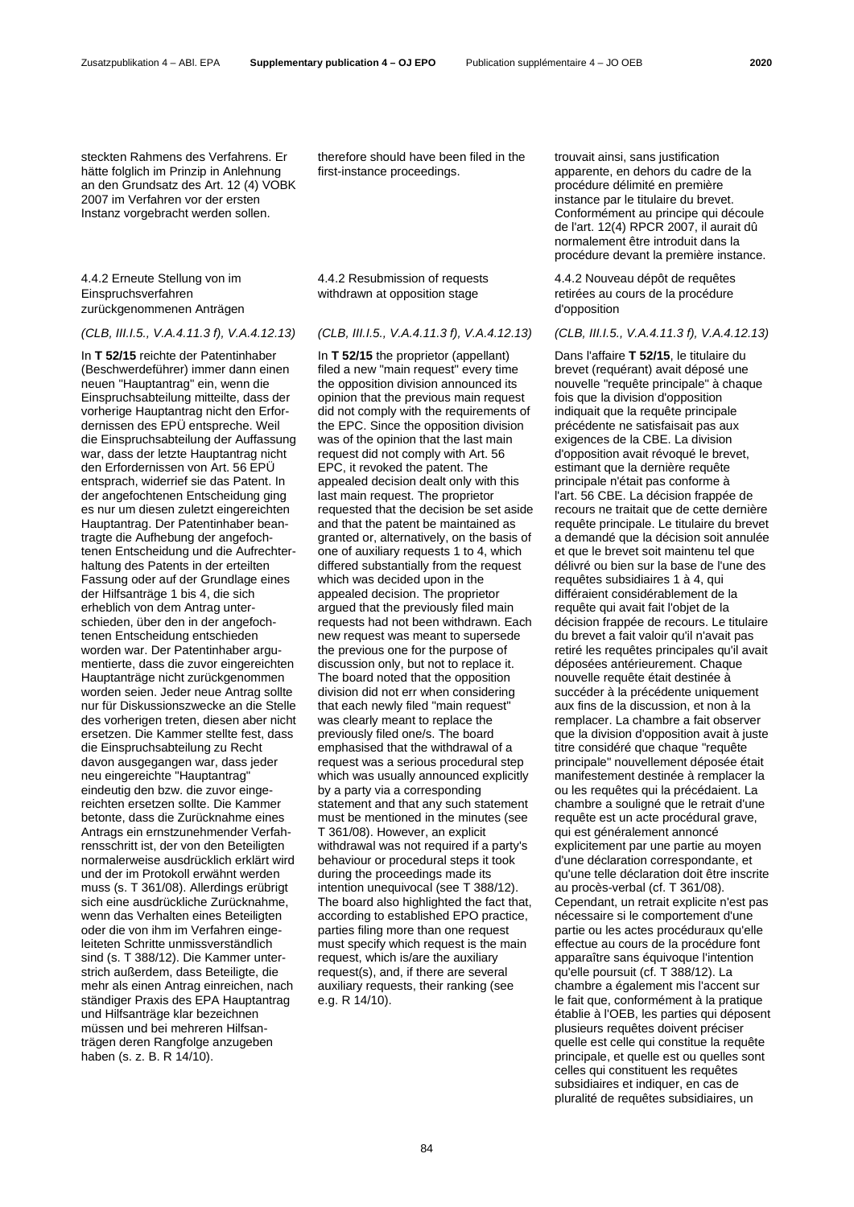steckten Rahmens des Verfahrens. Er hätte folglich im Prinzip in Anlehnung an den Grundsatz des Art. 12 (4) VOBK 2007 im Verfahren vor der ersten Instanz vorgebracht werden sollen.

### 4.4.2 Erneute Stellung von im Einspruchsverfahren zurückgenommenen Anträgen

*(CLB, III.I.5., V.A.4.11.3 f), V.A.4.12.13)*

In **T 52/15** reichte der Patentinhaber (Beschwerdeführer) immer dann einen neuen "Hauptantrag" ein, wenn die Einspruchsabteilung mitteilte, dass der vorherige Hauptantrag nicht den Erfordernissen des EPÜ entspreche. Weil die Einspruchsabteilung der Auffassung war, dass der letzte Hauptantrag nicht den Erfordernissen von Art. 56 EPÜ entsprach, widerrief sie das Patent. In der angefochtenen Entscheidung ging es nur um diesen zuletzt eingereichten Hauptantrag. Der Patentinhaber beantragte die Aufhebung der angefochtenen Entscheidung und die Aufrechterhaltung des Patents in der erteilten Fassung oder auf der Grundlage eines der Hilfsanträge 1 bis 4, die sich erheblich von dem Antrag unterschieden, über den in der angefochtenen Entscheidung entschieden worden war. Der Patentinhaber argumentierte, dass die zuvor eingereichten Hauptanträge nicht zurückgenommen worden seien. Jeder neue Antrag sollte nur für Diskussionszwecke an die Stelle des vorherigen treten, diesen aber nicht ersetzen. Die Kammer stellte fest, dass die Einspruchsabteilung zu Recht davon ausgegangen war, dass jeder neu eingereichte "Hauptantrag" eindeutig den bzw. die zuvor eingereichten ersetzen sollte. Die Kammer betonte, dass die Zurücknahme eines Antrags ein ernstzunehmender Verfahrensschritt ist, der von den Beteiligten normalerweise ausdrücklich erklärt wird und der im Protokoll erwähnt werden muss (s. T 361/08). Allerdings erübrigt sich eine ausdrückliche Zurücknahme, wenn das Verhalten eines Beteiligten oder die von ihm im Verfahren eingeleiteten Schritte unmissverständlich sind (s. T 388/12). Die Kammer unterstrich außerdem, dass Beteiligte, die mehr als einen Antrag einreichen, nach ständiger Praxis des EPA Hauptantrag und Hilfsanträge klar bezeichnen müssen und bei mehreren Hilfsanträgen deren Rangfolge anzugeben haben (s. z. B. R 14/10).

therefore should have been filed in the first-instance proceedings.

### 4.4.2 Resubmission of requests withdrawn at opposition stage

*(CLB, III.I.5., V.A.4.11.3 f), V.A.4.12.13)*

In **T 52/15** the proprietor (appellant) filed a new "main request" every time the opposition division announced its opinion that the previous main request did not comply with the requirements of the EPC. Since the opposition division was of the opinion that the last main request did not comply with Art. 56 EPC, it revoked the patent. The appealed decision dealt only with this last main request. The proprietor requested that the decision be set aside and that the patent be maintained as granted or, alternatively, on the basis of one of auxiliary requests 1 to 4, which differed substantially from the request which was decided upon in the appealed decision. The proprietor argued that the previously filed main requests had not been withdrawn. Each new request was meant to supersede the previous one for the purpose of discussion only, but not to replace it. The board noted that the opposition division did not err when considering that each newly filed "main request" was clearly meant to replace the previously filed one/s. The board emphasised that the withdrawal of a request was a serious procedural step which was usually announced explicitly by a party via a corresponding statement and that any such statement must be mentioned in the minutes (see T 361/08). However, an explicit withdrawal was not required if a party's behaviour or procedural steps it took during the proceedings made its intention unequivocal (see T 388/12). The board also highlighted the fact that, according to established EPO practice, parties filing more than one request must specify which request is the main request, which is/are the auxiliary request(s), and, if there are several auxiliary requests, their ranking (see e.g. R 14/10).

trouvait ainsi, sans justification apparente, en dehors du cadre de la procédure délimité en première instance par le titulaire du brevet. Conformément au principe qui découle de l'art. 12(4) RPCR 2007, il aurait dû normalement être introduit dans la procédure devant la première instance.

### 4.4.2 Nouveau dépôt de requêtes retirées au cours de la procédure d'opposition

*(CLB, III.I.5., V.A.4.11.3 f), V.A.4.12.13)*

Dans l'affaire **T 52/15**, le titulaire du brevet (requérant) avait déposé une nouvelle "requête principale" à chaque fois que la division d'opposition indiquait que la requête principale précédente ne satisfaisait pas aux exigences de la CBE. La division d'opposition avait révoqué le brevet, estimant que la dernière requête principale n'était pas conforme à l'art. 56 CBE. La décision frappée de recours ne traitait que de cette dernière requête principale. Le titulaire du brevet a demandé que la décision soit annulée et que le brevet soit maintenu tel que délivré ou bien sur la base de l'une des requêtes subsidiaires 1 à 4, qui différaient considérablement de la requête qui avait fait l'objet de la décision frappée de recours. Le titulaire du brevet a fait valoir qu'il n'avait pas retiré les requêtes principales qu'il avait déposées antérieurement. Chaque nouvelle requête était destinée à succéder à la précédente uniquement aux fins de la discussion, et non à la remplacer. La chambre a fait observer que la division d'opposition avait à juste titre considéré que chaque "requête principale" nouvellement déposée était manifestement destinée à remplacer la ou les requêtes qui la précédaient. La chambre a souligné que le retrait d'une requête est un acte procédural grave, qui est généralement annoncé explicitement par une partie au moyen d'une déclaration correspondante, et qu'une telle déclaration doit être inscrite au procès-verbal (cf. T 361/08). Cependant, un retrait explicite n'est pas nécessaire si le comportement d'une partie ou les actes procéduraux qu'elle effectue au cours de la procédure font apparaître sans équivoque l'intention qu'elle poursuit (cf. T 388/12). La chambre a également mis l'accent sur le fait que, conformément à la pratique établie à l'OEB, les parties qui déposent plusieurs requêtes doivent préciser quelle est celle qui constitue la requête principale, et quelle est ou quelles sont celles qui constituent les requêtes subsidiaires et indiquer, en cas de pluralité de requêtes subsidiaires, un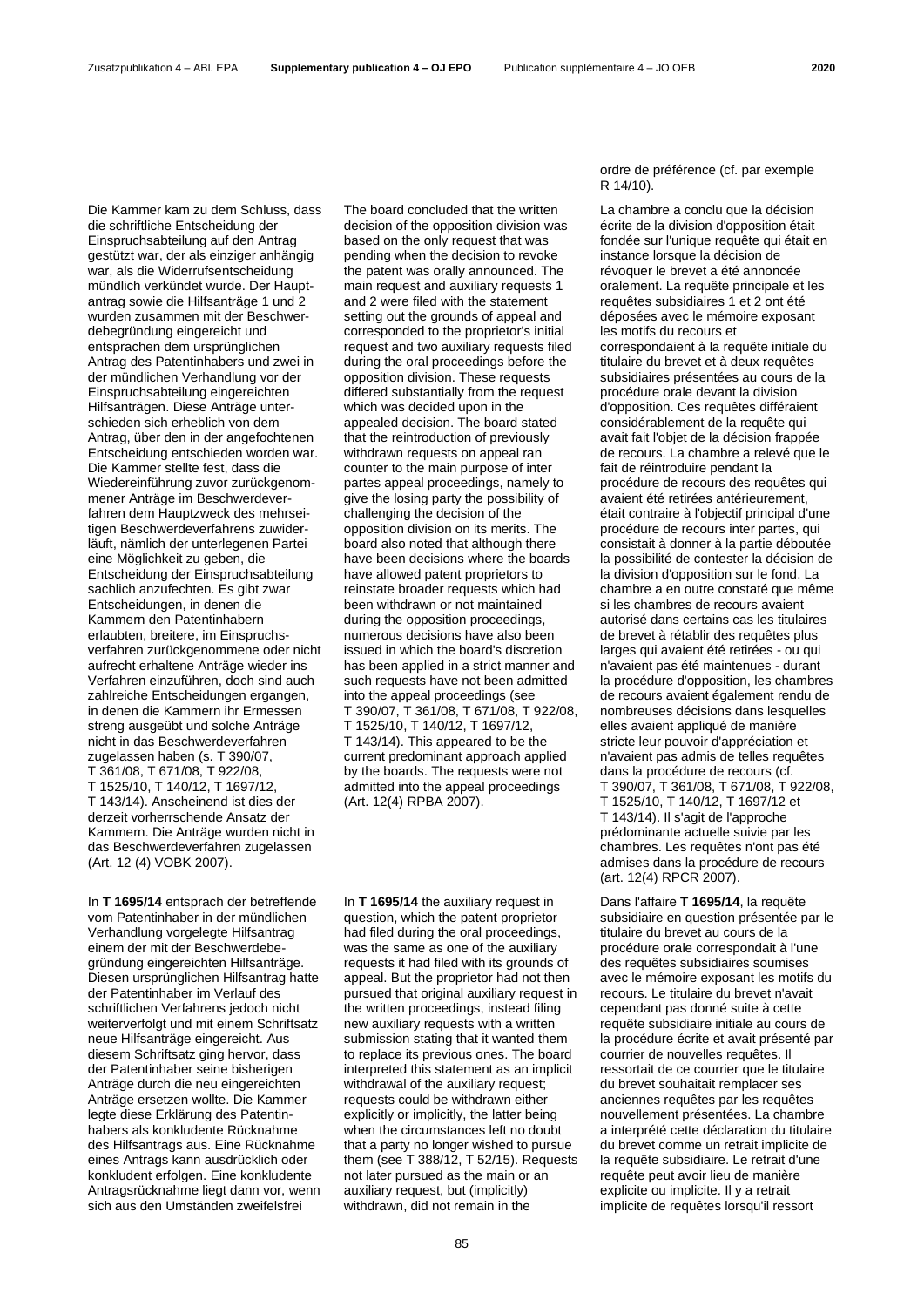ordre de préférence (cf. par exemple R 14/10).

Die Kammer kam zu dem Schluss, dass die schriftliche Entscheidung der Einspruchsabteilung auf den Antrag gestützt war, der als einziger anhängig war, als die Widerrufsentscheidung mündlich verkündet wurde. Der Hauptantrag sowie die Hilfsanträge 1 und 2 wurden zusammen mit der Beschwerdebegründung eingereicht und entsprachen dem ursprünglichen Antrag des Patentinhabers und zwei in der mündlichen Verhandlung vor der Einspruchsabteilung eingereichten Hilfsanträgen. Diese Anträge unterschieden sich erheblich von dem Antrag, über den in der angefochtenen Entscheidung entschieden worden war. Die Kammer stellte fest, dass die Wiedereinführung zuvor zurückgenommener Anträge im Beschwerdeverfahren dem Hauptzweck des mehrseitigen Beschwerdeverfahrens zuwiderläuft, nämlich der unterlegenen Partei eine Möglichkeit zu geben, die Entscheidung der Einspruchsabteilung sachlich anzufechten. Es gibt zwar Entscheidungen, in denen die Kammern den Patentinhabern erlaubten, breitere, im Einspruchsverfahren zurückgenommene oder nicht aufrecht erhaltene Anträge wieder ins Verfahren einzuführen, doch sind auch zahlreiche Entscheidungen ergangen, in denen die Kammern ihr Ermessen streng ausgeübt und solche Anträge nicht in das Beschwerdeverfahren zugelassen haben (s. T 390/07, T 361/08, T 671/08, T 922/08, T 1525/10, T 140/12, T 1697/12, T 143/14). Anscheinend ist dies der derzeit vorherrschende Ansatz der Kammern. Die Anträge wurden nicht in das Beschwerdeverfahren zugelassen (Art. 12 (4) VOBK 2007).

In **T 1695/14** entsprach der betreffende vom Patentinhaber in der mündlichen Verhandlung vorgelegte Hilfsantrag einem der mit der Beschwerdebegründung eingereichten Hilfsanträge. Diesen ursprünglichen Hilfsantrag hatte der Patentinhaber im Verlauf des schriftlichen Verfahrens jedoch nicht weiterverfolgt und mit einem Schriftsatz neue Hilfsanträge eingereicht. Aus diesem Schriftsatz ging hervor, dass der Patentinhaber seine bisherigen Anträge durch die neu eingereichten Anträge ersetzen wollte. Die Kammer legte diese Erklärung des Patentinhabers als konkludente Rücknahme des Hilfsantrags aus. Eine Rücknahme eines Antrags kann ausdrücklich oder konkludent erfolgen. Eine konkludente Antragsrücknahme liegt dann vor, wenn sich aus den Umständen zweifelsfrei

The board concluded that the written decision of the opposition division was based on the only request that was pending when the decision to revoke the patent was orally announced. The main request and auxiliary requests 1 and 2 were filed with the statement setting out the grounds of appeal and corresponded to the proprietor's initial request and two auxiliary requests filed during the oral proceedings before the opposition division. These requests differed substantially from the request which was decided upon in the appealed decision. The board stated that the reintroduction of previously withdrawn requests on appeal ran counter to the main purpose of inter partes appeal proceedings, namely to give the losing party the possibility of challenging the decision of the opposition division on its merits. The board also noted that although there have been decisions where the boards have allowed patent proprietors to reinstate broader requests which had been withdrawn or not maintained during the opposition proceedings, numerous decisions have also been issued in which the board's discretion has been applied in a strict manner and such requests have not been admitted into the appeal proceedings (see T 390/07, T 361/08, T 671/08, T 922/08, T 1525/10, T 140/12, T 1697/12, T 143/14). This appeared to be the current predominant approach applied by the boards. The requests were not admitted into the appeal proceedings (Art. 12(4) RPBA 2007).

In **T 1695/14** the auxiliary request in question, which the patent proprietor had filed during the oral proceedings, was the same as one of the auxiliary requests it had filed with its grounds of appeal. But the proprietor had not then pursued that original auxiliary request in the written proceedings, instead filing new auxiliary requests with a written submission stating that it wanted them to replace its previous ones. The board interpreted this statement as an implicit withdrawal of the auxiliary request; requests could be withdrawn either explicitly or implicitly, the latter being when the circumstances left no doubt that a party no longer wished to pursue them (see T 388/12, T 52/15). Requests not later pursued as the main or an auxiliary request, but (implicitly) withdrawn, did not remain in the

La chambre a conclu que la décision écrite de la division d'opposition était fondée sur l'unique requête qui était en instance lorsque la décision de révoquer le brevet a été annoncée oralement. La requête principale et les requêtes subsidiaires 1 et 2 ont été déposées avec le mémoire exposant les motifs du recours et correspondaient à la requête initiale du titulaire du brevet et à deux requêtes subsidiaires présentées au cours de la procédure orale devant la division d'opposition. Ces requêtes différaient considérablement de la requête qui avait fait l'objet de la décision frappée de recours. La chambre a relevé que le fait de réintroduire pendant la procédure de recours des requêtes qui avaient été retirées antérieurement, était contraire à l'objectif principal d'une procédure de recours inter partes, qui consistait à donner à la partie déboutée la possibilité de contester la décision de la division d'opposition sur le fond. La chambre a en outre constaté que même si les chambres de recours avaient autorisé dans certains cas les titulaires de brevet à rétablir des requêtes plus larges qui avaient été retirées - ou qui n'avaient pas été maintenues - durant la procédure d'opposition, les chambres de recours avaient également rendu de nombreuses décisions dans lesquelles elles avaient appliqué de manière stricte leur pouvoir d'appréciation et n'avaient pas admis de telles requêtes dans la procédure de recours (cf. T 390/07, T 361/08, T 671/08, T 922/08, T 1525/10, T 140/12, T 1697/12 et T 143/14). Il s'agit de l'approche prédominante actuelle suivie par les chambres. Les requêtes n'ont pas été admises dans la procédure de recours (art. 12(4) RPCR 2007).

Dans l'affaire **T 1695/14**, la requête subsidiaire en question présentée par le titulaire du brevet au cours de la procédure orale correspondait à l'une des requêtes subsidiaires soumises avec le mémoire exposant les motifs du recours. Le titulaire du brevet n'avait cependant pas donné suite à cette requête subsidiaire initiale au cours de la procédure écrite et avait présenté par courrier de nouvelles requêtes. Il ressortait de ce courrier que le titulaire du brevet souhaitait remplacer ses anciennes requêtes par les requêtes nouvellement présentées. La chambre a interprété cette déclaration du titulaire du brevet comme un retrait implicite de la requête subsidiaire. Le retrait d'une requête peut avoir lieu de manière explicite ou implicite. Il y a retrait implicite de requêtes lorsqu'il ressort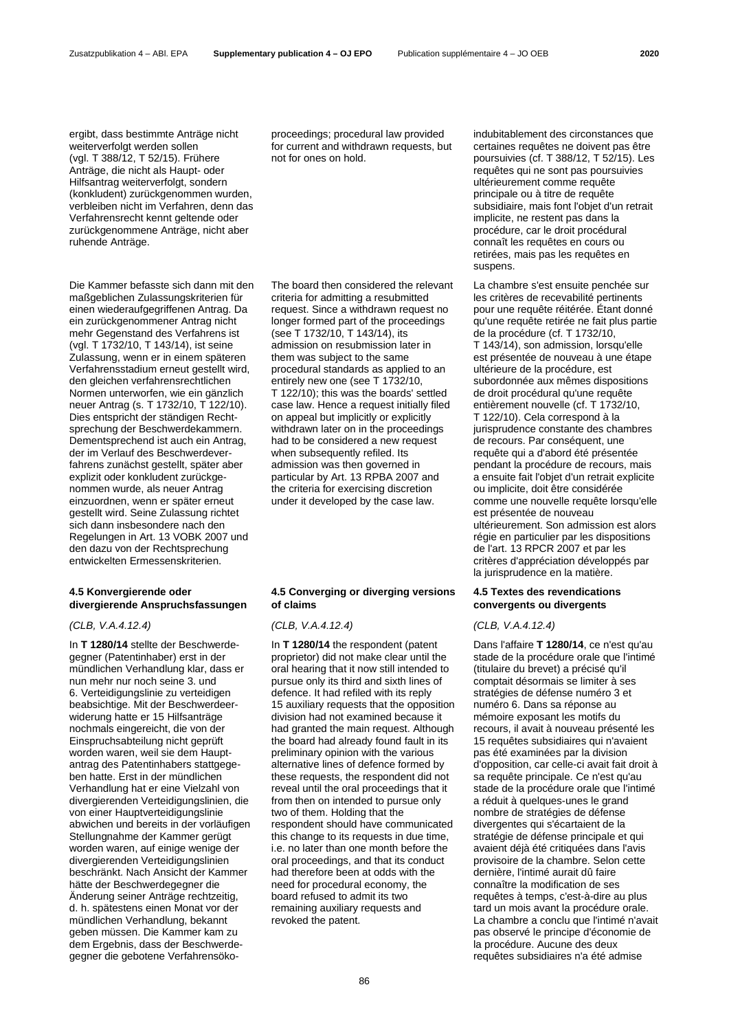ergibt, dass bestimmte Anträge nicht weiterverfolgt werden sollen (vgl. T 388/12, T 52/15). Frühere Anträge, die nicht als Haupt- oder Hilfsantrag weiterverfolgt, sondern (konkludent) zurückgenommen wurden, verbleiben nicht im Verfahren, denn das Verfahrensrecht kennt geltende oder zurückgenommene Anträge, nicht aber ruhende Anträge.

Die Kammer befasste sich dann mit den maßgeblichen Zulassungskriterien für einen wiederaufgegriffenen Antrag. Da ein zurückgenommener Antrag nicht mehr Gegenstand des Verfahrens ist (vgl. T 1732/10, T 143/14), ist seine Zulassung, wenn er in einem späteren Verfahrensstadium erneut gestellt wird, den gleichen verfahrensrechtlichen Normen unterworfen, wie ein gänzlich neuer Antrag (s. T 1732/10, T 122/10). Dies entspricht der ständigen Rechtsprechung der Beschwerdekammern. Dementsprechend ist auch ein Antrag, der im Verlauf des Beschwerdeverfahrens zunächst gestellt, später aber explizit oder konkludent zurückgenommen wurde, als neuer Antrag einzuordnen, wenn er später erneut gestellt wird. Seine Zulassung richtet sich dann insbesondere nach den Regelungen in Art. 13 VOBK 2007 und den dazu von der Rechtsprechung entwickelten Ermessenskriterien.

#### 4.5 Konvergierende oder divergierende Anspruchsfassungen

*(CLB, V.A.4.12.4)*

In **T 1280/14** stellte der Beschwerdegegner (Patentinhaber) erst in der mündlichen Verhandlung klar, dass er nun mehr nur noch seine 3. und 6. Verteidigungslinie zu verteidigen beabsichtige. Mit der Beschwerdeerwiderung hatte er 15 Hilfsanträge nochmals eingereicht, die von der Einspruchsabteilung nicht geprüft worden waren, weil sie dem Hauptantrag des Patentinhabers stattgegeben hatte. Erst in der mündlichen Verhandlung hat er eine Vielzahl von divergierenden Verteidigungslinien, die von einer Hauptverteidigungslinie abwichen und bereits in der vorläufigen Stellungnahme der Kammer gerügt worden waren, auf einige wenige der divergierenden Verteidigungslinien beschränkt. Nach Ansicht der Kammer hätte der Beschwerdegegner die Änderung seiner Anträge rechtzeitig, d. h. spätestens einen Monat vor der mündlichen Verhandlung, bekannt geben müssen. Die Kammer kam zu dem Ergebnis, dass der Beschwerdegegner die gebotene Verfahrensöko-

proceedings; procedural law provided for current and withdrawn requests, but not for ones on hold.

The board then considered the relevant criteria for admitting a resubmitted request. Since a withdrawn request no longer formed part of the proceedings (see T 1732/10, T 143/14), its admission on resubmission later in them was subject to the same procedural standards as applied to an entirely new one (see T 1732/10, T 122/10); this was the boards' settled case law. Hence a request initially filed on appeal but implicitly or explicitly withdrawn later on in the proceedings had to be considered a new request when subsequently refiled. Its admission was then governed in particular by Art. 13 RPBA 2007 and the criteria for exercising discretion under it developed by the case law.

#### 4.5 Converging or diverging versions of claims

*(CLB, V.A.4.12.4)*

In **T 1280/14** the respondent (patent proprietor) did not make clear until the oral hearing that it now still intended to pursue only its third and sixth lines of defence. It had refiled with its reply 15 auxiliary requests that the opposition division had not examined because it had granted the main request. Although the board had already found fault in its preliminary opinion with the various alternative lines of defence formed by these requests, the respondent did not reveal until the oral proceedings that it from then on intended to pursue only two of them. Holding that the respondent should have communicated this change to its requests in due time, i.e. no later than one month before the oral proceedings, and that its conduct had therefore been at odds with the need for procedural economy, the board refused to admit its two remaining auxiliary requests and revoked the patent.

indubitablement des circonstances que certaines requêtes ne doivent pas être poursuivies (cf. T 388/12, T 52/15). Les requêtes qui ne sont pas poursuivies ultérieurement comme requête principale ou à titre de requête subsidiaire, mais font l'objet d'un retrait implicite, ne restent pas dans la procédure, car le droit procédural connaît les requêtes en cours ou retirées, mais pas les requêtes en suspens.

La chambre s'est ensuite penchée sur les critères de recevabilité pertinents pour une requête réitérée. Étant donné qu'une requête retirée ne fait plus partie de la procédure (cf. T 1732/10, T 143/14), son admission, lorsqu'elle est présentée de nouveau à une étape ultérieure de la procédure, est subordonnée aux mêmes dispositions de droit procédural qu'une requête entièrement nouvelle (cf. T 1732/10, T 122/10). Cela correspond à la jurisprudence constante des chambres de recours. Par conséquent, une requête qui a d'abord été présentée pendant la procédure de recours, mais a ensuite fait l'objet d'un retrait explicite ou implicite, doit être considérée comme une nouvelle requête lorsqu'elle est présentée de nouveau ultérieurement. Son admission est alors régie en particulier par les dispositions de l'art. 13 RPCR 2007 et par les critères d'appréciation développés par la jurisprudence en la matière.

#### 4.5 Textes des revendications convergents ou divergents

*(CLB, V.A.4.12.4)*

Dans l'affaire **T 1280/14**, ce n'est qu'au stade de la procédure orale que l'intimé (titulaire du brevet) a précisé qu'il comptait désormais se limiter à ses stratégies de défense numéro 3 et numéro 6. Dans sa réponse au mémoire exposant les motifs du recours, il avait à nouveau présenté les 15 requêtes subsidiaires qui n'avaient pas été examinées par la division d'opposition, car celle-ci avait fait droit à sa requête principale. Ce n'est qu'au stade de la procédure orale que l'intimé a réduit à quelques-unes le grand nombre de stratégies de défense divergentes qui s'écartaient de la stratégie de défense principale et qui avaient déjà été critiquées dans l'avis provisoire de la chambre. Selon cette dernière, l'intimé aurait dû faire connaître la modification de ses requêtes à temps, c'est-à-dire au plus tard un mois avant la procédure orale. La chambre a conclu que l'intimé n'avait pas observé le principe d'économie de la procédure. Aucune des deux requêtes subsidiaires n'a été admise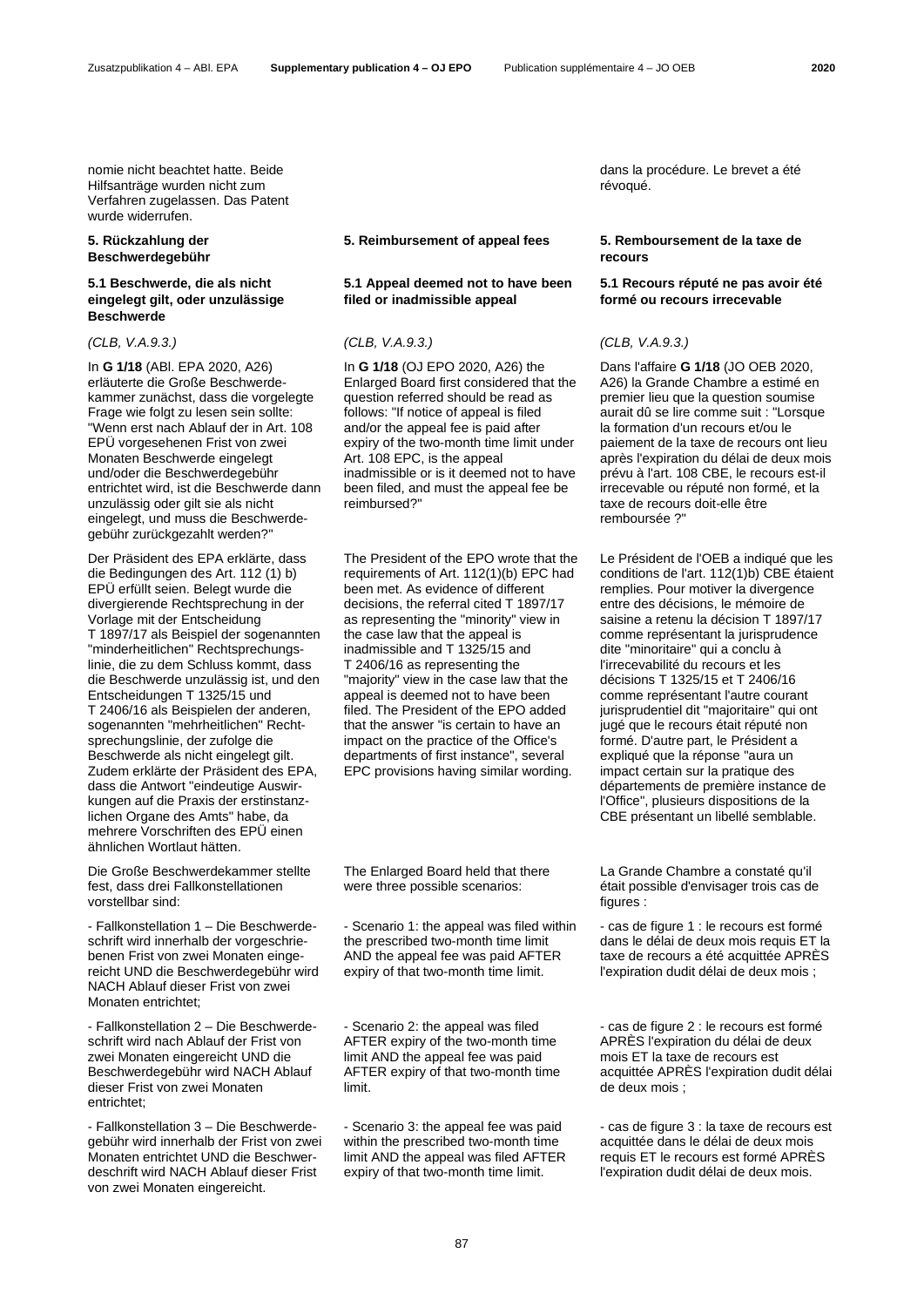nomie nicht beachtet hatte. Beide Hilfsanträge wurden nicht zum Verfahren zugelassen. Das Patent wurde widerrufen.

### 5. Rückzahlung der Beschwerdegebühr

#### 5.1 Beschwerde, die als nicht eingelegt gilt, oder unzulässige Beschwerde

*(CLB, V.A.9.3.)*

In **G 1/18** (ABl. EPA 2020, A26) erläuterte die Große Beschwerdekammer zunächst, dass die vorgelegte Frage wie folgt zu lesen sein sollte: "Wenn erst nach Ablauf der in Art. 108 EPÜ vorgesehenen Frist von zwei Monaten Beschwerde eingelegt und/oder die Beschwerdegebühr entrichtet wird, ist die Beschwerde dann unzulässig oder gilt sie als nicht eingelegt, und muss die Beschwerdegebühr zurückgezahlt werden?"

Der Präsident des EPA erklärte, dass die Bedingungen des Art. 112 (1) b) EPÜ erfüllt seien. Belegt wurde die divergierende Rechtsprechung in der Vorlage mit der Entscheidung T 1897/17 als Beispiel der sogenannten "minderheitlichen" Rechtsprechungslinie, die zu dem Schluss kommt, dass die Beschwerde unzulässig ist, und den Entscheidungen T 1325/15 und T 2406/16 als Beispielen der anderen, sogenannten "mehrheitlichen" Rechtsprechungslinie, der zufolge die Beschwerde als nicht eingelegt gilt. Zudem erklärte der Präsident des EPA, dass die Antwort "eindeutige Auswirkungen auf die Praxis der erstinstanzlichen Organe des Amts" habe, da mehrere Vorschriften des EPÜ einen ähnlichen Wortlaut hätten.

Die Große Beschwerdekammer stellte fest, dass drei Fallkonstellationen vorstellbar sind:

- Fallkonstellation 1 – Die Beschwerdeschrift wird innerhalb der vorgeschriebenen Frist von zwei Monaten eingereicht UND die Beschwerdegebühr wird NACH Ablauf dieser Frist von zwei Monaten entrichtet;

- Fallkonstellation 2 – Die Beschwerdeschrift wird nach Ablauf der Frist von zwei Monaten eingereicht UND die Beschwerdegebühr wird NACH Ablauf dieser Frist von zwei Monaten entrichtet;

- Fallkonstellation 3 – Die Beschwerdegebühr wird innerhalb der Frist von zwei Monaten entrichtet UND die Beschwerdeschrift wird NACH Ablauf dieser Frist von zwei Monaten eingereicht.

### 5. Reimbursement of appeal fees

#### 5.1 Appeal deemed not to have been filed or inadmissible appeal

*(CLB, V.A.9.3.)*

In **G 1/18** (OJ EPO 2020, A26) the Enlarged Board first considered that the question referred should be read as follows: "If notice of appeal is filed and/or the appeal fee is paid after expiry of the two-month time limit under Art. 108 EPC, is the appeal inadmissible or is it deemed not to have been filed, and must the appeal fee be reimbursed?"

The President of the EPO wrote that the requirements of Art. 112(1)(b) EPC had been met. As evidence of different decisions, the referral cited T 1897/17 as representing the "minority" view in the case law that the appeal is inadmissible and T 1325/15 and T 2406/16 as representing the "majority" view in the case law that the appeal is deemed not to have been filed. The President of the EPO added that the answer "is certain to have an impact on the practice of the Office's departments of first instance", several EPC provisions having similar wording.

The Enlarged Board held that there were three possible scenarios:

- Scenario 1: the appeal was filed within the prescribed two-month time limit AND the appeal fee was paid AFTER expiry of that two-month time limit.

- Scenario 2: the appeal was filed AFTER expiry of the two-month time limit AND the appeal fee was paid AFTER expiry of that two-month time limit.

- Scenario 3: the appeal fee was paid within the prescribed two-month time limit AND the appeal was filed AFTER expiry of that two-month time limit.

dans la procédure. Le brevet a été révoqué.

### 5. Remboursement de la taxe de recours

#### 5.1 Recours réputé ne pas avoir été formé ou recours irrecevable

*(CLB, V.A.9.3.)*

Dans l'affaire **G 1/18** (JO OEB 2020, A26) la Grande Chambre a estimé en premier lieu que la question soumise aurait dû se lire comme suit : "Lorsque la formation d'un recours et/ou le paiement de la taxe de recours ont lieu après l'expiration du délai de deux mois prévu à l'art. 108 CBE, le recours est-il irrecevable ou réputé non formé, et la taxe de recours doit-elle être remboursée ?"

Le Président de l'OEB a indiqué que les conditions de l'art. 112(1)b) CBE étaient remplies. Pour motiver la divergence entre des décisions, le mémoire de saisine a retenu la décision T 1897/17 comme représentant la jurisprudence dite "minoritaire" qui a conclu à l'irrecevabilité du recours et les décisions T 1325/15 et T 2406/16 comme représentant l'autre courant jurisprudentiel dit "majoritaire" qui ont jugé que le recours était réputé non formé. D'autre part, le Président a expliqué que la réponse "aura un impact certain sur la pratique des départements de première instance de l'Office", plusieurs dispositions de la CBE présentant un libellé semblable.

La Grande Chambre a constaté qu'il était possible d'envisager trois cas de figures :

- cas de figure 1 : le recours est formé dans le délai de deux mois requis ET la taxe de recours a été acquittée APRÈS l'expiration dudit délai de deux mois ;

- cas de figure 2 : le recours est formé APRÈS l'expiration du délai de deux mois ET la taxe de recours est acquittée APRÈS l'expiration dudit délai de deux mois ;

- cas de figure 3 : la taxe de recours est acquittée dans le délai de deux mois requis ET le recours est formé APRÈS l'expiration dudit délai de deux mois.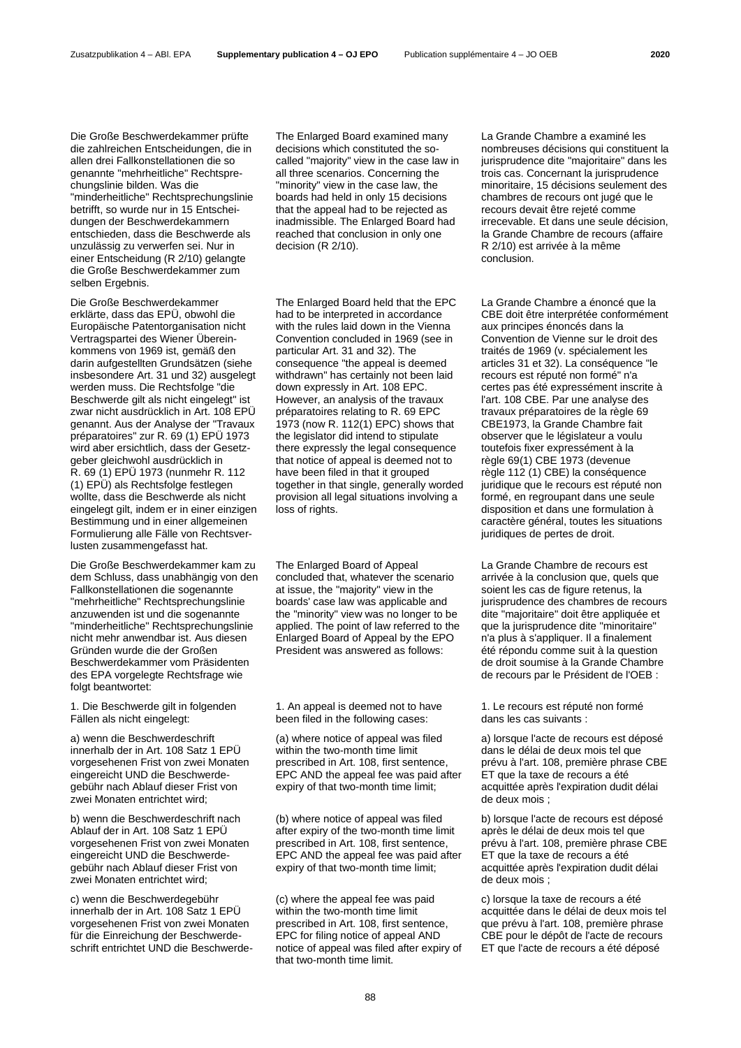Die Große Beschwerdekammer prüfte die zahlreichen Entscheidungen, die in allen drei Fallkonstellationen die so genannte "mehrheitliche" Rechtsprechungslinie bilden. Was die "minderheitliche" Rechtsprechungslinie betrifft, so wurde nur in 15 Entscheidungen der Beschwerdekammern entschieden, dass die Beschwerde als unzulässig zu verwerfen sei. Nur in einer Entscheidung (R 2/10) gelangte die Große Beschwerdekammer zum selben Ergebnis.

Die Große Beschwerdekammer erklärte, dass das EPÜ, obwohl die Europäische Patentorganisation nicht Vertragspartei des Wiener Übereinkommens von 1969 ist, gemäß den darin aufgestellten Grundsätzen (siehe insbesondere Art. 31 und 32) ausgelegt werden muss. Die Rechtsfolge "die Beschwerde gilt als nicht eingelegt" ist zwar nicht ausdrücklich in Art. 108 EPÜ genannt. Aus der Analyse der "Travaux préparatoires" zur R. 69 (1) EPÜ 1973 wird aber ersichtlich, dass der Gesetzgeber gleichwohl ausdrücklich in R. 69 (1) EPÜ 1973 (nunmehr R. 112 (1) EPÜ) als Rechtsfolge festlegen wollte, dass die Beschwerde als nicht eingelegt gilt, indem er in einer einzigen Bestimmung und in einer allgemeinen Formulierung alle Fälle von Rechtsverlusten zusammengefasst hat.

Die Große Beschwerdekammer kam zu dem Schluss, dass unabhängig von den Fallkonstellationen die sogenannte "mehrheitliche" Rechtsprechungslinie anzuwenden ist und die sogenannte "minderheitliche" Rechtsprechungslinie nicht mehr anwendbar ist. Aus diesen Gründen wurde die der Großen Beschwerdekammer vom Präsidenten des EPA vorgelegte Rechtsfrage wie folgt beantwortet:

1. Die Beschwerde gilt in folgenden Fällen als nicht eingelegt:

a) wenn die Beschwerdeschrift innerhalb der in Art. 108 Satz 1 EPÜ vorgesehenen Frist von zwei Monaten eingereicht UND die Beschwerdegebühr nach Ablauf dieser Frist von zwei Monaten entrichtet wird;

b) wenn die Beschwerdeschrift nach Ablauf der in Art. 108 Satz 1 EPÜ vorgesehenen Frist von zwei Monaten eingereicht UND die Beschwerdegebühr nach Ablauf dieser Frist von zwei Monaten entrichtet wird;

c) wenn die Beschwerdegebühr innerhalb der in Art. 108 Satz 1 EPÜ vorgesehenen Frist von zwei Monaten für die Einreichung der Beschwerdeschrift entrichtet UND die Beschwerde-

The Enlarged Board examined many decisions which constituted the so-called "majority" view in the case law in all three scenarios. Concerning the "minority" view in the case law, the boards had held in only 15 decisions that the appeal had to be rejected as inadmissible. The Enlarged Board had reached that conclusion in only one decision (R 2/10).

The Enlarged Board held that the EPC had to be interpreted in accordance with the rules laid down in the Vienna Convention concluded in 1969 (see in particular Art. 31 and 32). The consequence "the appeal is deemed withdrawn" has certainly not been laid down expressly in Art. 108 EPC. However, an analysis of the travaux préparatoires relating to R. 69 EPC 1973 (now R. 112(1) EPC) shows that the legislator did intend to stipulate there expressly the legal consequence that notice of appeal is deemed not to have been filed in that it grouped together in that single, generally worded provision all legal situations involving a loss of rights.

The Enlarged Board of Appeal concluded that, whatever the scenario at issue, the "majority" view in the boards' case law was applicable and the "minority" view was no longer to be applied. The point of law referred to the Enlarged Board of Appeal by the EPO President was answered as follows:

1. An appeal is deemed not to have been filed in the following cases:

(a) where notice of appeal was filed within the two-month time limit prescribed in Art. 108, first sentence, EPC AND the appeal fee was paid after expiry of that two-month time limit;

(b) where notice of appeal was filed after expiry of the two-month time limit prescribed in Art. 108, first sentence, EPC AND the appeal fee was paid after expiry of that two-month time limit;

(c) where the appeal fee was paid within the two-month time limit prescribed in Art. 108, first sentence, EPC for filing notice of appeal AND notice of appeal was filed after expiry of that two-month time limit.

La Grande Chambre a examiné les nombreuses décisions qui constituent la jurisprudence dite "majoritaire" dans les trois cas. Concernant la jurisprudence minoritaire, 15 décisions seulement des chambres de recours ont jugé que le recours devait être rejeté comme irrecevable. Et dans une seule décision, la Grande Chambre de recours (affaire R 2/10) est arrivée à la même conclusion.

La Grande Chambre a énoncé que la CBE doit être interprétée conformément aux principes énoncés dans la Convention de Vienne sur le droit des traités de 1969 (v. spécialement les articles 31 et 32). La conséquence "le recours est réputé non formé" n'a certes pas été expressément inscrite à l'art. 108 CBE. Par une analyse des travaux préparatoires de la règle 69 CBE1973, la Grande Chambre fait observer que le législateur a voulu toutefois fixer expressément à la règle 69(1) CBE 1973 (devenue règle 112 (1) CBE) la conséquence juridique que le recours est réputé non formé, en regroupant dans une seule disposition et dans une formulation à caractère général, toutes les situations juridiques de pertes de droit.

La Grande Chambre de recours est arrivée à la conclusion que, quels que soient les cas de figure retenus, la jurisprudence des chambres de recours dite "majoritaire" doit être appliquée et que la jurisprudence dite "minoritaire" n'a plus à s'appliquer. Il a finalement été répondu comme suit à la question de droit soumise à la Grande Chambre de recours par le Président de l'OEB :

1. Le recours est réputé non formé dans les cas suivants :

a) lorsque l'acte de recours est déposé dans le délai de deux mois tel que prévu à l'art. 108, première phrase CBE ET que la taxe de recours a été acquittée après l'expiration dudit délai de deux mois ;

b) lorsque l'acte de recours est déposé après le délai de deux mois tel que prévu à l'art. 108, première phrase CBE ET que la taxe de recours a été acquittée après l'expiration dudit délai de deux mois ;

c) lorsque la taxe de recours a été acquittée dans le délai de deux mois tel que prévu à l'art. 108, première phrase CBE pour le dépôt de l'acte de recours ET que l'acte de recours a été déposé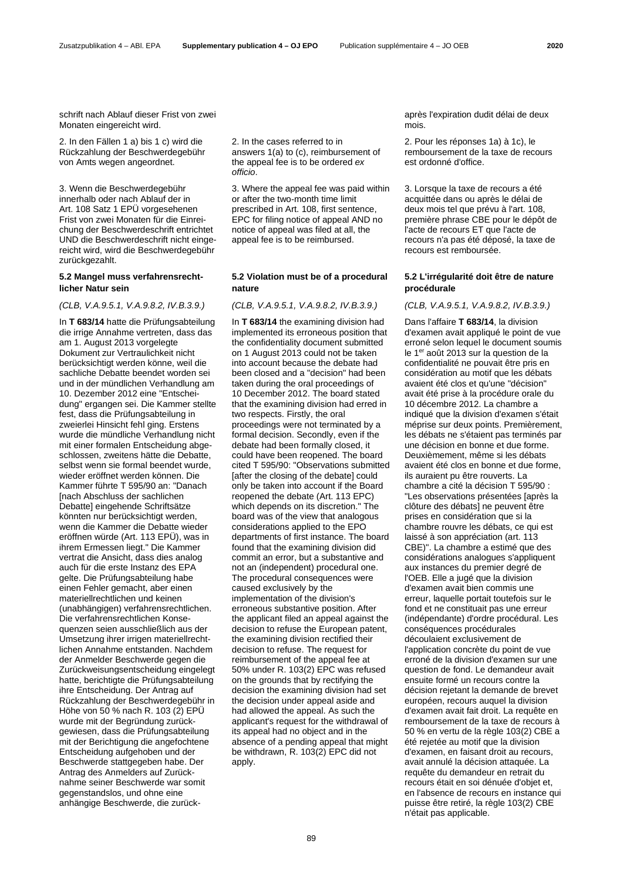schrift nach Ablauf dieser Frist von zwei Monaten eingereicht wird.

2. In den Fällen 1 a) bis 1 c) wird die Rückzahlung der Beschwerdegebühr von Amts wegen angeordnet.

3. Wenn die Beschwerdegebühr innerhalb oder nach Ablauf der in Art. 108 Satz 1 EPÜ vorgesehenen Frist von zwei Monaten für die Einreichung der Beschwerdeschrift entrichtet UND die Beschwerdeschrift nicht eingereicht wird, wird die Beschwerdegebühr zurückgezahlt.

**5.2 Mangel muss verfahrensrechtlicher Natur sein**

*(CLB, V.A.9.5.1, V.A.9.8.2, IV.B.3.9.)*

In **T 683/14** hatte die Prüfungsabteilung die irrige Annahme vertreten, dass das am 1. August 2013 vorgelegte Dokument zur Vertraulichkeit nicht berücksichtigt werden könne, weil die sachliche Debatte beendet worden sei und in der mündlichen Verhandlung am 10. Dezember 2012 eine "Entscheidung" ergangen sei. Die Kammer stellte fest, dass die Prüfungsabteilung in zweierlei Hinsicht fehl ging. Erstens wurde die mündliche Verhandlung nicht mit einer formalen Entscheidung abgeschlossen, zweitens hätte die Debatte, selbst wenn sie formal beendet wurde, wieder eröffnet werden können. Die Kammer führte T 595/90 an: "Danach [nach Abschluss der sachlichen Debatte] eingehende Schriftsätze könnten nur berücksichtigt werden, wenn die Kammer die Debatte wieder eröffnen würde (Art. 113 EPÜ), was in ihrem Ermessen liegt." Die Kammer vertrat die Ansicht, dass dies analog auch für die erste Instanz des EPA gelte. Die Prüfungsabteilung habe einen Fehler gemacht, aber einen materiellrechtlichen und keinen (unabhängigen) verfahrensrechtlichen. Die verfahrensrechtlichen Konsequenzen seien ausschließlich aus der Umsetzung ihrer irrigen materiellrechtlichen Annahme entstanden. Nachdem der Anmelder Beschwerde gegen die Zurückweisungsentscheidung eingelegt hatte, berichtigte die Prüfungsabteilung ihre Entscheidung. Der Antrag auf Rückzahlung der Beschwerdegebühr in Höhe von 50 % nach R. 103 (2) EPÜ wurde mit der Begründung zurückgewiesen, dass die Prüfungsabteilung mit der Berichtigung die angefochtene Entscheidung aufgehoben und der Beschwerde stattgegeben habe. Der Antrag des Anmelders auf Zurücknahme seiner Beschwerde war somit gegenstandslos, und ohne eine anhängige Beschwerde, die zurück-

2. In the cases referred to in answers 1(a) to (c), reimbursement of the appeal fee is to be ordered *ex officio*.

3. Where the appeal fee was paid within or after the two-month time limit prescribed in Art. 108, first sentence, EPC for filing notice of appeal AND no notice of appeal was filed at all, the appeal fee is to be reimbursed.

**5.2 Violation must be of a procedural nature**

*(CLB, V.A.9.5.1, V.A.9.8.2, IV.B.3.9.)*

In **T 683/14** the examining division had implemented its erroneous position that the confidentiality document submitted on 1 August 2013 could not be taken into account because the debate had been closed and a "decision" had been taken during the oral proceedings of 10 December 2012. The board stated that the examining division had erred in two respects. Firstly, the oral proceedings were not terminated by a formal decision. Secondly, even if the debate had been formally closed, it could have been reopened. The board cited T 595/90: "Observations submitted [after the closing of the debate] could only be taken into account if the Board reopened the debate (Art. 113 EPC) which depends on its discretion." The board was of the view that analogous considerations applied to the EPO departments of first instance. The board found that the examining division did commit an error, but a substantive and not an (independent) procedural one. The procedural consequences were caused exclusively by the implementation of the division's erroneous substantive position. After the applicant filed an appeal against the decision to refuse the European patent, the examining division rectified their decision to refuse. The request for reimbursement of the appeal fee at 50% under R. 103(2) EPC was refused on the grounds that by rectifying the decision the examining division had set the decision under appeal aside and had allowed the appeal. As such the applicant's request for the withdrawal of its appeal had no object and in the absence of a pending appeal that might be withdrawn, R. 103(2) EPC did not apply.

après l'expiration dudit délai de deux mois.

2. Pour les réponses 1a) à 1c), le remboursement de la taxe de recours est ordonné d'office.

3. Lorsque la taxe de recours a été acquittée dans ou après le délai de deux mois tel que prévu à l'art. 108, première phrase CBE pour le dépôt de l'acte de recours ET que l'acte de recours n'a pas été déposé, la taxe de recours est remboursée.

**5.2 L'irrégularité doit être de nature procédurale**

*(CLB, V.A.9.5.1, V.A.9.8.2, IV.B.3.9.)*

Dans l'affaire **T 683/14**, la division d'examen avait appliqué le point de vue erroné selon lequel le document soumis le 1er août 2013 sur la question de la confidentialité ne pouvait être pris en considération au motif que les débats avaient été clos et qu'une "décision" avait été prise à la procédure orale du 10 décembre 2012. La chambre a indiqué que la division d'examen s'était méprise sur deux points. Premièrement, les débats ne s'étaient pas terminés par une décision en bonne et due forme. Deuxièmement, même si les débats avaient été clos en bonne et due forme, ils auraient pu être rouverts. La chambre a cité la décision T 595/90 : "Les observations présentées [après la clôture des débats] ne peuvent être prises en considération que si la chambre rouvre les débats, ce qui est laissé à son appréciation (art. 113 CBE)". La chambre a estimé que des considérations analogues s'appliquent aux instances du premier degré de l'OEB. Elle a jugé que la division d'examen avait bien commis une erreur, laquelle portait toutefois sur le fond et ne constituait pas une erreur (indépendante) d'ordre procédural. Les conséquences procédurales découlaient exclusivement de l'application concrète du point de vue erroné de la division d'examen sur une question de fond. Le demandeur avait ensuite formé un recours contre la décision rejetant la demande de brevet européen, recours auquel la division d'examen avait fait droit. La requête en remboursement de la taxe de recours à 50 % en vertu de la règle 103(2) CBE a été rejetée au motif que la division d'examen, en faisant droit au recours, avait annulé la décision attaquée. La requête du demandeur en retrait du recours était en soi dénuée d'objet et, en l'absence de recours en instance qui puisse être retiré, la règle 103(2) CBE n'était pas applicable.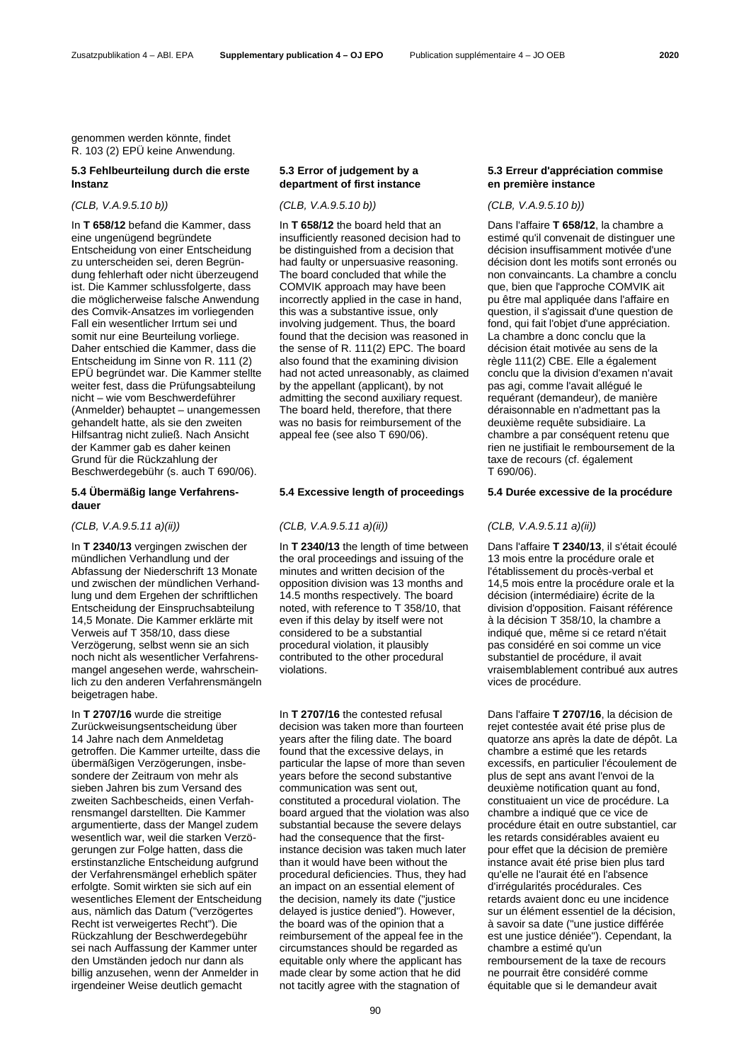genommen werden könnte, findet R. 103 (2) EPÜ keine Anwendung.

### 5.3 Fehlbeurteilung durch die erste Instanz

*(CLB, V.A.9.5.10 b))*

In **T 658/12** befand die Kammer, dass eine ungenügend begründete Entscheidung von einer Entscheidung zu unterscheiden sei, deren Begründung fehlerhaft oder nicht überzeugend ist. Die Kammer schlussfolgerte, dass die möglicherweise falsche Anwendung des Comvik-Ansatzes im vorliegenden Fall ein wesentlicher Irrtum sei und somit nur eine Beurteilung vorliege. Daher entschied die Kammer, dass die Entscheidung im Sinne von R. 111 (2) EPÜ begründet war. Die Kammer stellte weiter fest, dass die Prüfungsabteilung nicht – wie vom Beschwerdeführer (Anmelder) behauptet – unangemessen gehandelt hatte, als sie den zweiten Hilfsantrag nicht zuließ. Nach Ansicht der Kammer gab es daher keinen Grund für die Rückzahlung der Beschwerdegebühr (s. auch T 690/06).

### 5.4 Übermäßig lange Verfahrensdauer

*(CLB, V.A.9.5.11 a)(ii))*

In **T 2340/13** vergingen zwischen der mündlichen Verhandlung und der Abfassung der Niederschrift 13 Monate und zwischen der mündlichen Verhandlung und dem Ergehen der schriftlichen Entscheidung der Einspruchsabteilung 14,5 Monate. Die Kammer erklärte mit Verweis auf T 358/10, dass diese Verzögerung, selbst wenn sie an sich noch nicht als wesentlicher Verfahrensmangel angesehen werde, wahrscheinlich zu den anderen Verfahrensmängeln beigetragen habe.

In **T 2707/16** wurde die streitige Zurückweisungsentscheidung über 14 Jahre nach dem Anmeldetag getroffen. Die Kammer urteilte, dass die übermäßigen Verzögerungen, insbesondere der Zeitraum von mehr als sieben Jahren bis zum Versand des zweiten Sachbescheids, einen Verfahrensmangel darstellten. Die Kammer argumentierte, dass der Mangel zudem wesentlich war, weil die starken Verzögerungen zur Folge hatten, dass die erstinstanzliche Entscheidung aufgrund der Verfahrensmängel erheblich später erfolgte. Somit wirkten sie sich auf ein wesentliches Element der Entscheidung aus, nämlich das Datum ("verzögertes Recht ist verweigertes Recht"). Die Rückzahlung der Beschwerdegebühr sei nach Auffassung der Kammer unter den Umständen jedoch nur dann als billig anzusehen, wenn der Anmelder in irgendeiner Weise deutlich gemacht

### 5.3 Error of judgement by a department of first instance

*(CLB, V.A.9.5.10 b))*

In **T 658/12** the board held that an insufficiently reasoned decision had to be distinguished from a decision that had faulty or unpersuasive reasoning. The board concluded that while the COMVIK approach may have been incorrectly applied in the case in hand, this was a substantive issue, only involving judgement. Thus, the board found that the decision was reasoned in the sense of R. 111(2) EPC. The board also found that the examining division had not acted unreasonably, as claimed by the appellant (applicant), by not admitting the second auxiliary request. The board held, therefore, that there was no basis for reimbursement of the appeal fee (see also T 690/06).

### 5.4 Excessive length of proceedings

*(CLB, V.A.9.5.11 a)(ii))*

In **T 2340/13** the length of time between the oral proceedings and issuing of the minutes and written decision of the opposition division was 13 months and 14.5 months respectively. The board noted, with reference to T 358/10, that even if this delay by itself were not considered to be a substantial procedural violation, it plausibly contributed to the other procedural violations.

In **T 2707/16** the contested refusal decision was taken more than fourteen years after the filing date. The board found that the excessive delays, in particular the lapse of more than seven years before the second substantive communication was sent out, constituted a procedural violation. The board argued that the violation was also substantial because the severe delays had the consequence that the first-instance decision was taken much later than it would have been without the procedural deficiencies. Thus, they had an impact on an essential element of the decision, namely its date ("justice delayed is justice denied"). However, the board was of the opinion that a reimbursement of the appeal fee in the circumstances should be regarded as equitable only where the applicant has made clear by some action that he did not tacitly agree with the stagnation of

### 5.3 Erreur d'appréciation commise en première instance

*(CLB, V.A.9.5.10 b))*

Dans l'affaire **T 658/12**, la chambre a estimé qu'il convenait de distinguer une décision insuffisamment motivée d'une décision dont les motifs sont erronés ou non convaincants. La chambre a conclu que, bien que l'approche COMVIK ait pu être mal appliquée dans l'affaire en question, il s'agissait d'une question de fond, qui fait l'objet d'une appréciation. La chambre a donc conclu que la décision était motivée au sens de la règle 111(2) CBE. Elle a également conclu que la division d'examen n'avait pas agi, comme l'avait allégué le requérant (demandeur), de manière déraisonnable en n'admettant pas la deuxième requête subsidiaire. La chambre a par conséquent retenu que rien ne justifiait le remboursement de la taxe de recours (cf. également T 690/06).

### 5.4 Durée excessive de la procédure

*(CLB, V.A.9.5.11 a)(ii))*

Dans l'affaire **T 2340/13**, il s'était écoulé 13 mois entre la procédure orale et l'établissement du procès-verbal et 14,5 mois entre la procédure orale et la décision (intermédiaire) écrite de la division d'opposition. Faisant référence à la décision T 358/10, la chambre a indiqué que, même si ce retard n'était pas considéré en soi comme un vice substantiel de procédure, il avait vraisemblablement contribué aux autres vices de procédure.

Dans l'affaire **T 2707/16**, la décision de rejet contestée avait été prise plus de quatorze ans après la date de dépôt. La chambre a estimé que les retards excessifs, en particulier l'écoulement de plus de sept ans avant l'envoi de la deuxième notification quant au fond, constituaient un vice de procédure. La chambre a indiqué que ce vice de procédure était en outre substantiel, car les retards considérables avaient eu pour effet que la décision de première instance avait été prise bien plus tard qu'elle ne l'aurait été en l'absence d'irrégularités procédurales. Ces retards avaient donc eu une incidence sur un élément essentiel de la décision, à savoir sa date ("une justice différée est une justice déniée"). Cependant, la chambre a estimé qu'un remboursement de la taxe de recours ne pourrait être considéré comme équitable que si le demandeur avait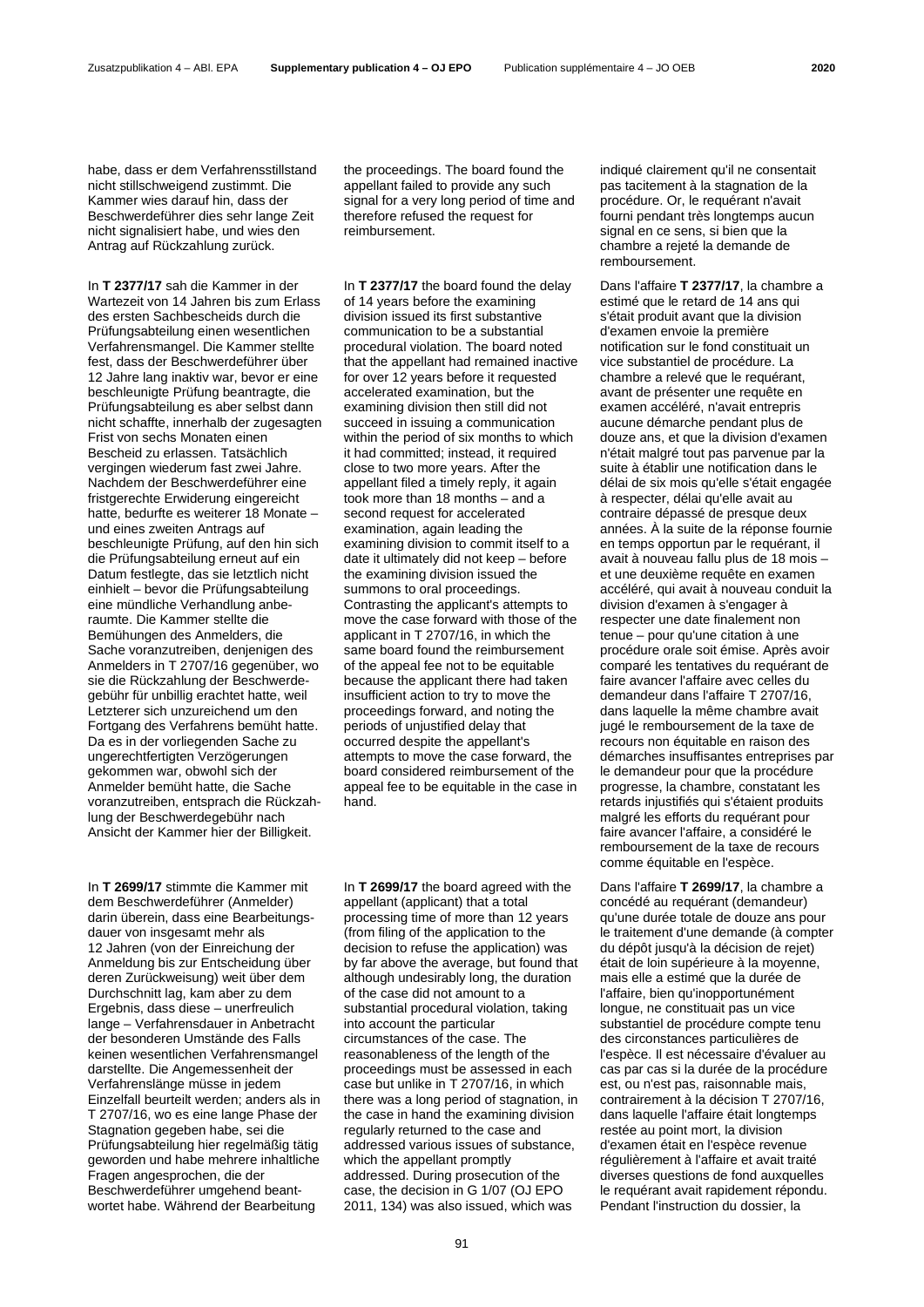habe, dass er dem Verfahrensstillstand nicht stillschweigend zustimmt. Die Kammer wies darauf hin, dass der Beschwerdeführer dies sehr lange Zeit nicht signalisiert habe, und wies den Antrag auf Rückzahlung zurück.

In **T 2377/17** sah die Kammer in der Wartezeit von 14 Jahren bis zum Erlass des ersten Sachbescheids durch die Prüfungsabteilung einen wesentlichen Verfahrensmangel. Die Kammer stellte fest, dass der Beschwerdeführer über 12 Jahre lang inaktiv war, bevor er eine beschleunigte Prüfung beantragte, die Prüfungsabteilung es aber selbst dann nicht schaffte, innerhalb der zugesagten Frist von sechs Monaten einen Bescheid zu erlassen. Tatsächlich vergingen wiederum fast zwei Jahre. Nachdem der Beschwerdeführer eine fristgerechte Erwiderung eingereicht hatte, bedurfte es weiterer 18 Monate – und eines zweiten Antrags auf beschleunigte Prüfung, auf den hin sich die Prüfungsabteilung erneut auf ein Datum festlegte, das sie letztlich nicht einhielt – bevor die Prüfungsabteilung eine mündliche Verhandlung anberaumte. Die Kammer stellte die Bemühungen des Anmelders, die Sache voranzutreiben, denjenigen des Anmelders in T 2707/16 gegenüber, wo sie die Rückzahlung der Beschwerdegebühr für unbillig erachtet hatte, weil Letzterer sich unzureichend um den Fortgang des Verfahrens bemüht hatte. Da es in der vorliegenden Sache zu ungerechtfertigten Verzögerungen gekommen war, obwohl sich der Anmelder bemüht hatte, die Sache voranzutreiben, entsprach die Rückzahlung der Beschwerdegebühr nach Ansicht der Kammer hier der Billigkeit.

In **T 2699/17** stimmte die Kammer mit dem Beschwerdeführer (Anmelder) darin überein, dass eine Bearbeitungsdauer von insgesamt mehr als 12 Jahren (von der Einreichung der Anmeldung bis zur Entscheidung über deren Zurückweisung) weit über dem Durchschnitt lag, kam aber zu dem Ergebnis, dass diese – unerfreulich lange – Verfahrensdauer in Anbetracht der besonderen Umstände des Falls keinen wesentlichen Verfahrensmangel darstellte. Die Angemessenheit der Verfahrenslänge müsse in jedem Einzelfall beurteilt werden; anders als in T 2707/16, wo es eine lange Phase der Stagnation gegeben habe, sei die Prüfungsabteilung hier regelmäßig tätig geworden und habe mehrere inhaltliche Fragen angesprochen, die der Beschwerdeführer umgehend beantwortet habe. Während der Bearbeitung

the proceedings. The board found the appellant failed to provide any such signal for a very long period of time and therefore refused the request for reimbursement.

In **T 2377/17** the board found the delay of 14 years before the examining division issued its first substantive communication to be a substantial procedural violation. The board noted that the appellant had remained inactive for over 12 years before it requested accelerated examination, but the examining division then still did not succeed in issuing a communication within the period of six months to which it had committed; instead, it required close to two more years. After the appellant filed a timely reply, it again took more than 18 months – and a second request for accelerated examination, again leading the examining division to commit itself to a date it ultimately did not keep – before the examining division issued the summons to oral proceedings. Contrasting the applicant's attempts to move the case forward with those of the applicant in T 2707/16, in which the same board found the reimbursement of the appeal fee not to be equitable because the applicant there had taken insufficient action to try to move the proceedings forward, and noting the periods of unjustified delay that occurred despite the appellant's attempts to move the case forward, the board considered reimbursement of the appeal fee to be equitable in the case in hand.

In **T 2699/17** the board agreed with the appellant (applicant) that a total processing time of more than 12 years (from filing of the application to the decision to refuse the application) was by far above the average, but found that although undesirably long, the duration of the case did not amount to a substantial procedural violation, taking into account the particular circumstances of the case. The reasonableness of the length of the proceedings must be assessed in each case but unlike in T 2707/16, in which there was a long period of stagnation, in the case in hand the examining division regularly returned to the case and addressed various issues of substance, which the appellant promptly addressed. During prosecution of the case, the decision in G 1/07 (OJ EPO 2011, 134) was also issued, which was

indiqué clairement qu'il ne consentait pas tacitement à la stagnation de la procédure. Or, le requérant n'avait fourni pendant très longtemps aucun signal en ce sens, si bien que la chambre a rejeté la demande de remboursement.

Dans l'affaire **T 2377/17**, la chambre a estimé que le retard de 14 ans qui s'était produit avant que la division d'examen envoie la première notification sur le fond constituait un vice substantiel de procédure. La chambre a relevé que le requérant, avant de présenter une requête en examen accéléré, n'avait entrepris aucune démarche pendant plus de douze ans, et que la division d'examen n'était malgré tout pas parvenue par la suite à établir une notification dans le délai de six mois qu'elle s'était engagée à respecter, délai qu'elle avait au contraire dépassé de presque deux années. À la suite de la réponse fournie en temps opportun par le requérant, il avait à nouveau fallu plus de 18 mois – et une deuxième requête en examen accéléré, qui avait à nouveau conduit la division d'examen à s'engager à respecter une date finalement non tenue – pour qu'une citation à une procédure orale soit émise. Après avoir comparé les tentatives du requérant de faire avancer l'affaire avec celles du demandeur dans l'affaire T 2707/16, dans laquelle la même chambre avait jugé le remboursement de la taxe de recours non équitable en raison des démarches insuffisantes entreprises par le demandeur pour que la procédure progresse, la chambre, constatant les retards injustifiés qui s'étaient produits malgré les efforts du requérant pour faire avancer l'affaire, a considéré le remboursement de la taxe de recours comme équitable en l'espèce.

Dans l'affaire **T 2699/17**, la chambre a concédé au requérant (demandeur) qu'une durée totale de douze ans pour le traitement d'une demande (à compter du dépôt jusqu'à la décision de rejet) était de loin supérieure à la moyenne, mais elle a estimé que la durée de l'affaire, bien qu'inopportunément longue, ne constituait pas un vice substantiel de procédure compte tenu des circonstances particulières de l'espèce. Il est nécessaire d'évaluer au cas par cas si la durée de la procédure est, ou n'est pas, raisonnable mais, contrairement à la décision T 2707/16, dans laquelle l'affaire était longtemps restée au point mort, la division d'examen était en l'espèce revenue régulièrement à l'affaire et avait traité diverses questions de fond auxquelles le requérant avait rapidement répondu. Pendant l'instruction du dossier, la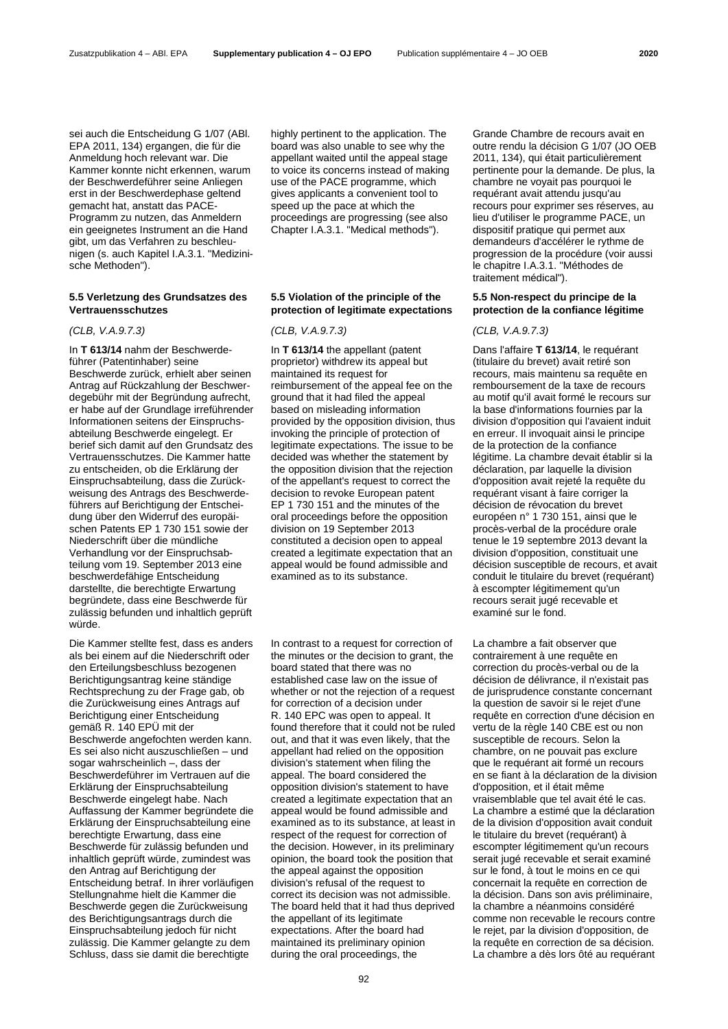sei auch die Entscheidung G 1/07 (ABl. EPA 2011, 134) ergangen, die für die Anmeldung hoch relevant war. Die Kammer konnte nicht erkennen, warum der Beschwerdeführer seine Anliegen erst in der Beschwerdephase geltend gemacht hat, anstatt das PACE-Programm zu nutzen, das Anmeldern ein geeignetes Instrument an die Hand gibt, um das Verfahren zu beschleunigen (s. auch Kapitel I.A.3.1. "Medizinische Methoden").

### 5.5 Verletzung des Grundsatzes des Vertrauensschutzes

*(CLB, V.A.9.7.3)*

In **T 613/14** nahm der Beschwerdeführer (Patentinhaber) seine Beschwerde zurück, erhielt aber seinen Antrag auf Rückzahlung der Beschwerdegebühr mit der Begründung aufrecht, er habe auf der Grundlage irreführender Informationen seitens der Einspruchsabteilung Beschwerde eingelegt. Er berief sich damit auf den Grundsatz des Vertrauensschutzes. Die Kammer hatte zu entscheiden, ob die Erklärung der Einspruchsabteilung, dass die Zurückweisung des Antrags des Beschwerdeführers auf Berichtigung der Entscheidung über den Widerruf des europäischen Patents EP 1 730 151 sowie der Niederschrift über die mündliche Verhandlung vor der Einspruchsabteilung vom 19. September 2013 eine beschwerdefähige Entscheidung darstellte, die berechtigte Erwartung begründete, dass eine Beschwerde für zulässig befunden und inhaltlich geprüft würde.

Die Kammer stellte fest, dass es anders als bei einem auf die Niederschrift oder den Erteilungsbeschluss bezogenen Berichtigungsantrag keine ständige Rechtsprechung zu der Frage gab, ob die Zurückweisung eines Antrags auf Berichtigung einer Entscheidung gemäß R. 140 EPÜ mit der Beschwerde angefochten werden kann. Es sei also nicht auszuschließen – und sogar wahrscheinlich –, dass der Beschwerdeführer im Vertrauen auf die Erklärung der Einspruchsabteilung Beschwerde eingelegt habe. Nach Auffassung der Kammer begründete die Erklärung der Einspruchsabteilung eine berechtigte Erwartung, dass eine Beschwerde für zulässig befunden und inhaltlich geprüft würde, zumindest was den Antrag auf Berichtigung der Entscheidung betraf. In ihrer vorläufigen Stellungnahme hielt die Kammer die Beschwerde gegen die Zurückweisung des Berichtigungsantrags durch die Einspruchsabteilung jedoch für nicht zulässig. Die Kammer gelangte zu dem Schluss, dass sie damit die berechtigte

highly pertinent to the application. The board was also unable to see why the appellant waited until the appeal stage to voice its concerns instead of making use of the PACE programme, which gives applicants a convenient tool to speed up the pace at which the proceedings are progressing (see also Chapter I.A.3.1. "Medical methods").

### 5.5 Violation of the principle of the protection of legitimate expectations

*(CLB, V.A.9.7.3)*

In **T 613/14** the appellant (patent proprietor) withdrew its appeal but maintained its request for reimbursement of the appeal fee on the ground that it had filed the appeal based on misleading information provided by the opposition division, thus invoking the principle of protection of legitimate expectations. The issue to be decided was whether the statement by the opposition division that the rejection of the appellant's request to correct the decision to revoke European patent EP 1 730 151 and the minutes of the oral proceedings before the opposition division on 19 September 2013 constituted a decision open to appeal created a legitimate expectation that an appeal would be found admissible and examined as to its substance.

In contrast to a request for correction of the minutes or the decision to grant, the board stated that there was no established case law on the issue of whether or not the rejection of a request for correction of a decision under R. 140 EPC was open to appeal. It found therefore that it could not be ruled out, and that it was even likely, that the appellant had relied on the opposition division's statement when filing the appeal. The board considered the opposition division's statement to have created a legitimate expectation that an appeal would be found admissible and examined as to its substance, at least in respect of the request for correction of the decision. However, in its preliminary opinion, the board took the position that the appeal against the opposition division's refusal of the request to correct its decision was not admissible. The board held that it had thus deprived the appellant of its legitimate expectations. After the board had maintained its preliminary opinion during the oral proceedings, the

Grande Chambre de recours avait en outre rendu la décision G 1/07 (JO OEB 2011, 134), qui était particulièrement pertinente pour la demande. De plus, la chambre ne voyait pas pourquoi le requérant avait attendu jusqu'au recours pour exprimer ses réserves, au lieu d'utiliser le programme PACE, un dispositif pratique qui permet aux demandeurs d'accélérer le rythme de progression de la procédure (voir aussi le chapitre I.A.3.1. "Méthodes de traitement médical").

### 5.5 Non-respect du principe de la protection de la confiance légitime

*(CLB, V.A.9.7.3)*

Dans l'affaire **T 613/14**, le requérant (titulaire du brevet) avait retiré son recours, mais maintenu sa requête en remboursement de la taxe de recours au motif qu'il avait formé le recours sur la base d'informations fournies par la division d'opposition qui l'avaient induit en erreur. Il invoquait ainsi le principe de la protection de la confiance légitime. La chambre devait établir si la déclaration, par laquelle la division d'opposition avait rejeté la requête du requérant visant à faire corriger la décision de révocation du brevet européen n° 1 730 151, ainsi que le procès-verbal de la procédure orale tenue le 19 septembre 2013 devant la division d'opposition, constituait une décision susceptible de recours, et avait conduit le titulaire du brevet (requérant) à escompter légitimement qu'un recours serait jugé recevable et examiné sur le fond.

La chambre a fait observer que contrairement à une requête en correction du procès-verbal ou de la décision de délivrance, il n'existait pas de jurisprudence constante concernant la question de savoir si le rejet d'une requête en correction d'une décision en vertu de la règle 140 CBE est ou non susceptible de recours. Selon la chambre, on ne pouvait pas exclure que le requérant ait formé un recours en se fiant à la déclaration de la division d'opposition, et il était même vraisemblable que tel avait été le cas. La chambre a estimé que la déclaration de la division d'opposition avait conduit le titulaire du brevet (requérant) à escompter légitimement qu'un recours serait jugé recevable et serait examiné sur le fond, à tout le moins en ce qui concernait la requête en correction de la décision. Dans son avis préliminaire, la chambre a néanmoins considéré comme non recevable le recours contre le rejet, par la division d'opposition, de la requête en correction de sa décision. La chambre a dès lors ôté au requérant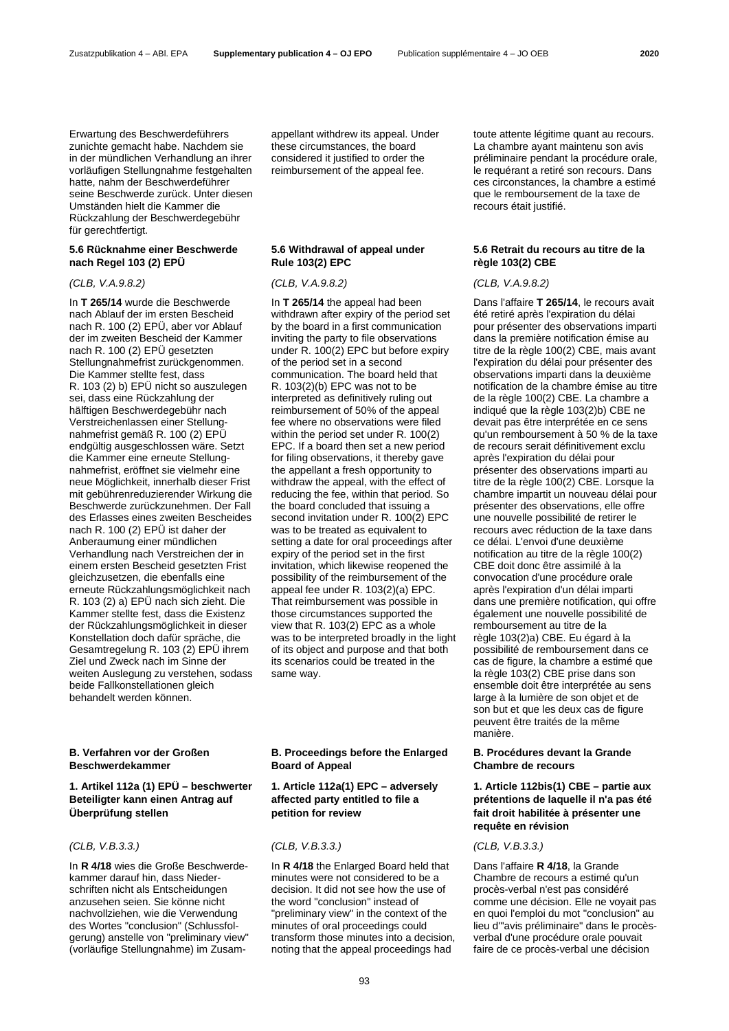Erwartung des Beschwerdeführers zunichte gemacht habe. Nachdem sie in der mündlichen Verhandlung an ihrer vorläufigen Stellungnahme festgehalten hatte, nahm der Beschwerdeführer seine Beschwerde zurück. Unter diesen Umständen hielt die Kammer die Rückzahlung der Beschwerdegebühr für gerechtfertigt.

### 5.6 Rücknahme einer Beschwerde nach Regel 103 (2) EPÜ

*(CLB, V.A.9.8.2)*

In **T 265/14** wurde die Beschwerde nach Ablauf der im ersten Bescheid nach R. 100 (2) EPÜ, aber vor Ablauf der im zweiten Bescheid der Kammer nach R. 100 (2) EPÜ gesetzten Stellungnahmefrist zurückgenommen. Die Kammer stellte fest, dass R. 103 (2) b) EPÜ nicht so auszulegen sei, dass eine Rückzahlung der hälftigen Beschwerdegebühr nach Verstreichenlassen einer Stellungnahmefrist gemäß R. 100 (2) EPÜ endgültig ausgeschlossen wäre. Setzt die Kammer eine erneute Stellungnahmefrist, eröffnet sie vielmehr eine neue Möglichkeit, innerhalb dieser Frist mit gebührenreduzierender Wirkung die Beschwerde zurückzunehmen. Der Fall des Erlasses eines zweiten Bescheides nach R. 100 (2) EPÜ ist daher der Anberaumung einer mündlichen Verhandlung nach Verstreichen der in einem ersten Bescheid gesetzten Frist gleichzusetzen, die ebenfalls eine erneute Rückzahlungsmöglichkeit nach R. 103 (2) a) EPÜ nach sich zieht. Die Kammer stellte fest, dass die Existenz der Rückzahlungsmöglichkeit in dieser Konstellation doch dafür spräche, die Gesamtregelung R. 103 (2) EPÜ ihrem Ziel und Zweck nach im Sinne der weiten Auslegung zu verstehen, sodass beide Fallkonstellationen gleich behandelt werden können.

## B. Verfahren vor der Großen Beschwerdekammer

### 1. Artikel 112a (1) EPÜ – beschwerter Beteiligter kann einen Antrag auf Überprüfung stellen

*(CLB, V.B.3.3.)*

In **R 4/18** wies die Große Beschwerdekammer darauf hin, dass Niederschriften nicht als Entscheidungen anzusehen seien. Sie könne nicht nachvollziehen, wie die Verwendung des Wortes "conclusion" (Schlussfolgerung) anstelle von "preliminary view" (vorläufige Stellungnahme) im Zusam-

appellant withdrew its appeal. Under these circumstances, the board considered it justified to order the reimbursement of the appeal fee.

### 5.6 Withdrawal of appeal under Rule 103(2) EPC

*(CLB, V.A.9.8.2)*

In **T 265/14** the appeal had been withdrawn after expiry of the period set by the board in a first communication inviting the party to file observations under R. 100(2) EPC but before expiry of the period set in a second communication. The board held that R. 103(2)(b) EPC was not to be interpreted as definitively ruling out reimbursement of 50% of the appeal fee where no observations were filed within the period set under R. 100(2) EPC. If a board then set a new period for filing observations, it thereby gave the appellant a fresh opportunity to withdraw the appeal, with the effect of reducing the fee, within that period. So the board concluded that issuing a second invitation under R. 100(2) EPC was to be treated as equivalent to setting a date for oral proceedings after expiry of the period set in the first invitation, which likewise reopened the possibility of the reimbursement of the appeal fee under R. 103(2)(a) EPC. That reimbursement was possible in those circumstances supported the view that R. 103(2) EPC as a whole was to be interpreted broadly in the light of its object and purpose and that both its scenarios could be treated in the same way.

## B. Proceedings before the Enlarged Board of Appeal

### 1. Article 112a(1) EPC – adversely affected party entitled to file a petition for review

*(CLB, V.B.3.3.)*

In **R 4/18** the Enlarged Board held that minutes were not considered to be a decision. It did not see how the use of the word "conclusion" instead of "preliminary view" in the context of the minutes of oral proceedings could transform those minutes into a decision, noting that the appeal proceedings had

toute attente légitime quant au recours. La chambre ayant maintenu son avis préliminaire pendant la procédure orale, le requérant a retiré son recours. Dans ces circonstances, la chambre a estimé que le remboursement de la taxe de recours était justifié.

### 5.6 Retrait du recours au titre de la règle 103(2) CBE

*(CLB, V.A.9.8.2)*

Dans l'affaire **T 265/14**, le recours avait été retiré après l'expiration du délai pour présenter des observations imparti dans la première notification émise au titre de la règle 100(2) CBE, mais avant l'expiration du délai pour présenter des observations imparti dans la deuxième notification de la chambre émise au titre de la règle 100(2) CBE. La chambre a indiqué que la règle 103(2)b) CBE ne devait pas être interprétée en ce sens qu'un remboursement à 50 % de la taxe de recours serait définitivement exclu après l'expiration du délai pour présenter des observations imparti au titre de la règle 100(2) CBE. Lorsque la chambre impartit un nouveau délai pour présenter des observations, elle offre une nouvelle possibilité de retirer le recours avec réduction de la taxe dans ce délai. L'envoi d'une deuxième notification au titre de la règle 100(2) CBE doit donc être assimilé à la convocation d'une procédure orale après l'expiration d'un délai imparti dans une première notification, qui offre également une nouvelle possibilité de remboursement au titre de la règle 103(2)a) CBE. Eu égard à la possibilité de remboursement dans ce cas de figure, la chambre a estimé que la règle 103(2) CBE prise dans son ensemble doit être interprétée au sens large à la lumière de son objet et de son but et que les deux cas de figure peuvent être traités de la même manière.

## B. Procédures devant la Grande Chambre de recours

### 1. Article 112bis(1) CBE – partie aux prétentions de laquelle il n'a pas été fait droit habilitée à présenter une requête en révision

*(CLB, V.B.3.3.)*

Dans l'affaire **R 4/18**, la Grande Chambre de recours a estimé qu'un procès-verbal n'est pas considéré comme une décision. Elle ne voyait pas en quoi l'emploi du mot "conclusion" au lieu d'"avis préliminaire" dans le procès-verbal d'une procédure orale pouvait faire de ce procès-verbal une décision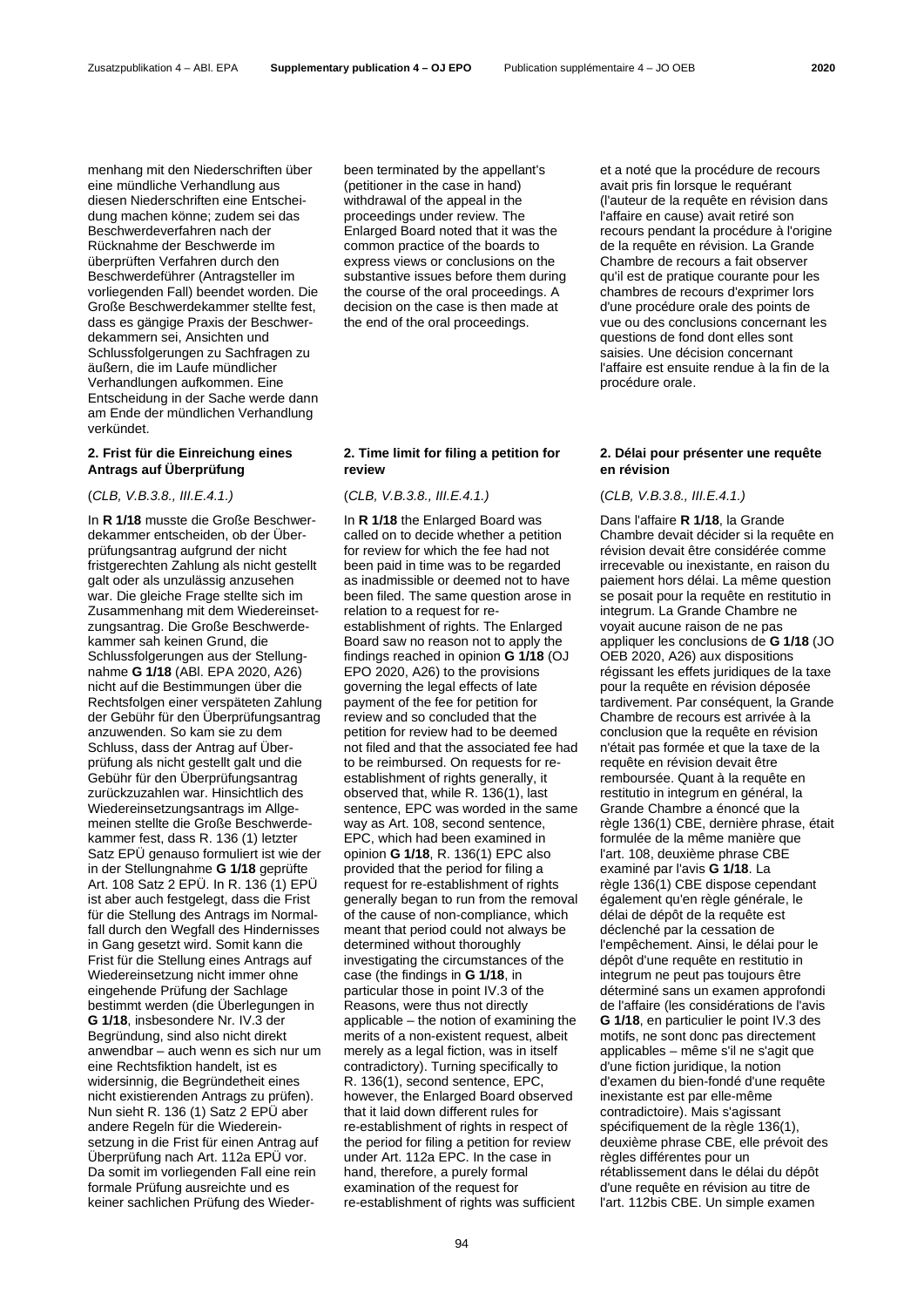menhang mit den Niederschriften über eine mündliche Verhandlung aus diesen Niederschriften eine Entscheidung machen könne; zudem sei das Beschwerdeverfahren nach der Rücknahme der Beschwerde im überprüften Verfahren durch den Beschwerdeführer (Antragsteller im vorliegenden Fall) beendet worden. Die Große Beschwerdekammer stellte fest, dass es gängige Praxis der Beschwerdekammern sei, Ansichten und Schlussfolgerungen zu Sachfragen zu äußern, die im Laufe mündlicher Verhandlungen aufkommen. Eine Entscheidung in der Sache werde dann am Ende der mündlichen Verhandlung verkündet.

## 2. Frist für die Einreichung eines Antrags auf Überprüfung

(*CLB, V.B.3.8., III.E.4.1.)*

In **R 1/18** musste die Große Beschwerdekammer entscheiden, ob der Überprüfungsantrag aufgrund der nicht fristgerechten Zahlung als nicht gestellt galt oder als unzulässig anzusehen war. Die gleiche Frage stellte sich im Zusammenhang mit dem Wiedereinsetzungsantrag. Die Große Beschwerdekammer sah keinen Grund, die Schlussfolgerungen aus der Stellungnahme **G 1/18** (ABl. EPA 2020, A26) nicht auf die Bestimmungen über die Rechtsfolgen einer verspäteten Zahlung der Gebühr für den Überprüfungsantrag anzuwenden. So kam sie zu dem Schluss, dass der Antrag auf Überprüfung als nicht gestellt galt und die Gebühr für den Überprüfungsantrag zurückzuzahlen war. Hinsichtlich des Wiedereinsetzungsantrags im Allgemeinen stellte die Große Beschwerdekammer fest, dass R. 136 (1) letzter Satz EPÜ genauso formuliert ist wie der in der Stellungnahme **G 1/18** geprüfte Art. 108 Satz 2 EPÜ. In R. 136 (1) EPÜ ist aber auch festgelegt, dass die Frist für die Stellung des Antrags im Normalfall durch den Wegfall des Hindernisses in Gang gesetzt wird. Somit kann die Frist für die Stellung eines Antrags auf Wiedereinsetzung nicht immer ohne eingehende Prüfung der Sachlage bestimmt werden (die Überlegungen in **G 1/18**, insbesondere Nr. IV.3 der Begründung, sind also nicht direkt anwendbar – auch wenn es sich nur um eine Rechtsfiktion handelt, ist es widersinnig, die Begründetheit eines nicht existierenden Antrags zu prüfen). Nun sieht R. 136 (1) Satz 2 EPÜ aber andere Regeln für die Wiedereinsetzung in die Frist für einen Antrag auf Überprüfung nach Art. 112a EPÜ vor. Da somit im vorliegenden Fall eine rein formale Prüfung ausreichte und es keiner sachlichen Prüfung des Wieder-

been terminated by the appellant's (petitioner in the case in hand) withdrawal of the appeal in the proceedings under review. The Enlarged Board noted that it was the common practice of the boards to express views or conclusions on the substantive issues before them during the course of the oral proceedings. A decision on the case is then made at the end of the oral proceedings.

## 2. Time limit for filing a petition for review

(*CLB, V.B.3.8., III.E.4.1.)*

In **R 1/18** the Enlarged Board was called on to decide whether a petition for review for which the fee had not been paid in time was to be regarded as inadmissible or deemed not to have been filed. The same question arose in relation to a request for re-establishment of rights. The Enlarged Board saw no reason not to apply the findings reached in opinion **G 1/18** (OJ EPO 2020, A26) to the provisions governing the legal effects of late payment of the fee for petition for review and so concluded that the petition for review had to be deemed not filed and that the associated fee had to be reimbursed. On requests for re-establishment of rights generally, it observed that, while R. 136(1), last sentence, EPC was worded in the same way as Art. 108, second sentence, EPC, which had been examined in opinion **G 1/18**, R. 136(1) EPC also provided that the period for filing a request for re-establishment of rights generally began to run from the removal of the cause of non-compliance, which meant that period could not always be determined without thoroughly investigating the circumstances of the case (the findings in **G 1/18**, in particular those in point IV.3 of the Reasons, were thus not directly applicable – the notion of examining the merits of a non-existent request, albeit merely as a legal fiction, was in itself contradictory). Turning specifically to R. 136(1), second sentence, EPC, however, the Enlarged Board observed that it laid down different rules for re-establishment of rights in respect of the period for filing a petition for review under Art. 112a EPC. In the case in hand, therefore, a purely formal examination of the request for re-establishment of rights was sufficient

et a noté que la procédure de recours avait pris fin lorsque le requérant (l'auteur de la requête en révision dans l'affaire en cause) avait retiré son recours pendant la procédure à l'origine de la requête en révision. La Grande Chambre de recours a fait observer qu'il est de pratique courante pour les chambres de recours d'exprimer lors d'une procédure orale des points de vue ou des conclusions concernant les questions de fond dont elles sont saisies. Une décision concernant l'affaire est ensuite rendue à la fin de la procédure orale.

## 2. Délai pour présenter une requête en révision

(*CLB, V.B.3.8., III.E.4.1.)*

Dans l'affaire **R 1/18**, la Grande Chambre devait décider si la requête en révision devait être considérée comme irrecevable ou inexistante, en raison du paiement hors délai. La même question se posait pour la requête en restitutio in integrum. La Grande Chambre ne voyait aucune raison de ne pas appliquer les conclusions de **G 1/18** (JO OEB 2020, A26) aux dispositions régissant les effets juridiques de la taxe pour la requête en révision déposée tardivement. Par conséquent, la Grande Chambre est arrivée à la conclusion que la requête en révision n'était pas formée et que la taxe de la requête en révision devait être remboursée. Quant à la requête en restitutio in integrum en général, la Grande Chambre a énoncé que la règle 136(1) CBE, dernière phrase, était formulée de la même manière que l'art. 108, deuxième phrase CBE examiné par l'avis **G 1/18**. La règle 136(1) CBE dispose cependant également qu'en règle générale, le délai de dépôt de la requête est déclenché par la cessation de l'empêchement. Ainsi, le délai pour le dépôt d'une requête en restitutio in integrum ne peut pas toujours être déterminé sans un examen approfondi de l'affaire (les considérations de l'avis **G 1/18**, en particulier le point IV.3 des motifs, ne sont donc pas directement applicables – même s'il ne s'agit que d'une fiction juridique, la notion d'examen du bien-fondé d'une requête inexistante est par elle-même contradictoire). Mais s'agissant spécifiquement de la règle 136(1), deuxième phrase CBE, elle prévoit des règles différentes pour un rétablissement dans le délai du dépôt d'une requête en révision au titre de l'art. 112bis CBE. Un simple examen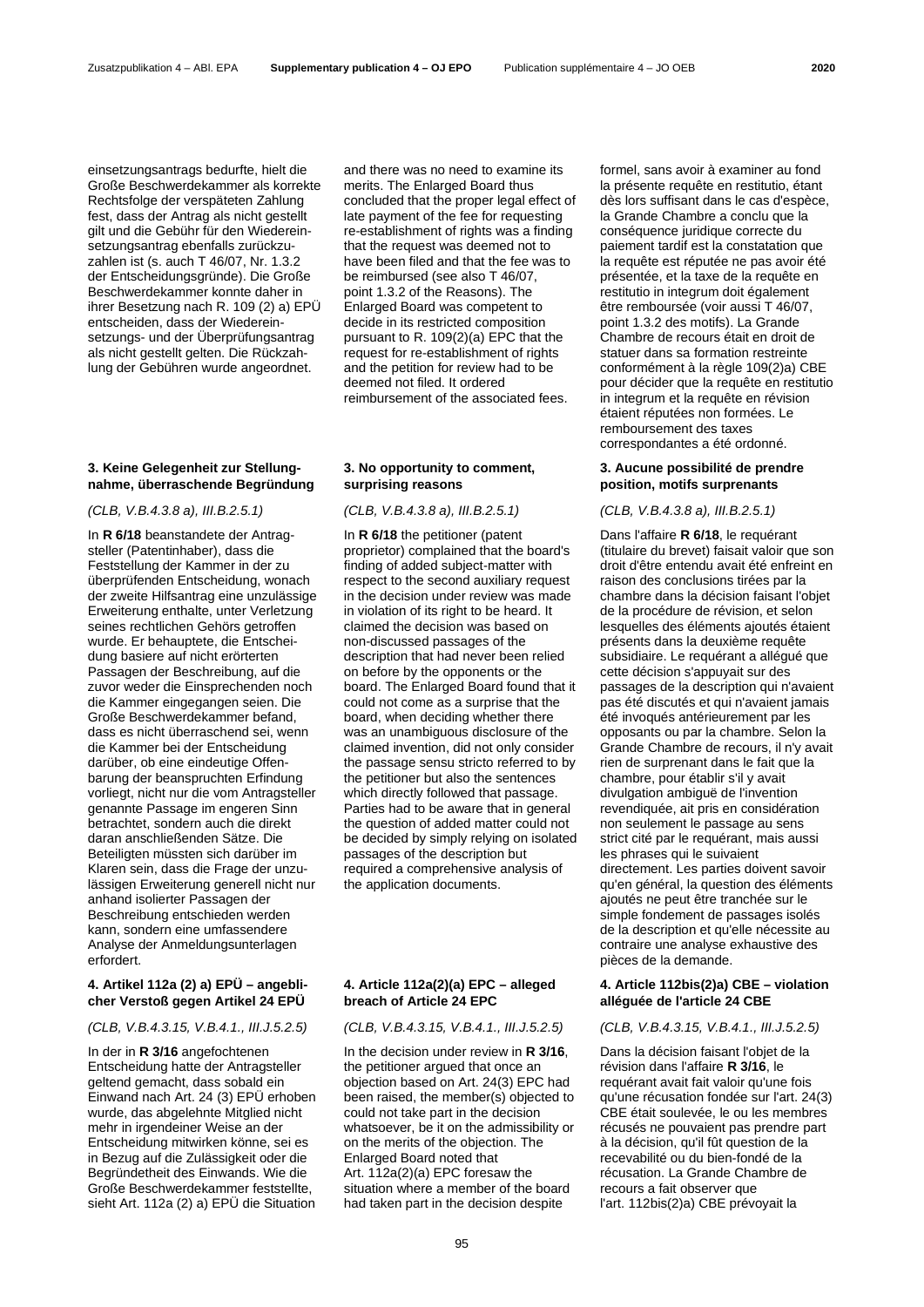einsetzungsantrags bedurfte, hielt die Große Beschwerdekammer als korrekte Rechtsfolge der verspäteten Zahlung fest, dass der Antrag als nicht gestellt gilt und die Gebühr für den Wiedereinsetzungsantrag ebenfalls zurückzuzahlen ist (s. auch T 46/07, Nr. 1.3.2 der Entscheidungsgründe). Die Große Beschwerdekammer konnte daher in ihrer Besetzung nach R. 109 (2) a) EPÜ entscheiden, dass der Wiedereinsetzungs- und der Überprüfungsantrag als nicht gestellt gelten. Die Rückzahlung der Gebühren wurde angeordnet.

### 3. Keine Gelegenheit zur Stellungnahme, überraschende Begründung

*(CLB, V.B.4.3.8 a), III.B.2.5.1)*

In **R 6/18** beanstandete der Antragsteller (Patentinhaber), dass die Feststellung der Kammer in der zu überprüfenden Entscheidung, wonach der zweite Hilfsantrag eine unzulässige Erweiterung enthalte, unter Verletzung seines rechtlichen Gehörs getroffen wurde. Er behauptete, die Entscheidung basiere auf nicht erörterten Passagen der Beschreibung, auf die zuvor weder die Einsprechenden noch die Kammer eingegangen seien. Die Große Beschwerdekammer befand, dass es nicht überraschend sei, wenn die Kammer bei der Entscheidung darüber, ob eine eindeutige Offenbarung der beanspruchten Erfindung vorliegt, nicht nur die vom Antragsteller genannte Passage im engeren Sinn betrachtet, sondern auch die direkt daran anschließenden Sätze. Die Beteiligten müssten sich darüber im Klaren sein, dass die Frage der unzulässigen Erweiterung generell nicht nur anhand isolierter Passagen der Beschreibung entschieden werden kann, sondern eine umfassendere Analyse der Anmeldungsunterlagen erfordert.

### 4. Artikel 112a (2) a) EPÜ – angeblicher Verstoß gegen Artikel 24 EPÜ

*(CLB, V.B.4.3.15, V.B.4.1., III.J.5.2.5)*

In der in **R 3/16** angefochtenen Entscheidung hatte der Antragsteller geltend gemacht, dass sobald ein Einwand nach Art. 24 (3) EPÜ erhoben wurde, das abgelehnte Mitglied nicht mehr in irgendeiner Weise an der Entscheidung mitwirken könne, sei es in Bezug auf die Zulässigkeit oder die Begründetheit des Einwands. Wie die Große Beschwerdekammer feststellte, sieht Art. 112a (2) a) EPÜ die Situation

and there was no need to examine its merits. The Enlarged Board thus concluded that the proper legal effect of late payment of the fee for requesting re-establishment of rights was a finding that the request was deemed not to have been filed and that the fee was to be reimbursed (see also T 46/07, point 1.3.2 of the Reasons). The Enlarged Board was competent to decide in its restricted composition pursuant to R. 109(2)(a) EPC that the request for re-establishment of rights and the petition for review had to be deemed not filed. It ordered reimbursement of the associated fees.

### 3. No opportunity to comment, surprising reasons

*(CLB, V.B.4.3.8 a), III.B.2.5.1)*

In **R 6/18** the petitioner (patent proprietor) complained that the board's finding of added subject-matter with respect to the second auxiliary request in the decision under review was made in violation of its right to be heard. It claimed the decision was based on non-discussed passages of the description that had never been relied on before by the opponents or the board. The Enlarged Board found that it could not come as a surprise that the board, when deciding whether there was an unambiguous disclosure of the claimed invention, did not only consider the passage sensu stricto referred to by the petitioner but also the sentences which directly followed that passage. Parties had to be aware that in general the question of added matter could not be decided by simply relying on isolated passages of the description but required a comprehensive analysis of the application documents.

### 4. Article 112a(2)(a) EPC – alleged breach of Article 24 EPC

*(CLB, V.B.4.3.15, V.B.4.1., III.J.5.2.5)*

In the decision under review in **R 3/16**, the petitioner argued that once an objection based on Art. 24(3) EPC had been raised, the member(s) objected to could not take part in the decision whatsoever, be it on the admissibility or on the merits of the objection. The Enlarged Board noted that Art. 112a(2)(a) EPC foresaw the situation where a member of the board had taken part in the decision despite

formel, sans avoir à examiner au fond la présente requête en restitutio, étant dès lors suffisant dans le cas d'espèce, la Grande Chambre a conclu que la conséquence juridique correcte du paiement tardif est la constatation que la requête est réputée ne pas avoir été présentée, et la taxe de la requête en restitutio in integrum doit également être remboursée (voir aussi T 46/07, point 1.3.2 des motifs). La Grande Chambre de recours était en droit de statuer dans sa formation restreinte conformément à la règle 109(2)a) CBE pour décider que la requête en restitutio in integrum et la requête en révision étaient réputées non formées. Le remboursement des taxes correspondantes a été ordonné.

### 3. Aucune possibilité de prendre position, motifs surprenants

*(CLB, V.B.4.3.8 a), III.B.2.5.1)*

Dans l'affaire **R 6/18**, le requérant (titulaire du brevet) faisait valoir que son droit d'être entendu avait été enfreint en raison des conclusions tirées par la chambre dans la décision faisant l'objet de la procédure de révision, et selon lesquelles des éléments ajoutés étaient présents dans la deuxième requête subsidiaire. Le requérant a allégué que cette décision s'appuyait sur des passages de la description qui n'avaient pas été discutés et qui n'avaient jamais été invoqués antérieurement par les opposants ou par la chambre. Selon la Grande Chambre de recours, il n'y avait rien de surprenant dans le fait que la chambre, pour établir s'il y avait divulgation ambiguë de l'invention revendiquée, ait pris en considération non seulement le passage au sens strict cité par le requérant, mais aussi les phrases qui le suivaient directement. Les parties doivent savoir qu'en général, la question des éléments ajoutés ne peut être tranchée sur le simple fondement de passages isolés de la description et qu'elle nécessite au contraire une analyse exhaustive des pièces de la demande.

### 4. Article 112bis(2)a) CBE – violation alléguée de l'article 24 CBE

*(CLB, V.B.4.3.15, V.B.4.1., III.J.5.2.5)*

Dans la décision faisant l'objet de la révision dans l'affaire **R 3/16**, le requérant avait fait valoir qu'une fois qu'une récusation fondée sur l'art. 24(3) CBE était soulevée, le ou les membres récusés ne pouvaient pas prendre part à la décision, qu'il fût question de la recevabilité ou du bien-fondé de la récusation. La Grande Chambre de recours a fait observer que l'art. 112bis(2)a) CBE prévoyait la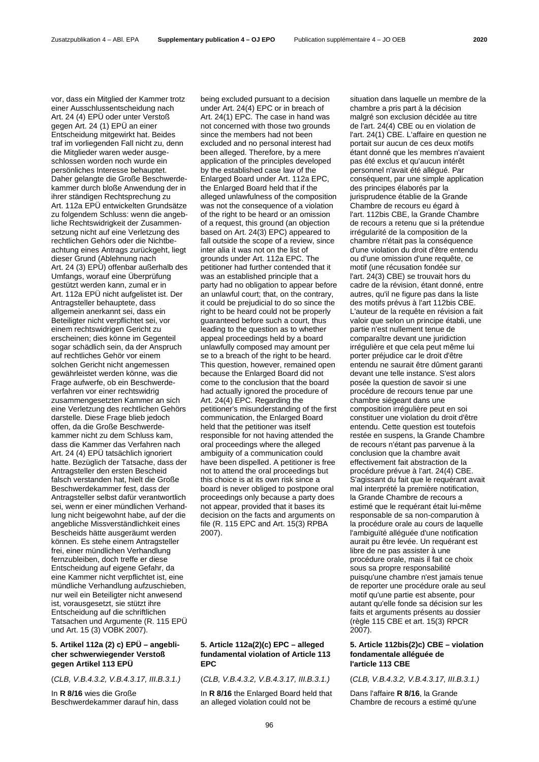vor, dass ein Mitglied der Kammer trotz einer Ausschlussentscheidung nach Art. 24 (4) EPÜ oder unter Verstoß gegen Art. 24 (1) EPÜ an einer Entscheidung mitgewirkt hat. Beides traf im vorliegenden Fall nicht zu, denn die Mitglieder waren weder ausgeschlossen worden noch wurde ein persönliches Interesse behauptet. Daher gelangte die Große Beschwerdekammer durch bloße Anwendung der in ihrer ständigen Rechtsprechung zu Art. 112a EPÜ entwickelten Grundsätze zu folgendem Schluss: wenn die angebliche Rechtswidrigkeit der Zusammensetzung nicht auf eine Verletzung des rechtlichen Gehörs oder die Nichtbeachtung eines Antrags zurückgeht, liegt dieser Grund (Ablehnung nach Art. 24 (3) EPÜ) offenbar außerhalb des Umfangs, worauf eine Überprüfung gestützt werden kann, zumal er in Art. 112a EPÜ nicht aufgelistet ist. Der Antragsteller behauptete, dass allgemein anerkannt sei, dass ein Beteiligter nicht verpflichtet sei, vor einem rechtswidrigen Gericht zu erscheinen; dies könne im Gegenteil sogar schädlich sein, da der Anspruch auf rechtliches Gehör vor einem solchen Gericht nicht angemessen gewährleistet werden könne, was die Frage aufwerfe, ob ein Beschwerdeverfahren vor einer rechtswidrig zusammengesetzten Kammer an sich eine Verletzung des rechtlichen Gehörs darstelle. Diese Frage blieb jedoch offen, da die Große Beschwerdekammer nicht zu dem Schluss kam, dass die Kammer das Verfahren nach Art. 24 (4) EPÜ tatsächlich ignoriert hatte. Bezüglich der Tatsache, dass der Antragsteller den ersten Bescheid falsch verstanden hat, hielt die Große Beschwerdekammer fest, dass der Antragsteller selbst dafür verantwortlich sei, wenn er einer mündlichen Verhandlung nicht beigewohnt habe, auf der die angebliche Missverständlichkeit eines Bescheids hätte ausgeräumt werden können. Es stehe einem Antragsteller frei, einer mündlichen Verhandlung fernzubleiben, doch treffe er diese Entscheidung auf eigene Gefahr, da eine Kammer nicht verpflichtet ist, eine mündliche Verhandlung aufzuschieben, nur weil ein Beteiligter nicht anwesend ist, vorausgesetzt, sie stützt ihre Entscheidung auf die schriftlichen Tatsachen und Argumente (R. 115 EPÜ und Art. 15 (3) VOBK 2007).

### 5. Artikel 112a (2) c) EPÜ – angeblicher schwerwiegender Verstoß gegen Artikel 113 EPÜ

(*CLB, V.B.4.3.2, V.B.4.3.17, III.B.3.1.)*

In **R 8/16** wies die Große Beschwerdekammer darauf hin, dass

being excluded pursuant to a decision under Art. 24(4) EPC or in breach of Art. 24(1) EPC. The case in hand was not concerned with those two grounds since the members had not been excluded and no personal interest had been alleged. Therefore, by a mere application of the principles developed by the established case law of the Enlarged Board under Art. 112a EPC, the Enlarged Board held that if the alleged unlawfulness of the composition was not the consequence of a violation of the right to be heard or an omission of a request, this ground (an objection based on Art. 24(3) EPC) appeared to fall outside the scope of a review, since inter alia it was not on the list of grounds under Art. 112a EPC. The petitioner had further contended that it was an established principle that a party had no obligation to appear before an unlawful court; that, on the contrary, it could be prejudicial to do so since the right to be heard could not be properly guaranteed before such a court, thus leading to the question as to whether appeal proceedings held by a board unlawfully composed may amount per se to a breach of the right to be heard. This question, however, remained open because the Enlarged Board did not come to the conclusion that the board had actually ignored the procedure of Art. 24(4) EPC. Regarding the petitioner's misunderstanding of the first communication, the Enlarged Board held that the petitioner was itself responsible for not having attended the oral proceedings where the alleged ambiguity of a communication could have been dispelled. A petitioner is free not to attend the oral proceedings but this choice is at its own risk since a board is never obliged to postpone oral proceedings only because a party does not appear, provided that it bases its decision on the facts and arguments on file (R. 115 EPC and Art. 15(3) RPBA 2007).

### 5. Article 112a(2)(c) EPC – alleged fundamental violation of Article 113 EPC

(*CLB, V.B.4.3.2, V.B.4.3.17, III.B.3.1.)*

In **R 8/16** the Enlarged Board held that an alleged violation could not be

situation dans laquelle un membre de la chambre a pris part à la décision malgré son exclusion décidée au titre de l'art. 24(4) CBE ou en violation de l'art. 24(1) CBE. L'affaire en question ne portait sur aucun de ces deux motifs étant donné que les membres n'avaient pas été exclus et qu'aucun intérêt personnel n'avait été allégué. Par conséquent, par une simple application des principes élaborés par la jurisprudence établie de la Grande Chambre de recours eu égard à l'art. 112bis CBE, la Grande Chambre de recours a retenu que si la prétendue irrégularité de la composition de la chambre n'était pas la conséquence d'une violation du droit d'être entendu ou d'une omission d'une requête, ce motif (une récusation fondée sur l'art. 24(3) CBE) se trouvait hors du cadre de la révision, étant donné, entre autres, qu'il ne figure pas dans la liste des motifs prévus à l'art 112bis CBE. L'auteur de la requête en révision a fait valoir que selon un principe établi, une partie n'est nullement tenue de comparaître devant une juridiction irrégulière et que cela peut même lui porter préjudice car le droit d'être entendu ne saurait être dûment garanti devant une telle instance. S'est alors posée la question de savoir si une procédure de recours tenue par une chambre siégeant dans une composition irrégulière peut en soi constituer une violation du droit d'être entendu. Cette question est toutefois restée en suspens, la Grande Chambre de recours n'étant pas parvenue à la conclusion que la chambre avait effectivement fait abstraction de la procédure prévue à l'art. 24(4) CBE. S'agissant du fait que le requérant avait mal interprété la première notification, la Grande Chambre de recours a estimé que le requérant était lui-même responsable de sa non-comparution à la procédure orale au cours de laquelle l'ambiguïté alléguée d'une notification aurait pu être levée. Un requérant est libre de ne pas assister à une procédure orale, mais il fait ce choix sous sa propre responsabilité puisqu'une chambre n'est jamais tenue de reporter une procédure orale au seul motif qu'une partie est absente, pour autant qu'elle fonde sa décision sur les faits et arguments présents au dossier (règle 115 CBE et art. 15(3) RPCR 2007).

### 5. Article 112bis(2)c) CBE – violation fondamentale alléguée de l'article 113 CBE

(*CLB, V.B.4.3.2, V.B.4.3.17, III.B.3.1.)*

Dans l'affaire **R 8/16**, la Grande Chambre de recours a estimé qu'une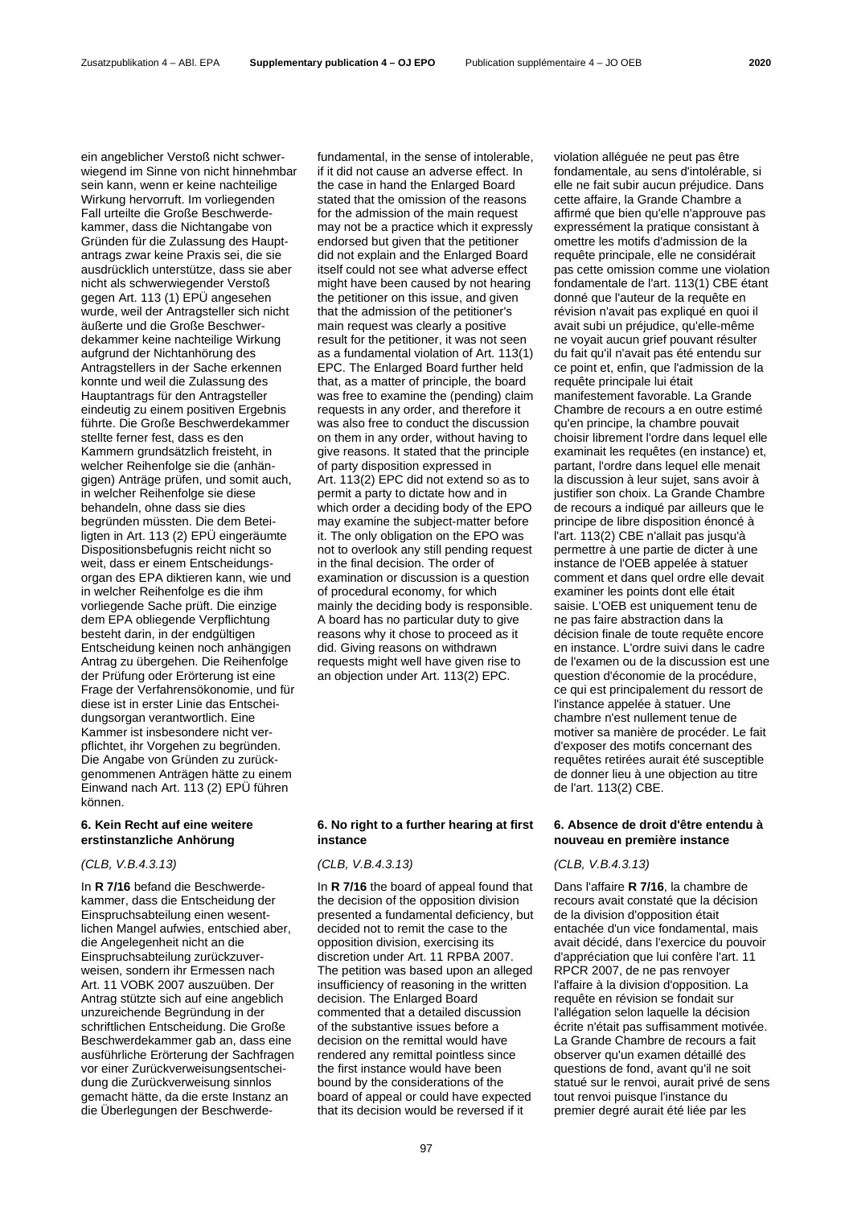ein angeblicher Verstoß nicht schwerwiegend im Sinne von nicht hinnehmbar sein kann, wenn er keine nachteilige Wirkung hervorruft. Im vorliegenden Fall urteilte die Große Beschwerdekammer, dass die Nichtangabe von Gründen für die Zulassung des Hauptantrags zwar keine Praxis sei, die sie ausdrücklich unterstütze, dass sie aber nicht als schwerwiegender Verstoß gegen Art. 113 (1) EPÜ angesehen wurde, weil der Antragsteller sich nicht äußerte und die Große Beschwerdekammer keine nachteilige Wirkung aufgrund der Nichtanhörung des Antragstellers in der Sache erkennen konnte und weil die Zulassung des Hauptantrags für den Antragsteller eindeutig zu einem positiven Ergebnis führte. Die Große Beschwerdekammer stellte ferner fest, dass es den Kammern grundsätzlich freisteht, in welcher Reihenfolge sie die (anhängigen) Anträge prüfen, und somit auch, in welcher Reihenfolge sie diese behandeln, ohne dass sie dies begründen müssten. Die dem Beteiligten in Art. 113 (2) EPÜ eingeräumte Dispositionsbefugnis reicht nicht so weit, dass er einem Entscheidungsorgan des EPA diktieren kann, wie und in welcher Reihenfolge es die ihm vorliegende Sache prüft. Die einzige dem EPA obliegende Verpflichtung besteht darin, in der endgültigen Entscheidung keinen noch anhängigen Antrag zu übergehen. Die Reihenfolge der Prüfung oder Erörterung ist eine Frage der Verfahrensökonomie, und für diese ist in erster Linie das Entscheidungsorgan verantwortlich. Eine Kammer ist insbesondere nicht verpflichtet, ihr Vorgehen zu begründen. Die Angabe von Gründen zu zurückgenommenen Anträgen hätte zu einem Einwand nach Art. 113 (2) EPÜ führen können.

**6. Kein Recht auf eine weitere erstinstanzliche Anhörung**

*(CLB, V.B.4.3.13)*

In **R 7/16** befand die Beschwerdekammer, dass die Entscheidung der Einspruchsabteilung einen wesentlichen Mangel aufwies, entschied aber, die Angelegenheit nicht an die Einspruchsabteilung zurückzuverweisen, sondern ihr Ermessen nach Art. 11 VOBK 2007 auszuüben. Der Antrag stützte sich auf eine angeblich unzureichende Begründung in der schriftlichen Entscheidung. Die Große Beschwerdekammer gab an, dass eine ausführliche Erörterung der Sachfragen vor einer Zurückverweisungsentscheidung die Zurückverweisung sinnlos gemacht hätte, da die erste Instanz an die Überlegungen der Beschwerde-

fundamental, in the sense of intolerable, if it did not cause an adverse effect. In the case in hand the Enlarged Board stated that the omission of the reasons for the admission of the main request may not be a practice which it expressly endorsed but given that the petitioner did not explain and the Enlarged Board itself could not see what adverse effect might have been caused by not hearing the petitioner on this issue, and given that the admission of the petitioner's main request was clearly a positive result for the petitioner, it was not seen as a fundamental violation of Art. 113(1) EPC. The Enlarged Board further held that, as a matter of principle, the board was free to examine the (pending) claim requests in any order, and therefore it was also free to conduct the discussion on them in any order, without having to give reasons. It stated that the principle of party disposition expressed in Art. 113(2) EPC did not extend so as to permit a party to dictate how and in which order a deciding body of the EPO may examine the subject-matter before it. The only obligation on the EPO was not to overlook any still pending request in the final decision. The order of examination or discussion is a question of procedural economy, for which mainly the deciding body is responsible. A board has no particular duty to give reasons why it chose to proceed as it did. Giving reasons on withdrawn requests might well have given rise to an objection under Art. 113(2) EPC.

**6. No right to a further hearing at first instance**

*(CLB, V.B.4.3.13)*

In **R 7/16** the board of appeal found that the decision of the opposition division presented a fundamental deficiency, but decided not to remit the case to the opposition division, exercising its discretion under Art. 11 RPBA 2007. The petition was based upon an alleged insufficiency of reasoning in the written decision. The Enlarged Board commented that a detailed discussion of the substantive issues before a decision on the remittal would have rendered any remittal pointless since the first instance would have been bound by the considerations of the board of appeal or could have expected that its decision would be reversed if it

violation alléguée ne peut pas être fondamentale, au sens d'intolérable, si elle ne fait subir aucun préjudice. Dans cette affaire, la Grande Chambre a affirmé que bien qu'elle n'approuve pas expressément la pratique consistant à omettre les motifs d'admission de la requête principale, elle ne considérait pas cette omission comme une violation fondamentale de l'art. 113(1) CBE étant donné que l'auteur de la requête en révision n'avait pas expliqué en quoi il avait subi un préjudice, qu'elle-même ne voyait aucun grief pouvant résulter du fait qu'il n'avait pas été entendu sur ce point et, enfin, que l'admission de la requête principale lui était manifestement favorable. La Grande Chambre de recours a en outre estimé qu'en principe, la chambre pouvait choisir librement l'ordre dans lequel elle examinait les requêtes (en instance) et, partant, l'ordre dans lequel elle menait la discussion à leur sujet, sans avoir à justifier son choix. La Grande Chambre de recours a indiqué par ailleurs que le principe de libre disposition énoncé à l'art. 113(2) CBE n'allait pas jusqu'à permettre à une partie de dicter à une instance de l'OEB appelée à statuer comment et dans quel ordre elle devait examiner les points dont elle était saisie. L'OEB est uniquement tenu de ne pas faire abstraction dans la décision finale de toute requête encore en instance. L'ordre suivi dans le cadre de l'examen ou de la discussion est une question d'économie de la procédure, ce qui est principalement du ressort de l'instance appelée à statuer. Une chambre n'est nullement tenue de motiver sa manière de procéder. Le fait d'exposer des motifs concernant des requêtes retirées aurait été susceptible de donner lieu à une objection au titre de l'art. 113(2) CBE.

**6. Absence de droit d'être entendu à nouveau en première instance**

*(CLB, V.B.4.3.13)*

Dans l'affaire **R 7/16**, la chambre de recours avait constaté que la décision de la division d'opposition était entachée d'un vice fondamental, mais avait décidé, dans l'exercice du pouvoir d'appréciation que lui confère l'art. 11 RPCR 2007, de ne pas renvoyer l'affaire à la division d'opposition. La requête en révision se fondait sur l'allégation selon laquelle la décision écrite n'était pas suffisamment motivée. La Grande Chambre de recours a fait observer qu'un examen détaillé des questions de fond, avant qu'il ne soit statué sur le renvoi, aurait privé de sens tout renvoi puisque l'instance du premier degré aurait été liée par les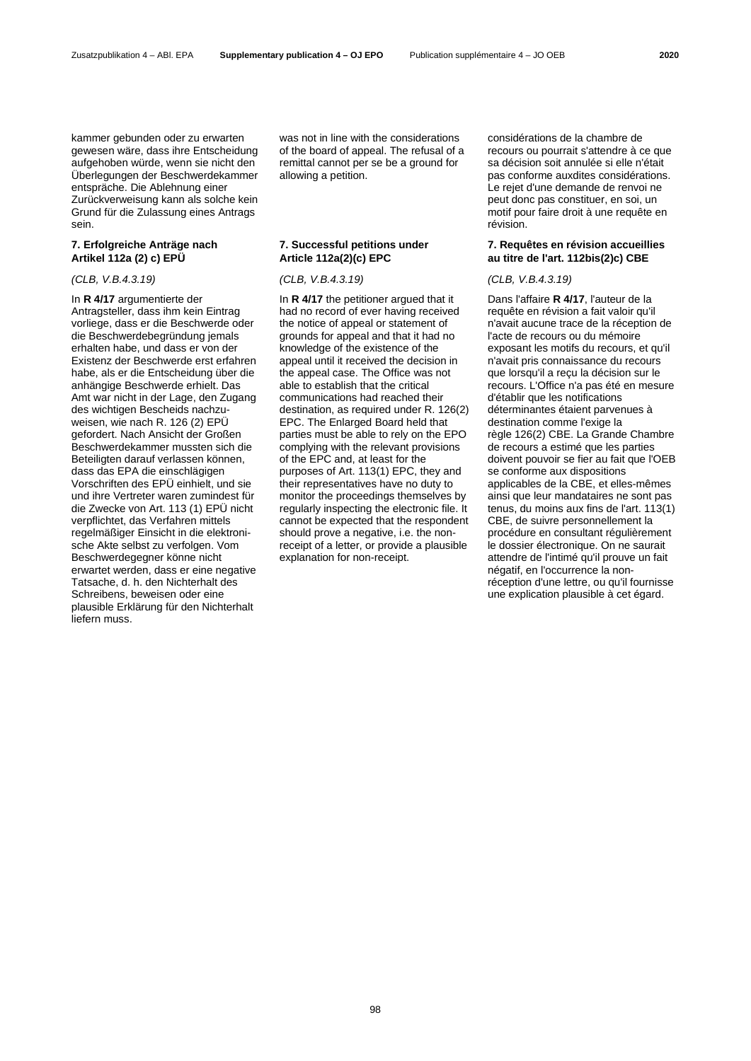kammer gebunden oder zu erwarten gewesen wäre, dass ihre Entscheidung aufgehoben würde, wenn sie nicht den Überlegungen der Beschwerdekammer entspräche. Die Ablehnung einer Zurückverweisung kann als solche kein Grund für die Zulassung eines Antrags sein.

### 7. Erfolgreiche Anträge nach Artikel 112a (2) c) EPÜ

*(CLB, V.B.4.3.19)*

In **R 4/17** argumentierte der Antragsteller, dass ihm kein Eintrag vorliege, dass er die Beschwerde oder die Beschwerdebegründung jemals erhalten habe, und dass er von der Existenz der Beschwerde erst erfahren habe, als er die Entscheidung über die anhängige Beschwerde erhielt. Das Amt war nicht in der Lage, den Zugang des wichtigen Bescheids nachzuweisen, wie nach R. 126 (2) EPÜ gefordert. Nach Ansicht der Großen Beschwerdekammer mussten sich die Beteiligten darauf verlassen können, dass das EPA die einschlägigen Vorschriften des EPÜ einhielt, und sie und ihre Vertreter waren zumindest für die Zwecke von Art. 113 (1) EPÜ nicht verpflichtet, das Verfahren mittels regelmäßiger Einsicht in die elektronische Akte selbst zu verfolgen. Vom Beschwerdegegner könne nicht erwartet werden, dass er eine negative Tatsache, d. h. den Nichterhalt des Schreibens, beweisen oder eine plausible Erklärung für den Nichterhalt liefern muss.

was not in line with the considerations of the board of appeal. The refusal of a remittal cannot per se be a ground for allowing a petition.

### 7. Successful petitions under Article 112a(2)(c) EPC

*(CLB, V.B.4.3.19)*

In **R 4/17** the petitioner argued that it had no record of ever having received the notice of appeal or statement of grounds for appeal and that it had no knowledge of the existence of the appeal until it received the decision in the appeal case. The Office was not able to establish that the critical communications had reached their destination, as required under R. 126(2) EPC. The Enlarged Board held that parties must be able to rely on the EPO complying with the relevant provisions of the EPC and, at least for the purposes of Art. 113(1) EPC, they and their representatives have no duty to monitor the proceedings themselves by regularly inspecting the electronic file. It cannot be expected that the respondent should prove a negative, i.e. the non-receipt of a letter, or provide a plausible explanation for non-receipt.

considérations de la chambre de recours ou pourrait s'attendre à ce que sa décision soit annulée si elle n'était pas conforme auxdites considérations. Le rejet d'une demande de renvoi ne peut donc pas constituer, en soi, un motif pour faire droit à une requête en révision.

### 7. Requêtes en révision accueillies au titre de l'art. 112bis(2)c) CBE

*(CLB, V.B.4.3.19)*

Dans l'affaire **R 4/17**, l'auteur de la requête en révision a fait valoir qu'il n'avait aucune trace de la réception de l'acte de recours ou du mémoire exposant les motifs du recours, et qu'il n'avait pris connaissance du recours que lorsqu'il a reçu la décision sur le recours. L'Office n'a pas été en mesure d'établir que les notifications déterminantes étaient parvenues à destination comme l'exige la règle 126(2) CBE. La Grande Chambre de recours a estimé que les parties doivent pouvoir se fier au fait que l'OEB se conforme aux dispositions applicables de la CBE, et elles-mêmes ainsi que leur mandataires ne sont pas tenus, du moins aux fins de l'art. 113(1) CBE, de suivre personnellement la procédure en consultant régulièrement le dossier électronique. On ne saurait attendre de l'intimé qu'il prouve un fait négatif, en l'occurrence la non-réception d'une lettre, ou qu'il fournisse une explication plausible à cet égard.